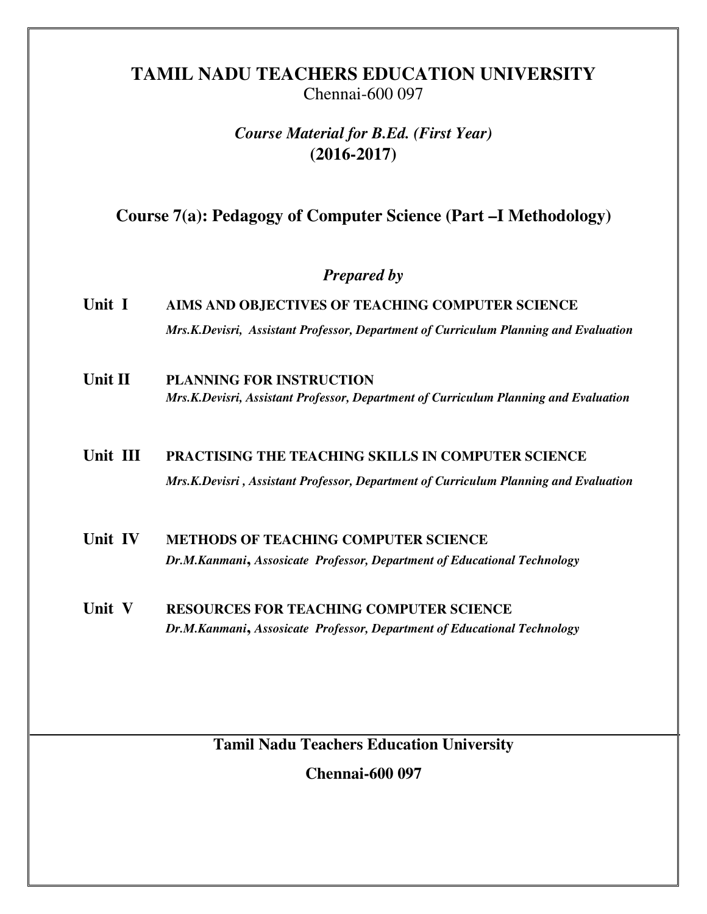# TAMIL NADU TEACHERS EDUCATION UNIVERSITY

Chennai-600 097

***Course Material for B.Ed. (First Year)***
**(2016-2017)**

## Course 7(a): Pedagogy of Computer Science (Part –I Methodology)

***Prepared by***

**Unit I** **AIMS AND OBJECTIVES OF TEACHING COMPUTER SCIENCE**
***Mrs.K.Devisri, Assistant Professor, Department of Curriculum Planning and Evaluation***

**Unit II** **PLANNING FOR INSTRUCTION**
***Mrs.K.Devisri, Assistant Professor, Department of Curriculum Planning and Evaluation***

**Unit III** **PRACTISING THE TEACHING SKILLS IN COMPUTER SCIENCE**
***Mrs.K.Devisri , Assistant Professor, Department of Curriculum Planning and Evaluation***

**Unit IV** **METHODS OF TEACHING COMPUTER SCIENCE**
***Dr.M.Kanmani, Assosicate Professor, Department of Educational Technology***

**Unit V** **RESOURCES FOR TEACHING COMPUTER SCIENCE**
***Dr.M.Kanmani, Assosicate Professor, Department of Educational Technology***

**Tamil Nadu Teachers Education University**

**Chennai-600 097**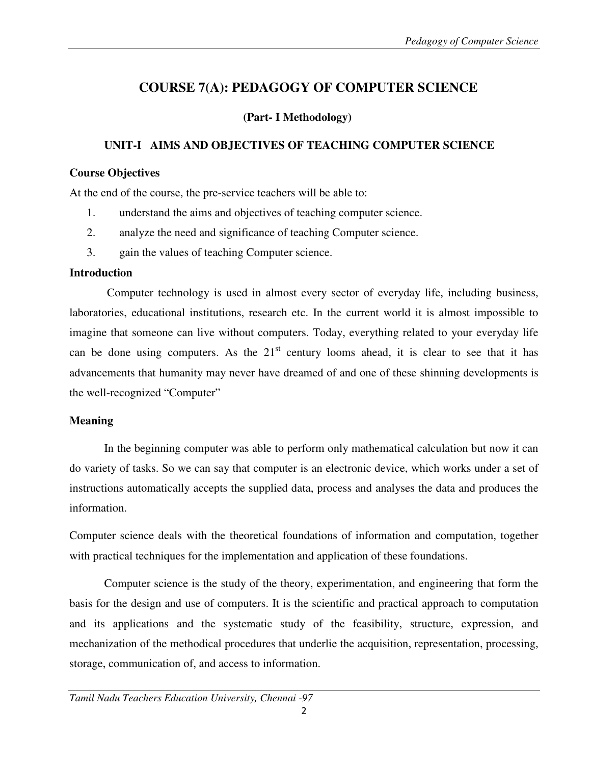# COURSE 7(A): PEDAGOGY OF COMPUTER SCIENCE

### (Part- I Methodology)

## UNIT-I AIMS AND OBJECTIVES OF TEACHING COMPUTER SCIENCE

**Course Objectives**

At the end of the course, the pre-service teachers will be able to:

1. understand the aims and objectives of teaching computer science.
2. analyze the need and significance of teaching Computer science.
3. gain the values of teaching Computer science.

**Introduction**

Computer technology is used in almost every sector of everyday life, including business, laboratories, educational institutions, research etc. In the current world it is almost impossible to imagine that someone can live without computers. Today, everything related to your everyday life can be done using computers. As the 21st century looms ahead, it is clear to see that it has advancements that humanity may never have dreamed of and one of these shinning developments is the well-recognized "Computer"

**Meaning**

In the beginning computer was able to perform only mathematical calculation but now it can do variety of tasks. So we can say that computer is an electronic device, which works under a set of instructions automatically accepts the supplied data, process and analyses the data and produces the information.

Computer science deals with the theoretical foundations of information and computation, together with practical techniques for the implementation and application of these foundations.

Computer science is the study of the theory, experimentation, and engineering that form the basis for the design and use of computers. It is the scientific and practical approach to computation and its applications and the systematic study of the feasibility, structure, expression, and mechanization of the methodical procedures that underlie the acquisition, representation, processing, storage, communication of, and access to information.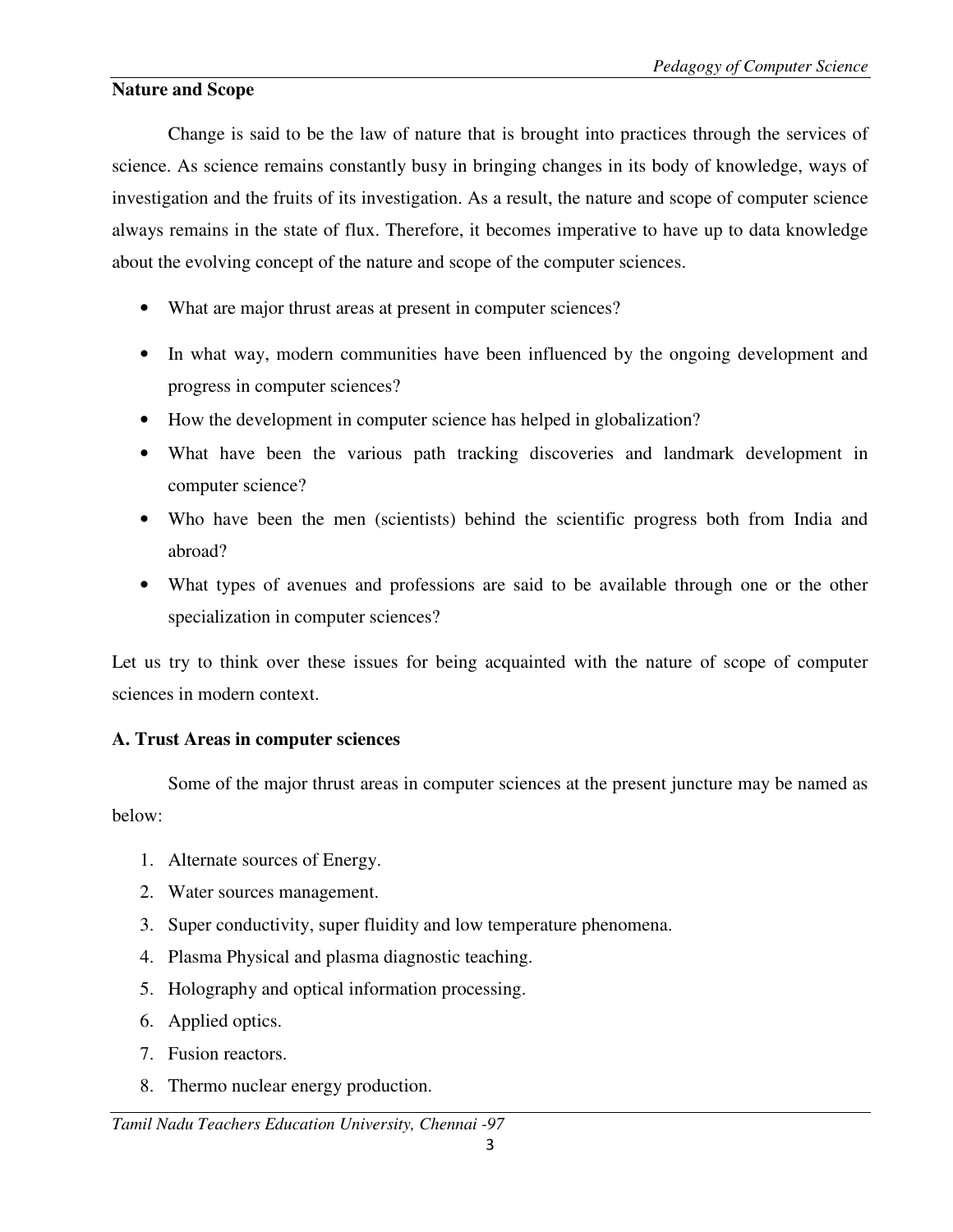## Nature and Scope

Change is said to be the law of nature that is brought into practices through the services of science. As science remains constantly busy in bringing changes in its body of knowledge, ways of investigation and the fruits of its investigation. As a result, the nature and scope of computer science always remains in the state of flux. Therefore, it becomes imperative to have up to data knowledge about the evolving concept of the nature and scope of the computer sciences.

- What are major thrust areas at present in computer sciences?
- In what way, modern communities have been influenced by the ongoing development and progress in computer sciences?
- How the development in computer science has helped in globalization?
- What have been the various path tracking discoveries and landmark development in computer science?
- Who have been the men (scientists) behind the scientific progress both from India and abroad?
- What types of avenues and professions are said to be available through one or the other specialization in computer sciences?

Let us try to think over these issues for being acquainted with the nature of scope of computer sciences in modern context.

### A. Trust Areas in computer sciences

Some of the major thrust areas in computer sciences at the present juncture may be named as below:

1. Alternate sources of Energy.
2. Water sources management.
3. Super conductivity, super fluidity and low temperature phenomena.
4. Plasma Physical and plasma diagnostic teaching.
5. Holography and optical information processing.
6. Applied optics.
7. Fusion reactors.
8. Thermo nuclear energy production.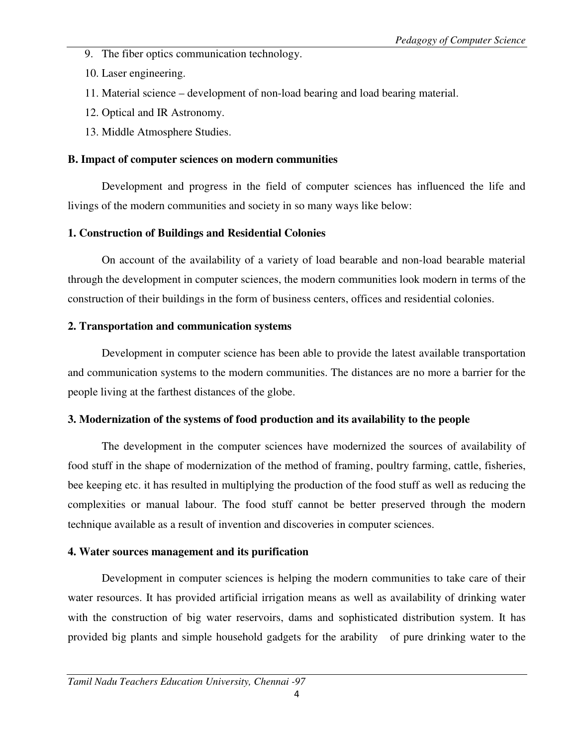9. The fiber optics communication technology.
10. Laser engineering.
11. Material science – development of non-load bearing and load bearing material.
12. Optical and IR Astronomy.
13. Middle Atmosphere Studies.

**B. Impact of computer sciences on modern communities**

Development and progress in the field of computer sciences has influenced the life and livings of the modern communities and society in so many ways like below:

**1. Construction of Buildings and Residential Colonies**

On account of the availability of a variety of load bearable and non-load bearable material through the development in computer sciences, the modern communities look modern in terms of the construction of their buildings in the form of business centers, offices and residential colonies.

**2. Transportation and communication systems**

Development in computer science has been able to provide the latest available transportation and communication systems to the modern communities. The distances are no more a barrier for the people living at the farthest distances of the globe.

**3. Modernization of the systems of food production and its availability to the people**

The development in the computer sciences have modernized the sources of availability of food stuff in the shape of modernization of the method of framing, poultry farming, cattle, fisheries, bee keeping etc. it has resulted in multiplying the production of the food stuff as well as reducing the complexities or manual labour. The food stuff cannot be better preserved through the modern technique available as a result of invention and discoveries in computer sciences.

**4. Water sources management and its purification**

Development in computer sciences is helping the modern communities to take care of their water resources. It has provided artificial irrigation means as well as availability of drinking water with the construction of big water reservoirs, dams and sophisticated distribution system. It has provided big plants and simple household gadgets for the arability of pure drinking water to the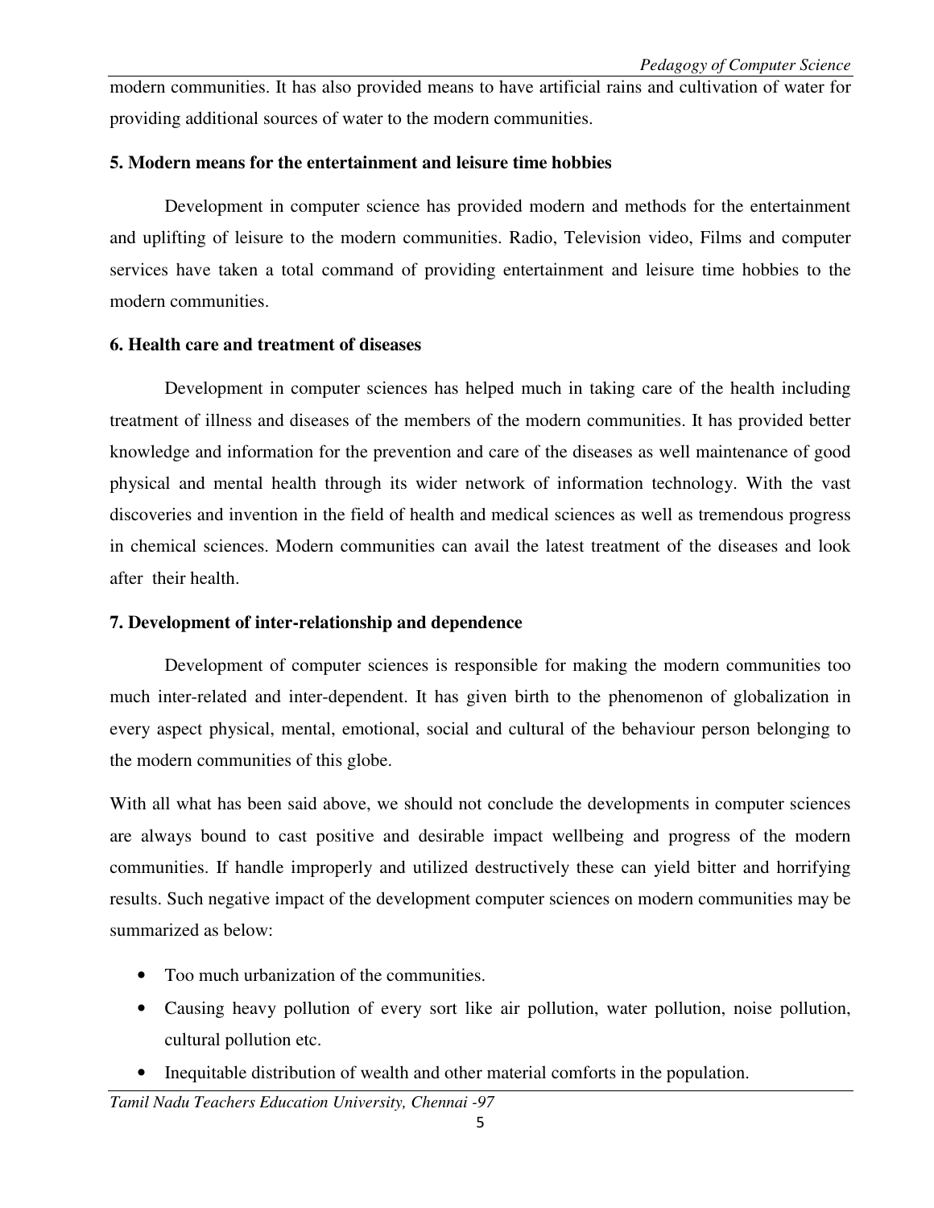modern communities. It has also provided means to have artificial rains and cultivation of water for providing additional sources of water to the modern communities.

**5. Modern means for the entertainment and leisure time hobbies**

Development in computer science has provided modern and methods for the entertainment and uplifting of leisure to the modern communities. Radio, Television video, Films and computer services have taken a total command of providing entertainment and leisure time hobbies to the modern communities.

**6. Health care and treatment of diseases**

Development in computer sciences has helped much in taking care of the health including treatment of illness and diseases of the members of the modern communities. It has provided better knowledge and information for the prevention and care of the diseases as well maintenance of good physical and mental health through its wider network of information technology. With the vast discoveries and invention in the field of health and medical sciences as well as tremendous progress in chemical sciences. Modern communities can avail the latest treatment of the diseases and look after their health.

**7. Development of inter-relationship and dependence**

Development of computer sciences is responsible for making the modern communities too much inter-related and inter-dependent. It has given birth to the phenomenon of globalization in every aspect physical, mental, emotional, social and cultural of the behaviour person belonging to the modern communities of this globe.

With all what has been said above, we should not conclude the developments in computer sciences are always bound to cast positive and desirable impact wellbeing and progress of the modern communities. If handle improperly and utilized destructively these can yield bitter and horrifying results. Such negative impact of the development computer sciences on modern communities may be summarized as below:

- Too much urbanization of the communities.
- Causing heavy pollution of every sort like air pollution, water pollution, noise pollution, cultural pollution etc.
- Inequitable distribution of wealth and other material comforts in the population.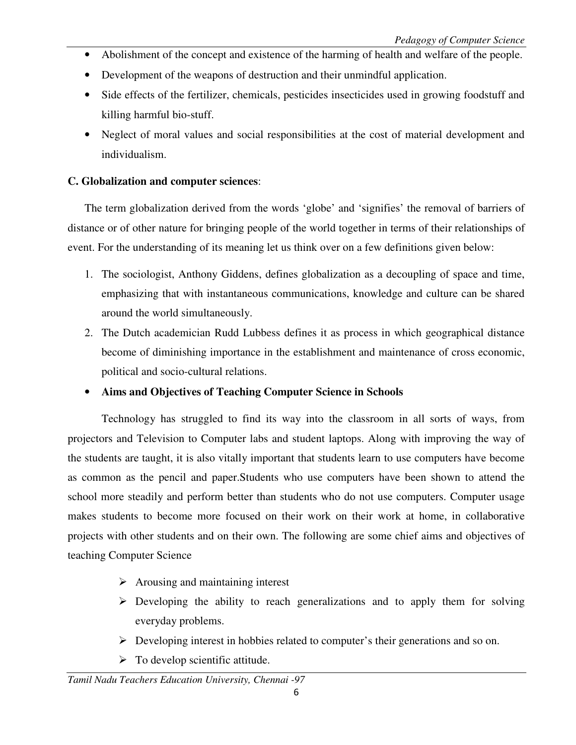- Abolishment of the concept and existence of the harming of health and welfare of the people.
- Development of the weapons of destruction and their unmindful application.
- Side effects of the fertilizer, chemicals, pesticides insecticides used in growing foodstuff and killing harmful bio-stuff.
- Neglect of moral values and social responsibilities at the cost of material development and individualism.

**C. Globalization and computer sciences**:

The term globalization derived from the words 'globe' and 'signifies' the removal of barriers of distance or of other nature for bringing people of the world together in terms of their relationships of event. For the understanding of its meaning let us think over on a few definitions given below:

1. The sociologist, Anthony Giddens, defines globalization as a decoupling of space and time, emphasizing that with instantaneous communications, knowledge and culture can be shared around the world simultaneously.
2. The Dutch academician Rudd Lubbess defines it as process in which geographical distance become of diminishing importance in the establishment and maintenance of cross economic, political and socio-cultural relations.

- **Aims and Objectives of Teaching Computer Science in Schools**

Technology has struggled to find its way into the classroom in all sorts of ways, from projectors and Television to Computer labs and student laptops. Along with improving the way of the students are taught, it is also vitally important that students learn to use computers have become as common as the pencil and paper.Students who use computers have been shown to attend the school more steadily and perform better than students who do not use computers. Computer usage makes students to become more focused on their work on their work at home, in collaborative projects with other students and on their own. The following are some chief aims and objectives of teaching Computer Science

- Arousing and maintaining interest
- Developing the ability to reach generalizations and to apply them for solving everyday problems.
- Developing interest in hobbies related to computer's their generations and so on.
- To develop scientific attitude.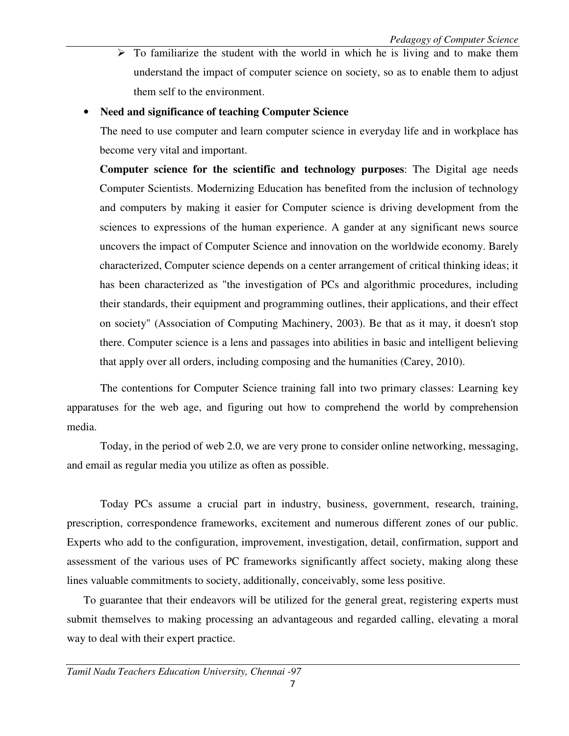- To familiarize the student with the world in which he is living and to make them understand the impact of computer science on society, so as to enable them to adjust them self to the environment.

- **Need and significance of teaching Computer Science**

  The need to use computer and learn computer science in everyday life and in workplace has become very vital and important.

  **Computer science for the scientific and technology purposes**: The Digital age needs Computer Scientists. Modernizing Education has benefited from the inclusion of technology and computers by making it easier for Computer science is driving development from the sciences to expressions of the human experience. A gander at any significant news source uncovers the impact of Computer Science and innovation on the worldwide economy. Barely characterized, Computer science depends on a center arrangement of critical thinking ideas; it has been characterized as "the investigation of PCs and algorithmic procedures, including their standards, their equipment and programming outlines, their applications, and their effect on society" (Association of Computing Machinery, 2003). Be that as it may, it doesn't stop there. Computer science is a lens and passages into abilities in basic and intelligent believing that apply over all orders, including composing and the humanities (Carey, 2010).

The contentions for Computer Science training fall into two primary classes: Learning key apparatuses for the web age, and figuring out how to comprehend the world by comprehension media.

Today, in the period of web 2.0, we are very prone to consider online networking, messaging, and email as regular media you utilize as often as possible.

Today PCs assume a crucial part in industry, business, government, research, training, prescription, correspondence frameworks, excitement and numerous different zones of our public. Experts who add to the configuration, improvement, investigation, detail, confirmation, support and assessment of the various uses of PC frameworks significantly affect society, making along these lines valuable commitments to society, additionally, conceivably, some less positive.

To guarantee that their endeavors will be utilized for the general great, registering experts must submit themselves to making processing an advantageous and regarded calling, elevating a moral way to deal with their expert practice.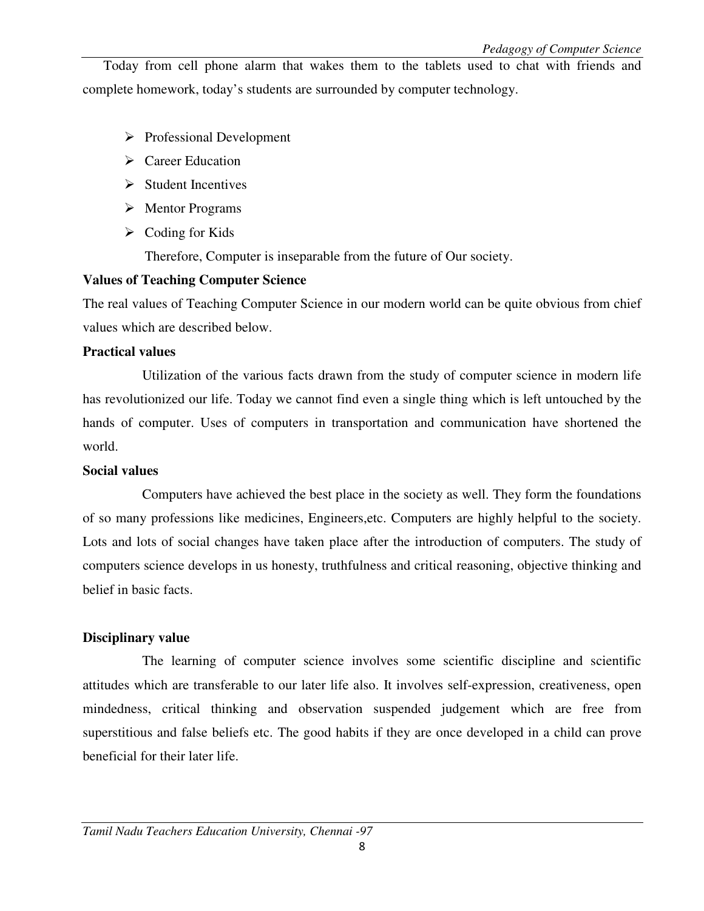Today from cell phone alarm that wakes them to the tablets used to chat with friends and complete homework, today's students are surrounded by computer technology.

- Professional Development
- Career Education
- Student Incentives
- Mentor Programs
- Coding for Kids

Therefore, Computer is inseparable from the future of Our society.

**Values of Teaching Computer Science**

The real values of Teaching Computer Science in our modern world can be quite obvious from chief values which are described below.

**Practical values**

Utilization of the various facts drawn from the study of computer science in modern life has revolutionized our life. Today we cannot find even a single thing which is left untouched by the hands of computer. Uses of computers in transportation and communication have shortened the world.

**Social values**

Computers have achieved the best place in the society as well. They form the foundations of so many professions like medicines, Engineers,etc. Computers are highly helpful to the society. Lots and lots of social changes have taken place after the introduction of computers. The study of computers science develops in us honesty, truthfulness and critical reasoning, objective thinking and belief in basic facts.

**Disciplinary value**

The learning of computer science involves some scientific discipline and scientific attitudes which are transferable to our later life also. It involves self-expression, creativeness, open mindedness, critical thinking and observation suspended judgement which are free from superstitious and false beliefs etc. The good habits if they are once developed in a child can prove beneficial for their later life.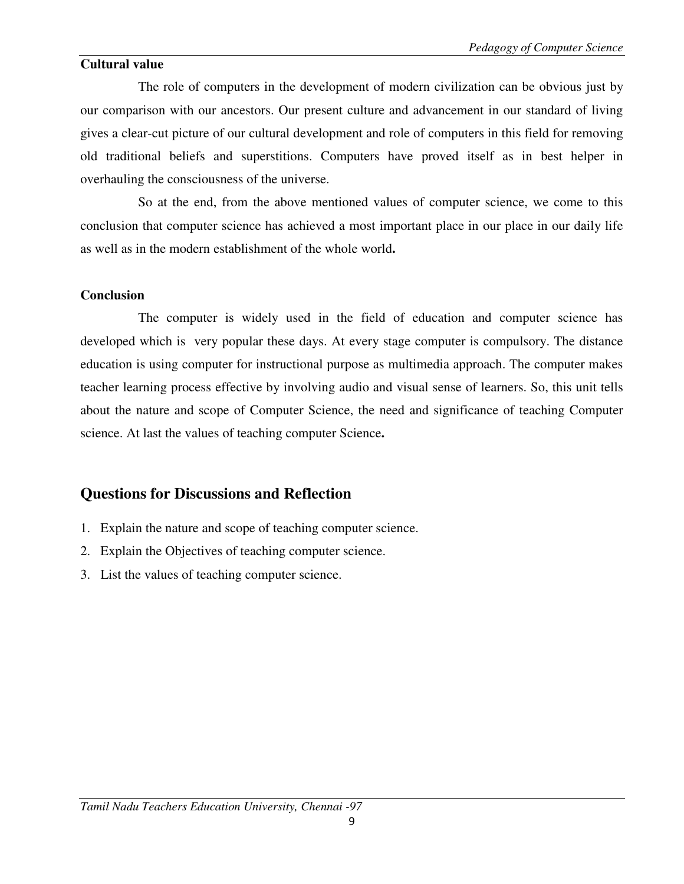**Cultural value**

The role of computers in the development of modern civilization can be obvious just by our comparison with our ancestors. Our present culture and advancement in our standard of living gives a clear-cut picture of our cultural development and role of computers in this field for removing old traditional beliefs and superstitions. Computers have proved itself as in best helper in overhauling the consciousness of the universe.

So at the end, from the above mentioned values of computer science, we come to this conclusion that computer science has achieved a most important place in our place in our daily life as well as in the modern establishment of the whole world**.**

**Conclusion**

The computer is widely used in the field of education and computer science has developed which is very popular these days. At every stage computer is compulsory. The distance education is using computer for instructional purpose as multimedia approach. The computer makes teacher learning process effective by involving audio and visual sense of learners. So, this unit tells about the nature and scope of Computer Science, the need and significance of teaching Computer science. At last the values of teaching computer Science**.**

## Questions for Discussions and Reflection

1. Explain the nature and scope of teaching computer science.
2. Explain the Objectives of teaching computer science.
3. List the values of teaching computer science.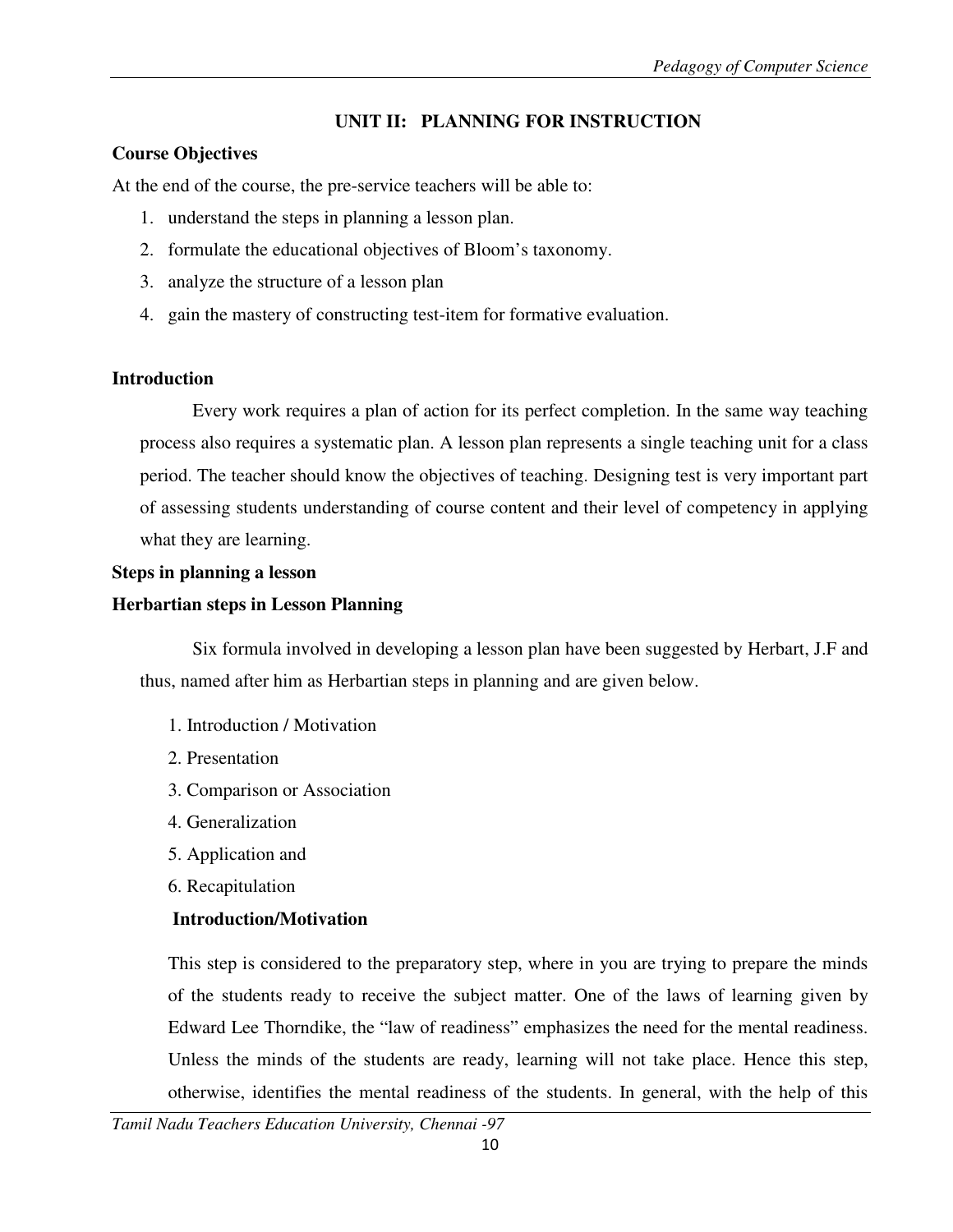## UNIT II: PLANNING FOR INSTRUCTION

**Course Objectives**

At the end of the course, the pre-service teachers will be able to:

1. understand the steps in planning a lesson plan.
2. formulate the educational objectives of Bloom's taxonomy.
3. analyze the structure of a lesson plan
4. gain the mastery of constructing test-item for formative evaluation.

**Introduction**

Every work requires a plan of action for its perfect completion. In the same way teaching process also requires a systematic plan. A lesson plan represents a single teaching unit for a class period. The teacher should know the objectives of teaching. Designing test is very important part of assessing students understanding of course content and their level of competency in applying what they are learning.

**Steps in planning a lesson**

**Herbartian steps in Lesson Planning**

Six formula involved in developing a lesson plan have been suggested by Herbart, J.F and thus, named after him as Herbartian steps in planning and are given below.

1. Introduction / Motivation
2. Presentation
3. Comparison or Association
4. Generalization
5. Application and
6. Recapitulation

**Introduction/Motivation**

This step is considered to the preparatory step, where in you are trying to prepare the minds of the students ready to receive the subject matter. One of the laws of learning given by Edward Lee Thorndike, the "law of readiness" emphasizes the need for the mental readiness. Unless the minds of the students are ready, learning will not take place. Hence this step, otherwise, identifies the mental readiness of the students. In general, with the help of this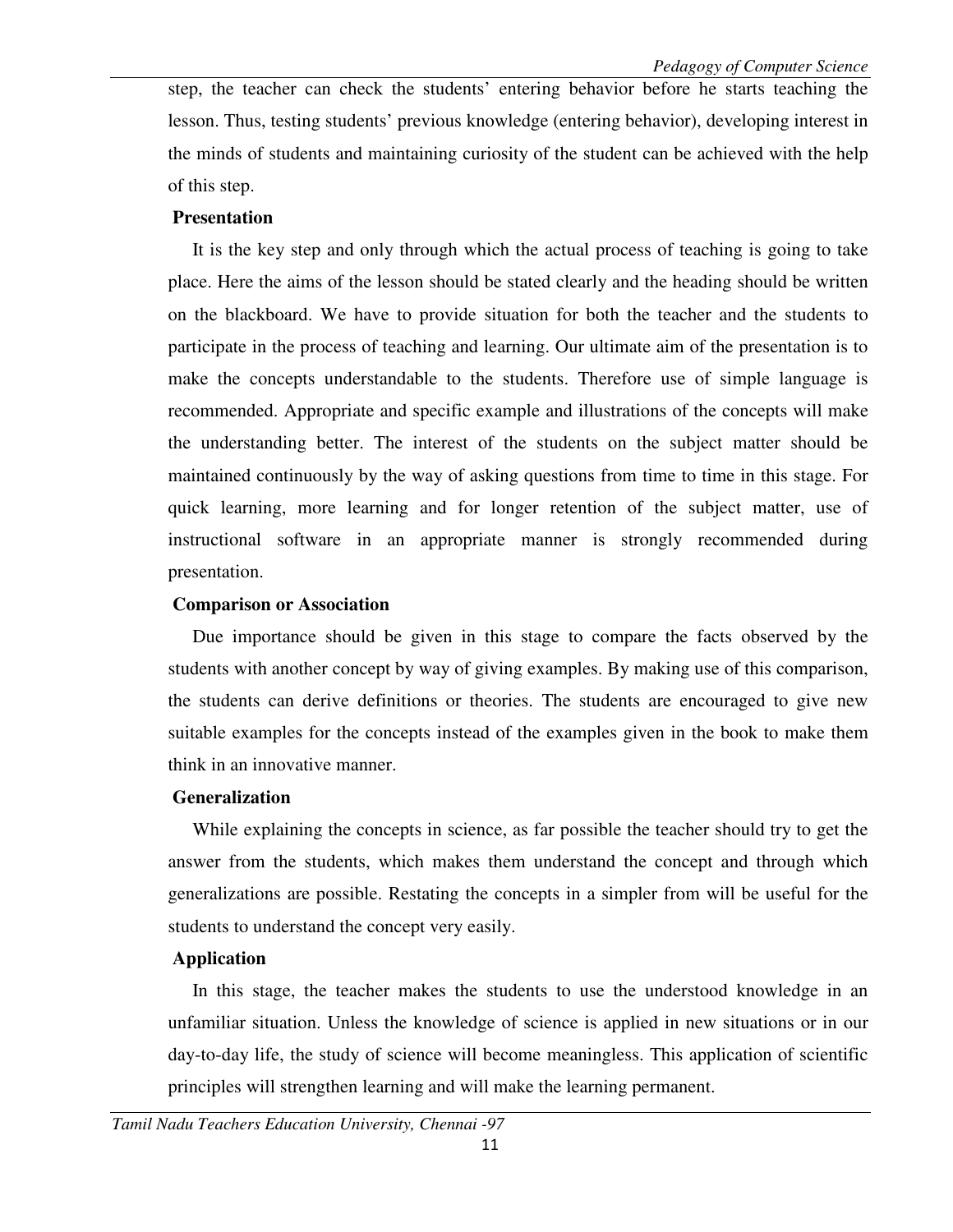step, the teacher can check the students' entering behavior before he starts teaching the lesson. Thus, testing students' previous knowledge (entering behavior), developing interest in the minds of students and maintaining curiosity of the student can be achieved with the help of this step.

**Presentation**

It is the key step and only through which the actual process of teaching is going to take place. Here the aims of the lesson should be stated clearly and the heading should be written on the blackboard. We have to provide situation for both the teacher and the students to participate in the process of teaching and learning. Our ultimate aim of the presentation is to make the concepts understandable to the students. Therefore use of simple language is recommended. Appropriate and specific example and illustrations of the concepts will make the understanding better. The interest of the students on the subject matter should be maintained continuously by the way of asking questions from time to time in this stage. For quick learning, more learning and for longer retention of the subject matter, use of instructional software in an appropriate manner is strongly recommended during presentation.

**Comparison or Association**

Due importance should be given in this stage to compare the facts observed by the students with another concept by way of giving examples. By making use of this comparison, the students can derive definitions or theories. The students are encouraged to give new suitable examples for the concepts instead of the examples given in the book to make them think in an innovative manner.

**Generalization**

While explaining the concepts in science, as far possible the teacher should try to get the answer from the students, which makes them understand the concept and through which generalizations are possible. Restating the concepts in a simpler from will be useful for the students to understand the concept very easily.

**Application**

In this stage, the teacher makes the students to use the understood knowledge in an unfamiliar situation. Unless the knowledge of science is applied in new situations or in our day-to-day life, the study of science will become meaningless. This application of scientific principles will strengthen learning and will make the learning permanent.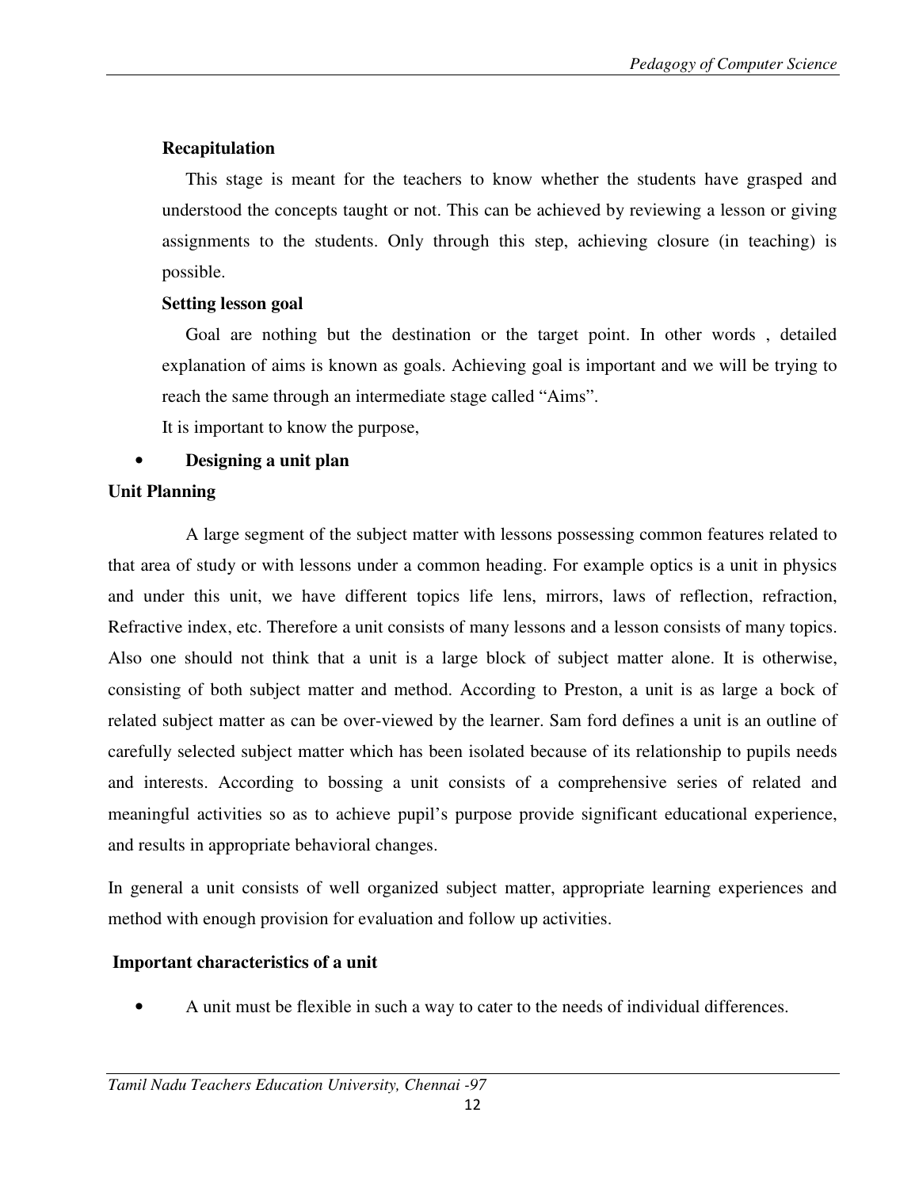**Recapitulation**

This stage is meant for the teachers to know whether the students have grasped and understood the concepts taught or not. This can be achieved by reviewing a lesson or giving assignments to the students. Only through this step, achieving closure (in teaching) is possible.

**Setting lesson goal**

Goal are nothing but the destination or the target point. In other words , detailed explanation of aims is known as goals. Achieving goal is important and we will be trying to reach the same through an intermediate stage called "Aims".

It is important to know the purpose,

- **Designing a unit plan**

**Unit Planning**

A large segment of the subject matter with lessons possessing common features related to that area of study or with lessons under a common heading. For example optics is a unit in physics and under this unit, we have different topics life lens, mirrors, laws of reflection, refraction, Refractive index, etc. Therefore a unit consists of many lessons and a lesson consists of many topics. Also one should not think that a unit is a large block of subject matter alone. It is otherwise, consisting of both subject matter and method. According to Preston, a unit is as large a bock of related subject matter as can be over-viewed by the learner. Sam ford defines a unit is an outline of carefully selected subject matter which has been isolated because of its relationship to pupils needs and interests. According to bossing a unit consists of a comprehensive series of related and meaningful activities so as to achieve pupil's purpose provide significant educational experience, and results in appropriate behavioral changes.

In general a unit consists of well organized subject matter, appropriate learning experiences and method with enough provision for evaluation and follow up activities.

**Important characteristics of a unit**

- A unit must be flexible in such a way to cater to the needs of individual differences.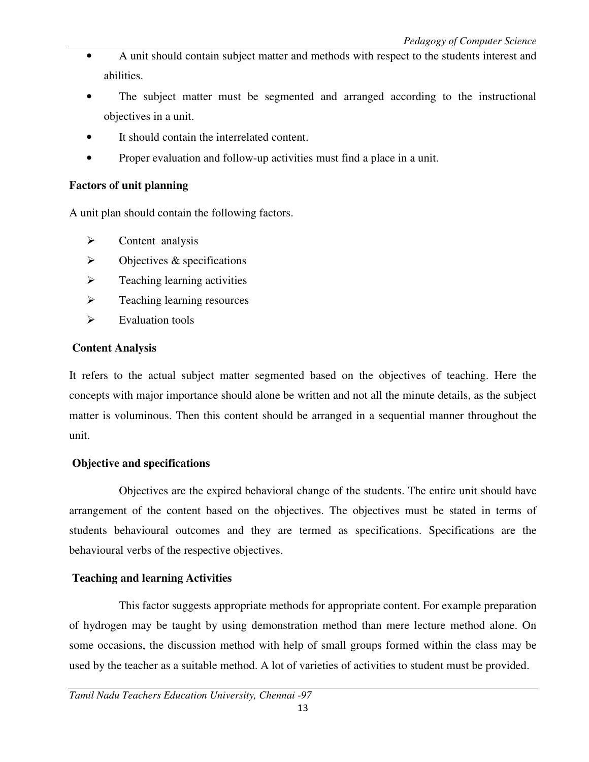- A unit should contain subject matter and methods with respect to the students interest and abilities.
- The subject matter must be segmented and arranged according to the instructional objectives in a unit.
- It should contain the interrelated content.
- Proper evaluation and follow-up activities must find a place in a unit.

**Factors of unit planning**

A unit plan should contain the following factors.

- Content analysis
- Objectives & specifications
- Teaching learning activities
- Teaching learning resources
- Evaluation tools

**Content Analysis**

It refers to the actual subject matter segmented based on the objectives of teaching. Here the concepts with major importance should alone be written and not all the minute details, as the subject matter is voluminous. Then this content should be arranged in a sequential manner throughout the unit.

**Objective and specifications**

Objectives are the expired behavioral change of the students. The entire unit should have arrangement of the content based on the objectives. The objectives must be stated in terms of students behavioural outcomes and they are termed as specifications. Specifications are the behavioural verbs of the respective objectives.

**Teaching and learning Activities**

This factor suggests appropriate methods for appropriate content. For example preparation of hydrogen may be taught by using demonstration method than mere lecture method alone. On some occasions, the discussion method with help of small groups formed within the class may be used by the teacher as a suitable method. A lot of varieties of activities to student must be provided.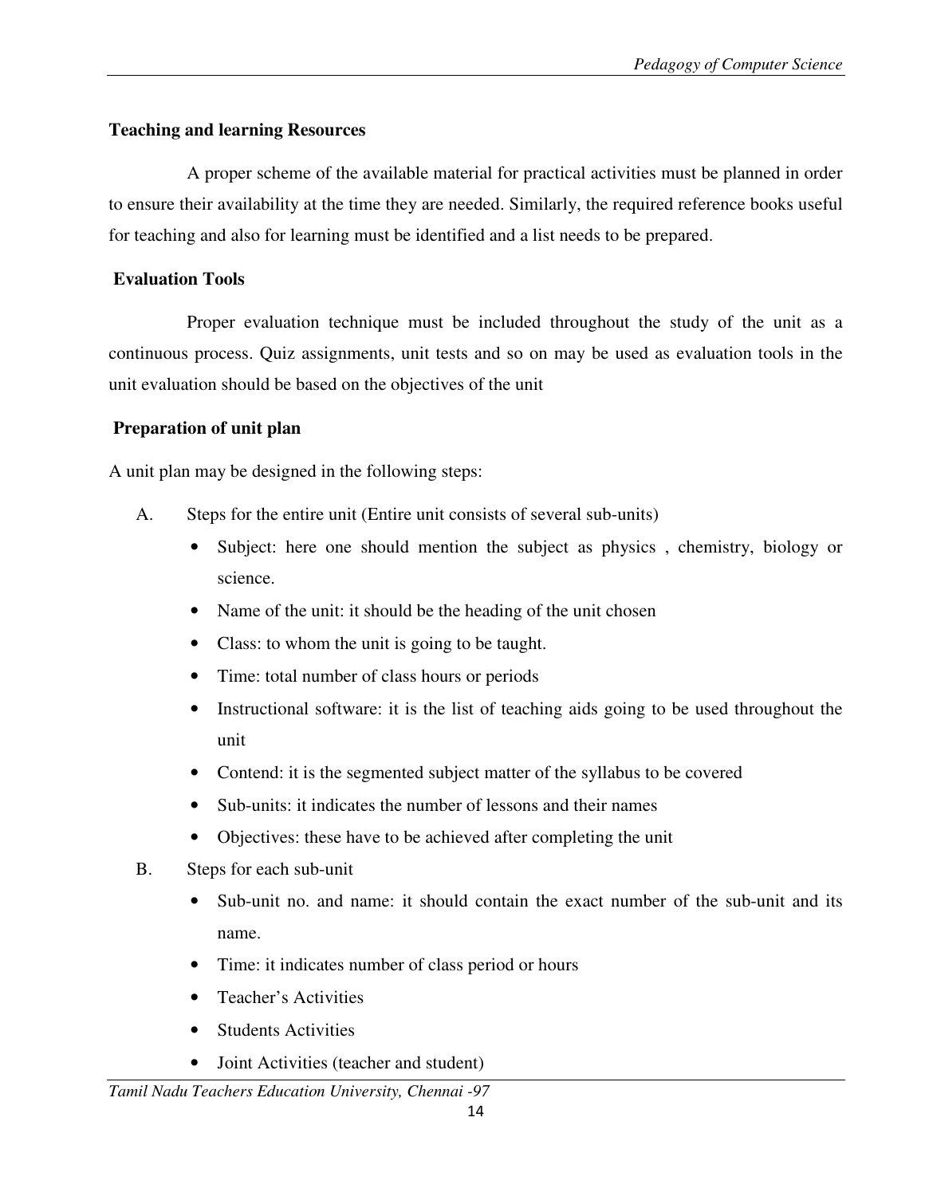**Teaching and learning Resources**

A proper scheme of the available material for practical activities must be planned in order to ensure their availability at the time they are needed. Similarly, the required reference books useful for teaching and also for learning must be identified and a list needs to be prepared.

**Evaluation Tools**

Proper evaluation technique must be included throughout the study of the unit as a continuous process. Quiz assignments, unit tests and so on may be used as evaluation tools in the unit evaluation should be based on the objectives of the unit

**Preparation of unit plan**

A unit plan may be designed in the following steps:

A. Steps for the entire unit (Entire unit consists of several sub-units)

- Subject: here one should mention the subject as physics , chemistry, biology or science.
- Name of the unit: it should be the heading of the unit chosen
- Class: to whom the unit is going to be taught.
- Time: total number of class hours or periods
- Instructional software: it is the list of teaching aids going to be used throughout the unit
- Contend: it is the segmented subject matter of the syllabus to be covered
- Sub-units: it indicates the number of lessons and their names
- Objectives: these have to be achieved after completing the unit

B. Steps for each sub-unit

- Sub-unit no. and name: it should contain the exact number of the sub-unit and its name.
- Time: it indicates number of class period or hours
- Teacher's Activities
- Students Activities
- Joint Activities (teacher and student)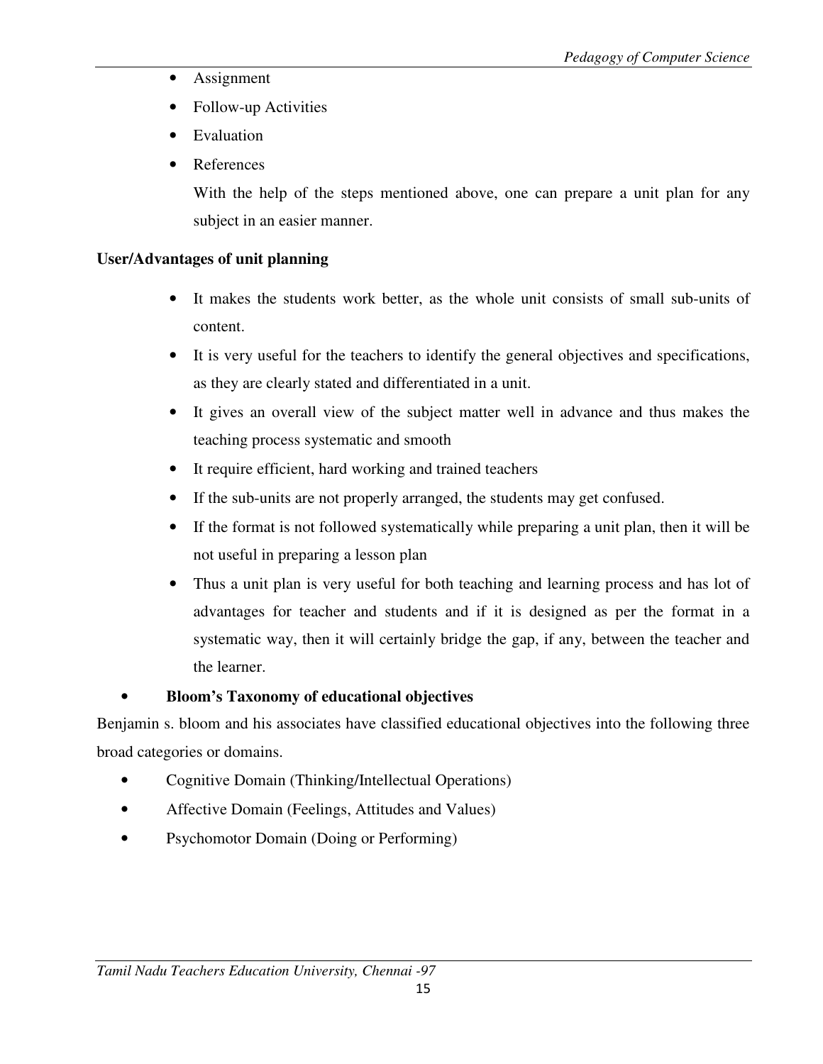- Assignment
- Follow-up Activities
- Evaluation
- References

  With the help of the steps mentioned above, one can prepare a unit plan for any subject in an easier manner.

**User/Advantages of unit planning**

- It makes the students work better, as the whole unit consists of small sub-units of content.
- It is very useful for the teachers to identify the general objectives and specifications, as they are clearly stated and differentiated in a unit.
- It gives an overall view of the subject matter well in advance and thus makes the teaching process systematic and smooth
- It require efficient, hard working and trained teachers
- If the sub-units are not properly arranged, the students may get confused.
- If the format is not followed systematically while preparing a unit plan, then it will be not useful in preparing a lesson plan
- Thus a unit plan is very useful for both teaching and learning process and has lot of advantages for teacher and students and if it is designed as per the format in a systematic way, then it will certainly bridge the gap, if any, between the teacher and the learner.

- **Bloom's Taxonomy of educational objectives**

Benjamin s. bloom and his associates have classified educational objectives into the following three broad categories or domains.

- Cognitive Domain (Thinking/Intellectual Operations)
- Affective Domain (Feelings, Attitudes and Values)
- Psychomotor Domain (Doing or Performing)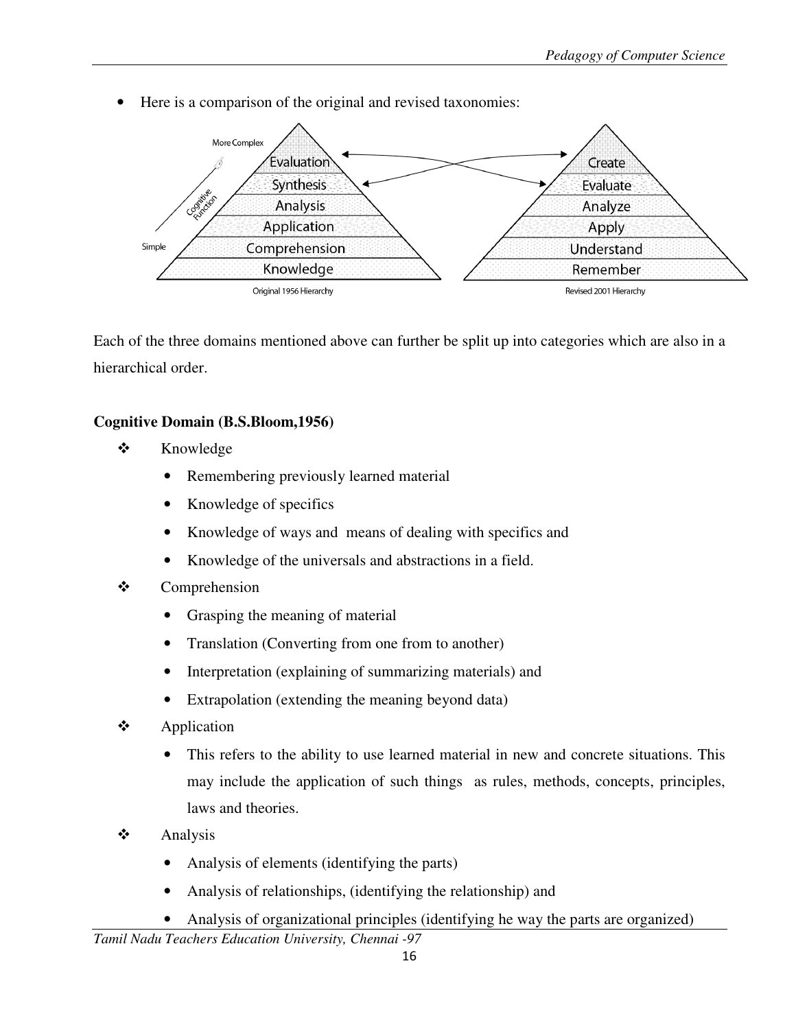- Here is a comparison of the original and revised taxonomies:

Each of the three domains mentioned above can further be split up into categories which are also in a hierarchical order.

**Cognitive Domain (B.S.Bloom,1956)**

- Knowledge
  - Remembering previously learned material
  - Knowledge of specifics
  - Knowledge of ways and means of dealing with specifics and
  - Knowledge of the universals and abstractions in a field.
- Comprehension
  - Grasping the meaning of material
  - Translation (Converting from one from to another)
  - Interpretation (explaining of summarizing materials) and
  - Extrapolation (extending the meaning beyond data)
- Application
  - This refers to the ability to use learned material in new and concrete situations. This may include the application of such things as rules, methods, concepts, principles, laws and theories.
- Analysis
  - Analysis of elements (identifying the parts)
  - Analysis of relationships, (identifying the relationship) and
  - Analysis of organizational principles (identifying he way the parts are organized)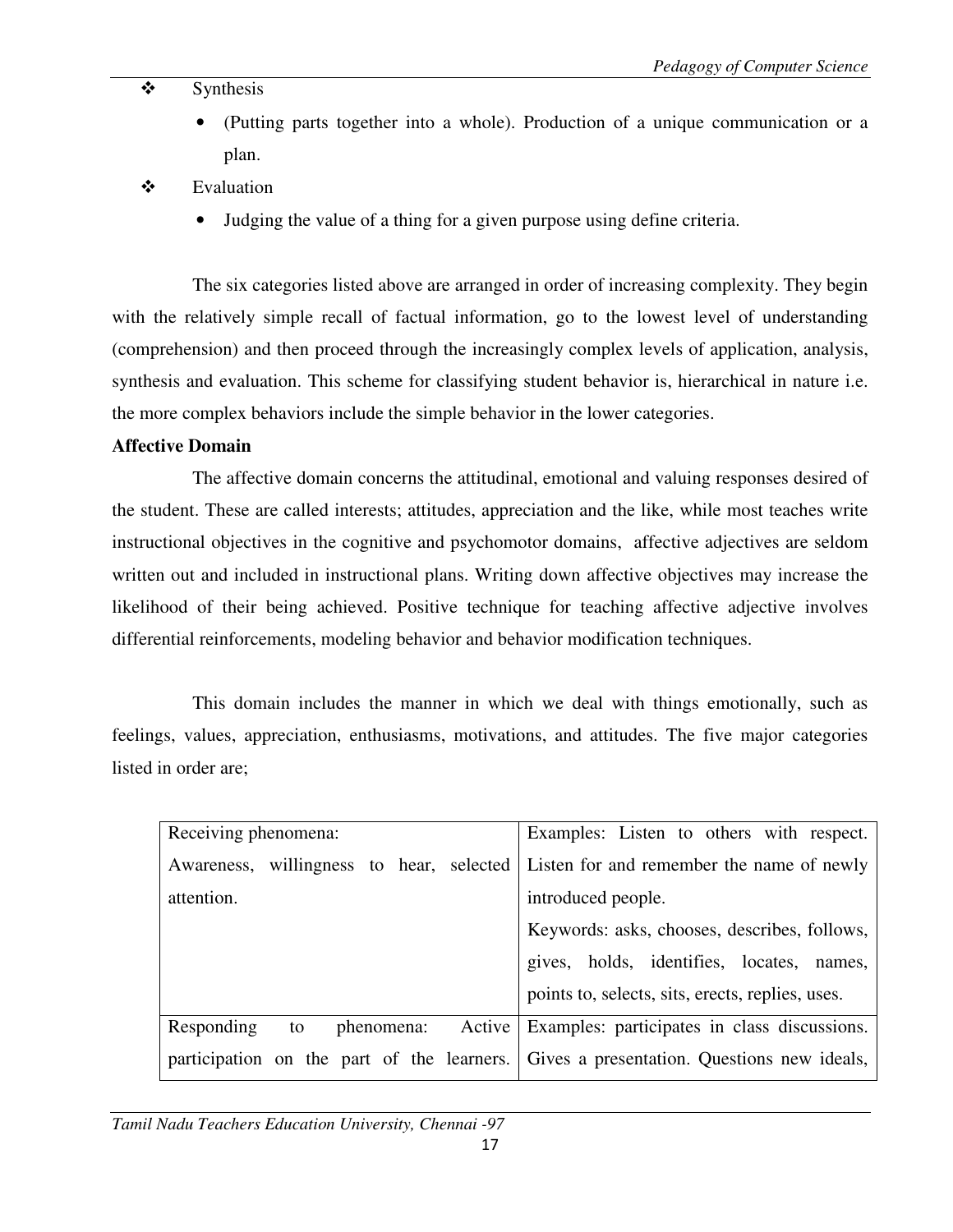- Synthesis
  - (Putting parts together into a whole). Production of a unique communication or a plan.
- Evaluation
  - Judging the value of a thing for a given purpose using define criteria.

The six categories listed above are arranged in order of increasing complexity. They begin with the relatively simple recall of factual information, go to the lowest level of understanding (comprehension) and then proceed through the increasingly complex levels of application, analysis, synthesis and evaluation. This scheme for classifying student behavior is, hierarchical in nature i.e. the more complex behaviors include the simple behavior in the lower categories.

**Affective Domain**

The affective domain concerns the attitudinal, emotional and valuing responses desired of the student. These are called interests; attitudes, appreciation and the like, while most teaches write instructional objectives in the cognitive and psychomotor domains, affective adjectives are seldom written out and included in instructional plans. Writing down affective objectives may increase the likelihood of their being achieved. Positive technique for teaching affective adjective involves differential reinforcements, modeling behavior and behavior modification techniques.

This domain includes the manner in which we deal with things emotionally, such as feelings, values, appreciation, enthusiasms, motivations, and attitudes. The five major categories listed in order are;

| | |
|---|---|
| Receiving phenomena: Awareness, willingness to hear, selected attention. | Examples: Listen to others with respect. Listen for and remember the name of newly introduced people. Keywords: asks, chooses, describes, follows, gives, holds, identifies, locates, names, points to, selects, sits, erects, replies, uses. |
| Responding to phenomena: Active participation on the part of the learners. | Examples: participates in class discussions. Gives a presentation. Questions new ideals, |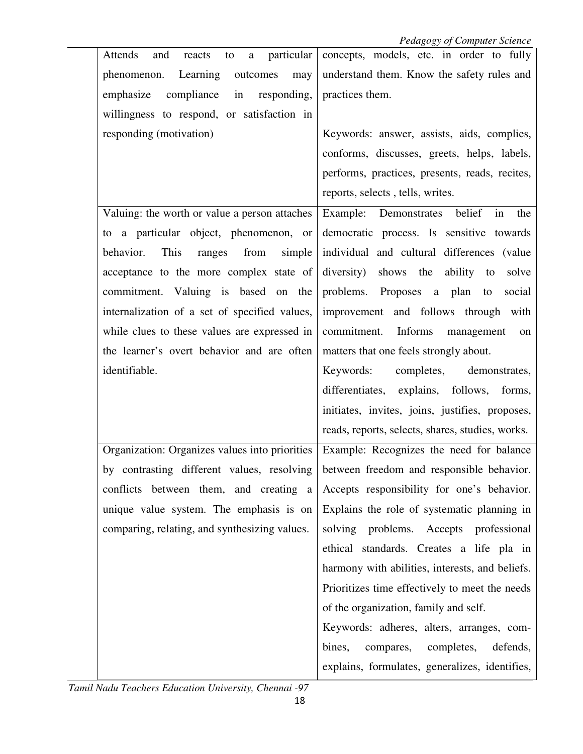| | |
|---|---|
| Attends and reacts to a particular phenomenon. Learning outcomes may emphasize compliance in responding, willingness to respond, or satisfaction in responding (motivation) | concepts, models, etc. in order to fully understand them. Know the safety rules and practices them.<br><br>Keywords: answer, assists, aids, complies, conforms, discusses, greets, helps, labels, performs, practices, presents, reads, recites, reports, selects , tells, writes. |
| Valuing: the worth or value a person attaches to a particular object, phenomenon, or behavior. This ranges from simple acceptance to the more complex state of commitment. Valuing is based on the internalization of a set of specified values, while clues to these values are expressed in the learner's overt behavior and are often identifiable. | Example: Demonstrates belief in the democratic process. Is sensitive towards individual and cultural differences (value diversity) shows the ability to solve problems. Proposes a plan to social improvement and follows through with commitment. Informs management on matters that one feels strongly about.<br>Keywords: completes, demonstrates, differentiates, explains, follows, forms, initiates, invites, joins, justifies, proposes, reads, reports, selects, shares, studies, works. |
| Organization: Organizes values into priorities by contrasting different values, resolving conflicts between them, and creating a unique value system. The emphasis is on comparing, relating, and synthesizing values. | Example: Recognizes the need for balance between freedom and responsible behavior. Accepts responsibility for one's behavior. Explains the role of systematic planning in solving problems. Accepts professional ethical standards. Creates a life pla in harmony with abilities, interests, and beliefs. Prioritizes time effectively to meet the needs of the organization, family and self.<br>Keywords: adheres, alters, arranges, combines, compares, completes, defends, explains, formulates, generalizes, identifies, |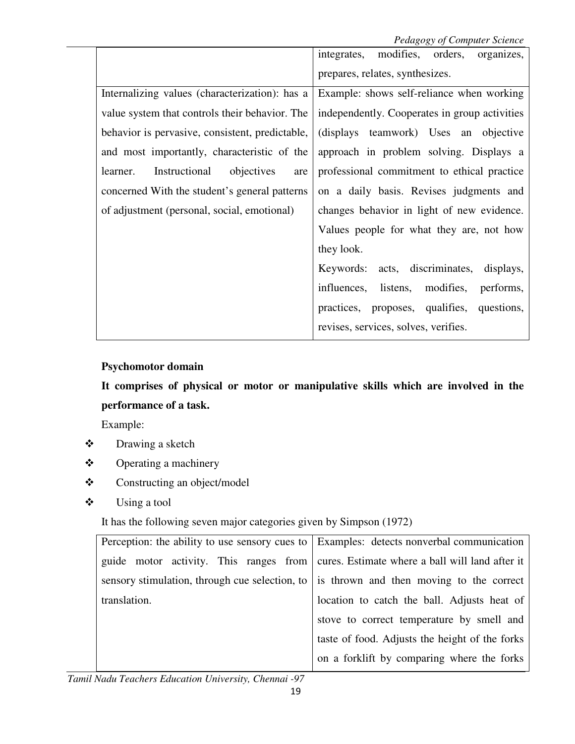|  | integrates, modifies, orders, organizes, prepares, relates, synthesizes. |
| --- | --- |
| Internalizing values (characterization): has a value system that controls their behavior. The behavior is pervasive, consistent, predictable, and most importantly, characteristic of the learner. Instructional objectives are concerned With the student's general patterns of adjustment (personal, social, emotional) | Example: shows self-reliance when working independently. Cooperates in group activities (displays teamwork) Uses an objective approach in problem solving. Displays a professional commitment to ethical practice on a daily basis. Revises judgments and changes behavior in light of new evidence. Values people for what they are, not how they look.<br>Keywords: acts, discriminates, displays, influences, listens, modifies, performs, practices, proposes, qualifies, questions, revises, services, solves, verifies. |

**Psychomotor domain**

**It comprises of physical or motor or manipulative skills which are involved in the performance of a task.**

Example:

- Drawing a sketch
- Operating a machinery
- Constructing an object/model
- Using a tool

It has the following seven major categories given by Simpson (1972)

| Perception: the ability to use sensory cues to guide motor activity. This ranges from sensory stimulation, through cue selection, to translation. | Examples: detects nonverbal communication cures. Estimate where a ball will land after it is thrown and then moving to the correct location to catch the ball. Adjusts heat of stove to correct temperature by smell and taste of food. Adjusts the height of the forks on a forklift by comparing where the forks |
| --- | --- |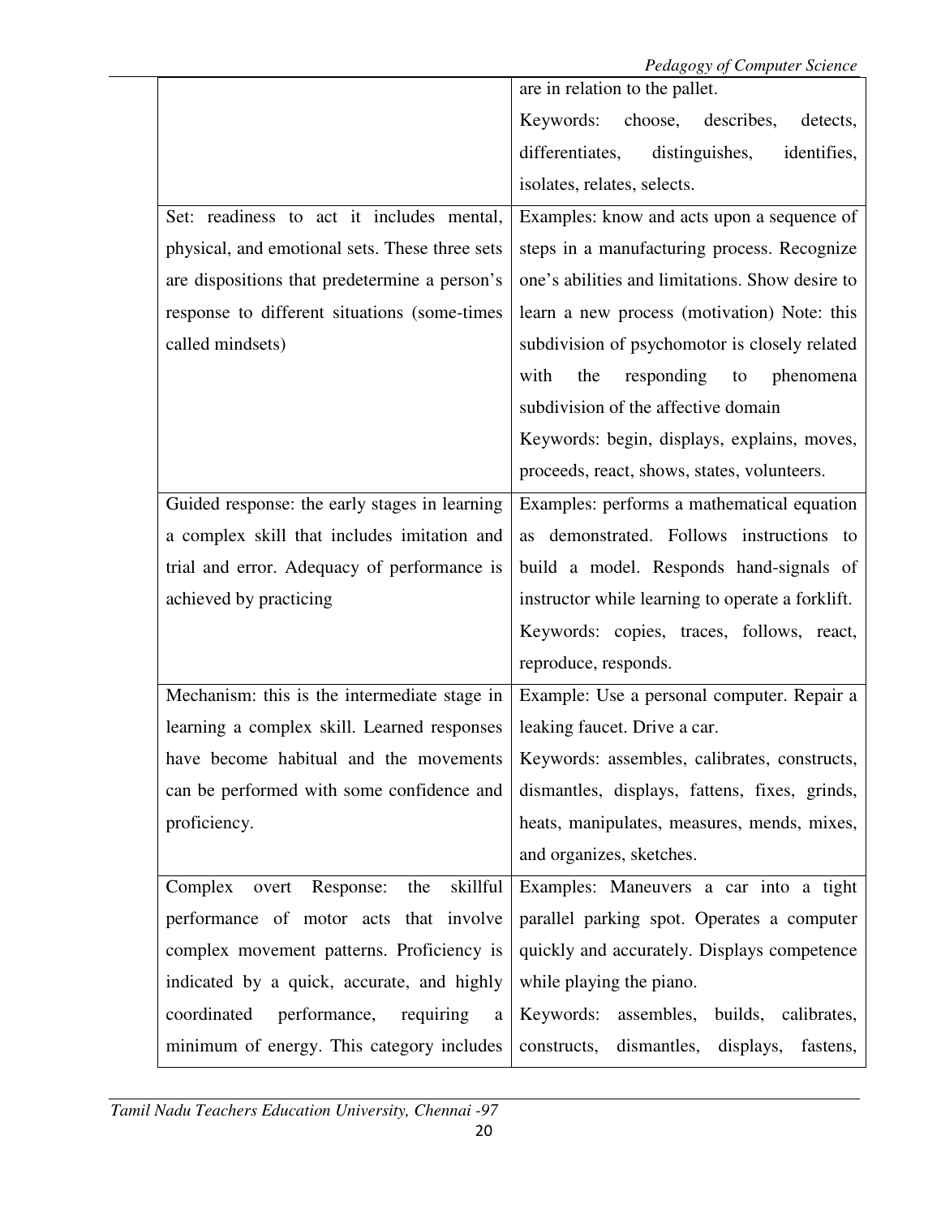| | |
|---|---|
| | are in relation to the pallet.<br>Keywords: choose, describes, detects, differentiates, distinguishes, identifies, isolates, relates, selects. |
| Set: readiness to act it includes mental, physical, and emotional sets. These three sets are dispositions that predetermine a person's response to different situations (some-times called mindsets) | Examples: know and acts upon a sequence of steps in a manufacturing process. Recognize one's abilities and limitations. Show desire to learn a new process (motivation) Note: this subdivision of psychomotor is closely related with the responding to phenomena subdivision of the affective domain<br>Keywords: begin, displays, explains, moves, proceeds, react, shows, states, volunteers. |
| Guided response: the early stages in learning a complex skill that includes imitation and trial and error. Adequacy of performance is achieved by practicing | Examples: performs a mathematical equation as demonstrated. Follows instructions to build a model. Responds hand-signals of instructor while learning to operate a forklift.<br>Keywords: copies, traces, follows, react, reproduce, responds. |
| Mechanism: this is the intermediate stage in learning a complex skill. Learned responses have become habitual and the movements can be performed with some confidence and proficiency. | Example: Use a personal computer. Repair a leaking faucet. Drive a car.<br>Keywords: assembles, calibrates, constructs, dismantles, displays, fattens, fixes, grinds, heats, manipulates, measures, mends, mixes, and organizes, sketches. |
| Complex overt Response: the skillful performance of motor acts that involve complex movement patterns. Proficiency is indicated by a quick, accurate, and highly coordinated performance, requiring a minimum of energy. This category includes | Examples: Maneuvers a car into a tight parallel parking spot. Operates a computer quickly and accurately. Displays competence while playing the piano.<br>Keywords: assembles, builds, calibrates, constructs, dismantles, displays, fastens, |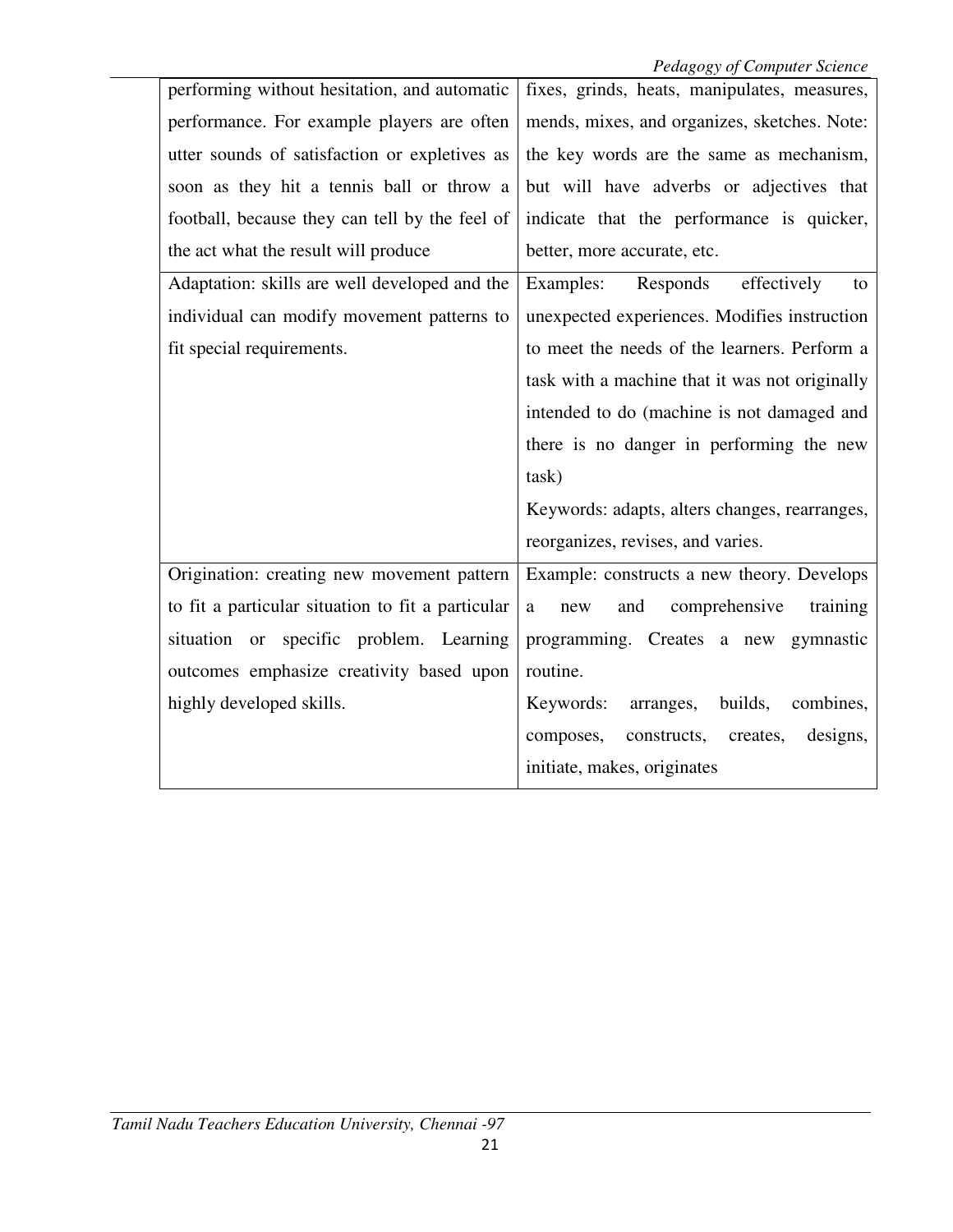| | |
|---|---|
| performing without hesitation, and automatic performance. For example players are often utter sounds of satisfaction or expletives as soon as they hit a tennis ball or throw a football, because they can tell by the feel of the act what the result will produce | fixes, grinds, heats, manipulates, measures, mends, mixes, and organizes, sketches. Note: the key words are the same as mechanism, but will have adverbs or adjectives that indicate that the performance is quicker, better, more accurate, etc. |
| Adaptation: skills are well developed and the individual can modify movement patterns to fit special requirements. | Examples: Responds effectively to unexpected experiences. Modifies instruction to meet the needs of the learners. Perform a task with a machine that it was not originally intended to do (machine is not damaged and there is no danger in performing the new task)<br>Keywords: adapts, alters changes, rearranges, reorganizes, revises, and varies. |
| Origination: creating new movement pattern to fit a particular situation to fit a particular situation or specific problem. Learning outcomes emphasize creativity based upon highly developed skills. | Example: constructs a new theory. Develops a new and comprehensive training programming. Creates a new gymnastic routine.<br>Keywords: arranges, builds, combines, composes, constructs, creates, designs, initiate, makes, originates |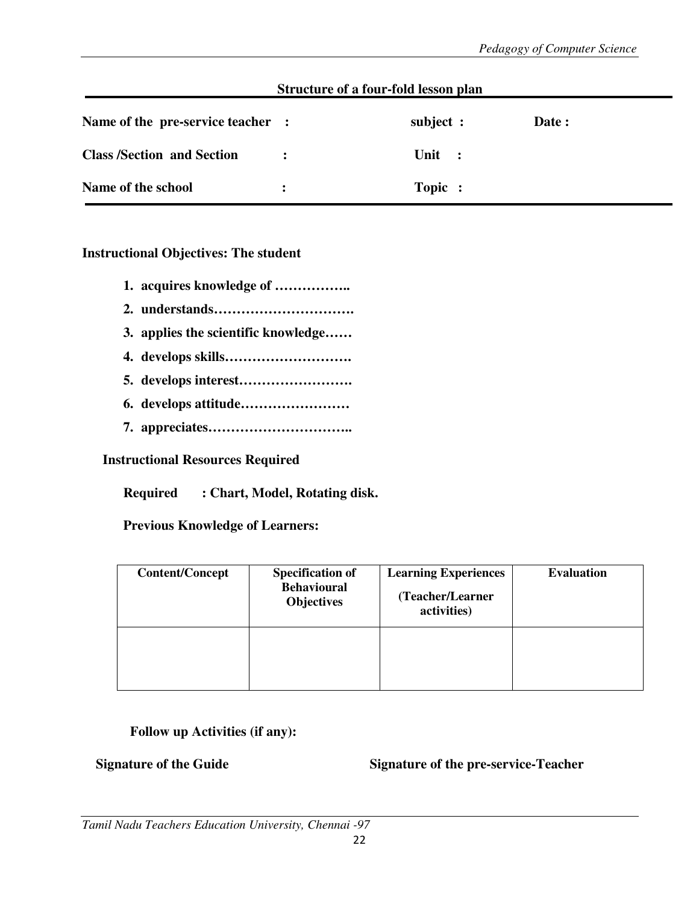## Structure of a four-fold lesson plan

**Name of the pre-service teacher :** **subject :** **Date :**

**Class /Section and Section :** **Unit :**

**Name of the school :** **Topic :**

**Instructional Objectives: The student**

1. **acquires knowledge of ……………..**
2. **understands………………………….**
3. **applies the scientific knowledge……**
4. **develops skills……………………….**
5. **develops interest…………………….**
6. **develops attitude……………………**
7. **appreciates…………………………..**

**Instructional Resources Required**

**Required : Chart, Model, Rotating disk.**

**Previous Knowledge of Learners:**

| Content/Concept | Specification of Behavioural Objectives | Learning Experiences (Teacher/Learner activities) | Evaluation |
| --- | --- | --- | --- |
| | | | |

**Follow up Activities (if any):**

**Signature of the Guide** **Signature of the pre-service-Teacher**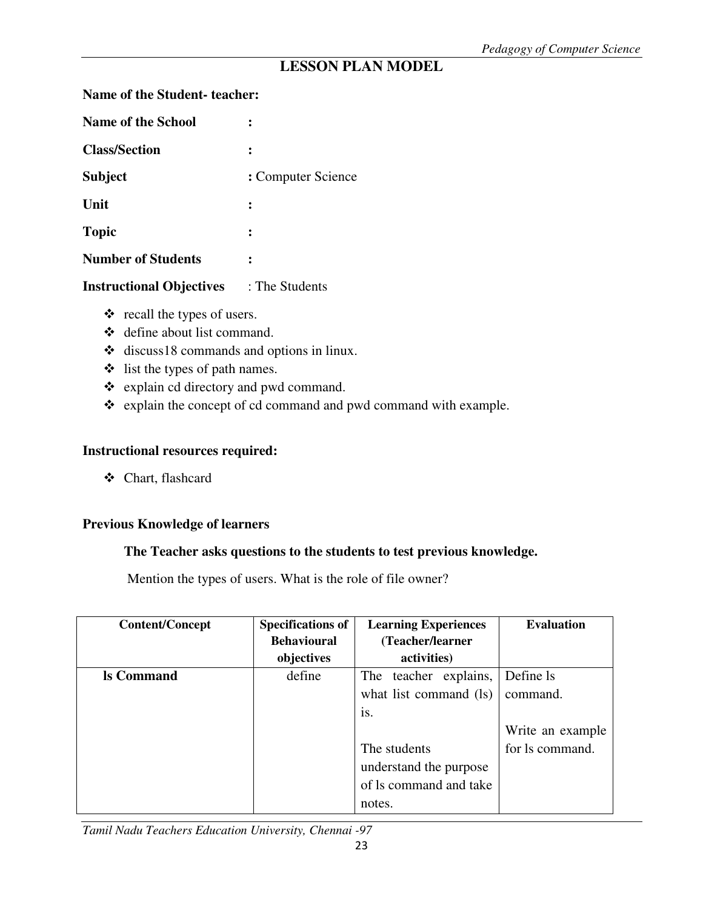## LESSON PLAN MODEL

**Name of the Student- teacher:**

**Name of the School** :

**Class/Section** :

**Subject** : Computer Science

**Unit** :

**Topic** :

**Number of Students** :

**Instructional Objectives** : The Students

- recall the types of users.
- define about list command.
- discuss18 commands and options in linux.
- list the types of path names.
- explain cd directory and pwd command.
- explain the concept of cd command and pwd command with example.

**Instructional resources required:**

- Chart, flashcard

**Previous Knowledge of learners**

**The Teacher asks questions to the students to test previous knowledge.**

Mention the types of users. What is the role of file owner?

| Content/Concept | Specifications of Behavioural objectives | Learning Experiences (Teacher/learner activities) | Evaluation |
|---|---|---|---|
| **ls Command** | define | The teacher explains, what list command (ls) is.<br><br>The students understand the purpose of ls command and take notes. | Define ls command.<br><br>Write an example for ls command. |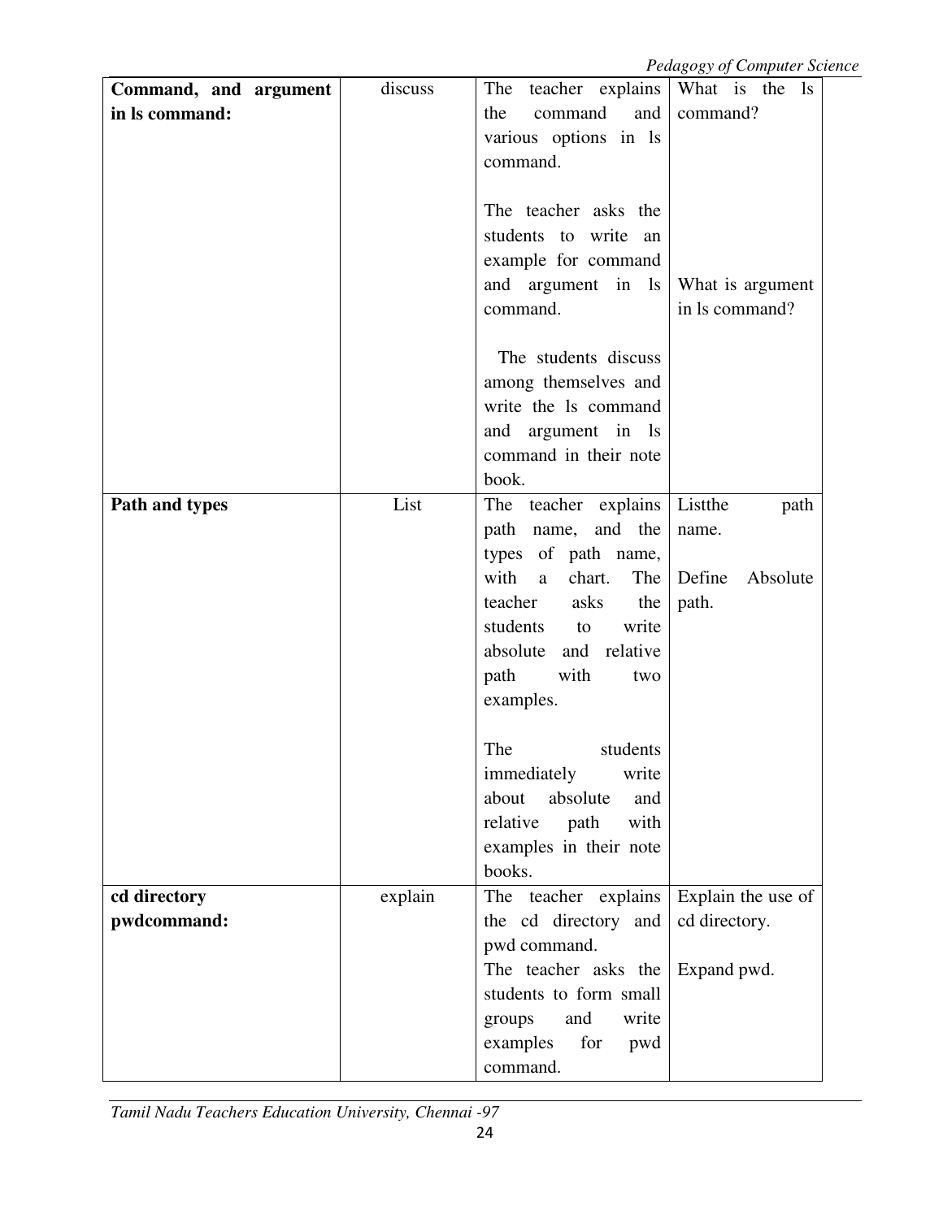| **Command, and argument in ls command:** | discuss | The teacher explains the command and various options in ls command.<br><br>The teacher asks the students to write an example for command and argument in ls command.<br><br>The students discuss among themselves and write the ls command and argument in ls command in their note book. | What is the ls command?<br><br>What is argument in ls command? |
|---|---|---|---|
| **Path and types** | List | The teacher explains path name, and the types of path name, with a chart. The teacher asks the students to write absolute and relative path with two examples.<br><br>The students immediately write about absolute and relative path with examples in their note books. | Listthe path name.<br><br>Define Absolute path. |
| **cd directory pwdcommand:** | explain | The teacher explains the cd directory and pwd command.<br>The teacher asks the students to form small groups and write examples for pwd command. | Explain the use of cd directory.<br><br>Expand pwd. |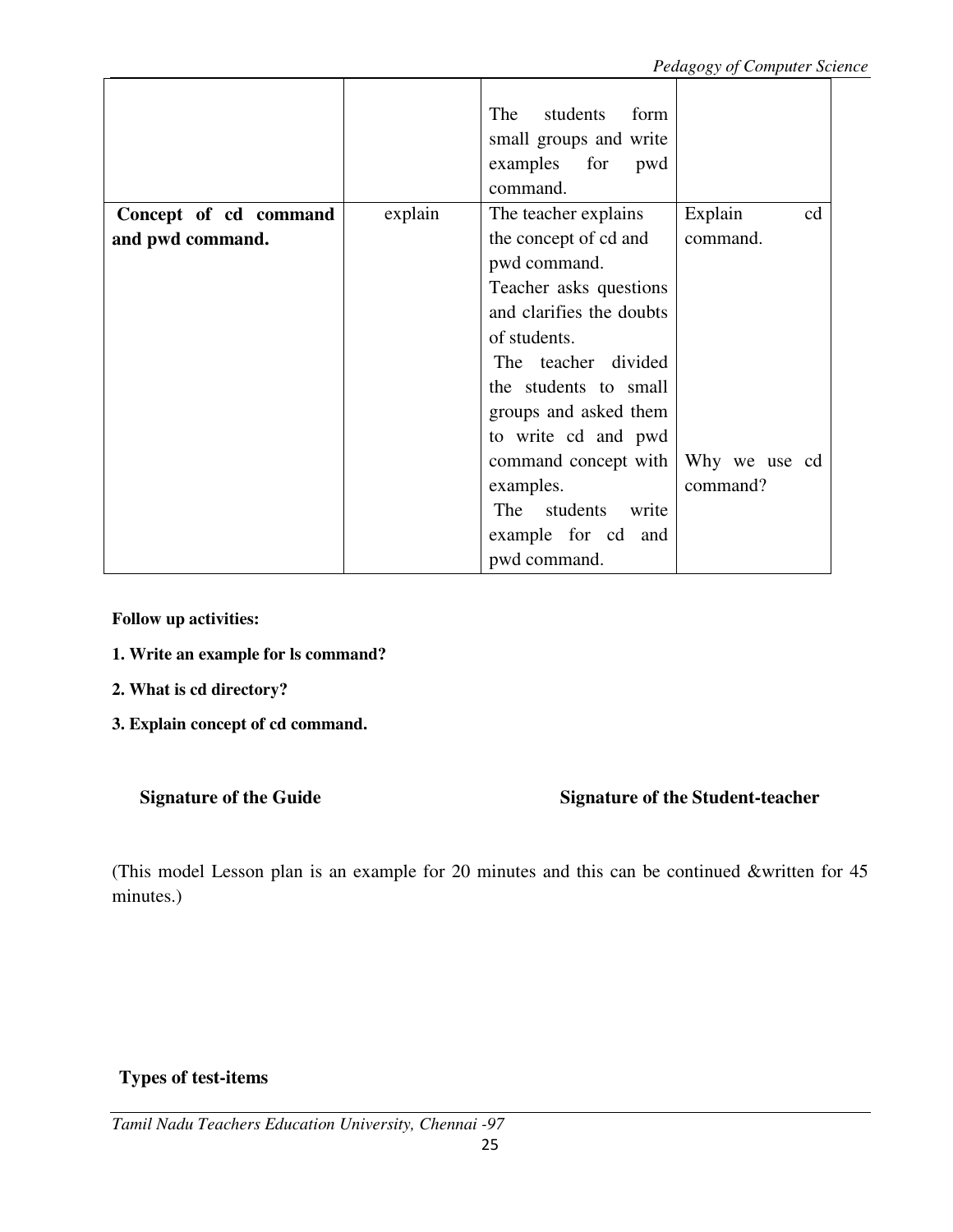| | | | |
|---|---|---|---|
| | | The students form small groups and write examples for pwd command. | |
| **Concept of cd command and pwd command.** | explain | The teacher explains the concept of cd and pwd command. Teacher asks questions and clarifies the doubts of students. The teacher divided the students to small groups and asked them to write cd and pwd command concept with examples. The students write example for cd and pwd command. | Explain cd command. Why we use cd command? |

**Follow up activities:**

**1. Write an example for ls command?**

**2. What is cd directory?**

**3. Explain concept of cd command.**

**Signature of the Guide** **Signature of the Student-teacher**

(This model Lesson plan is an example for 20 minutes and this can be continued &written for 45 minutes.)

**Types of test-items**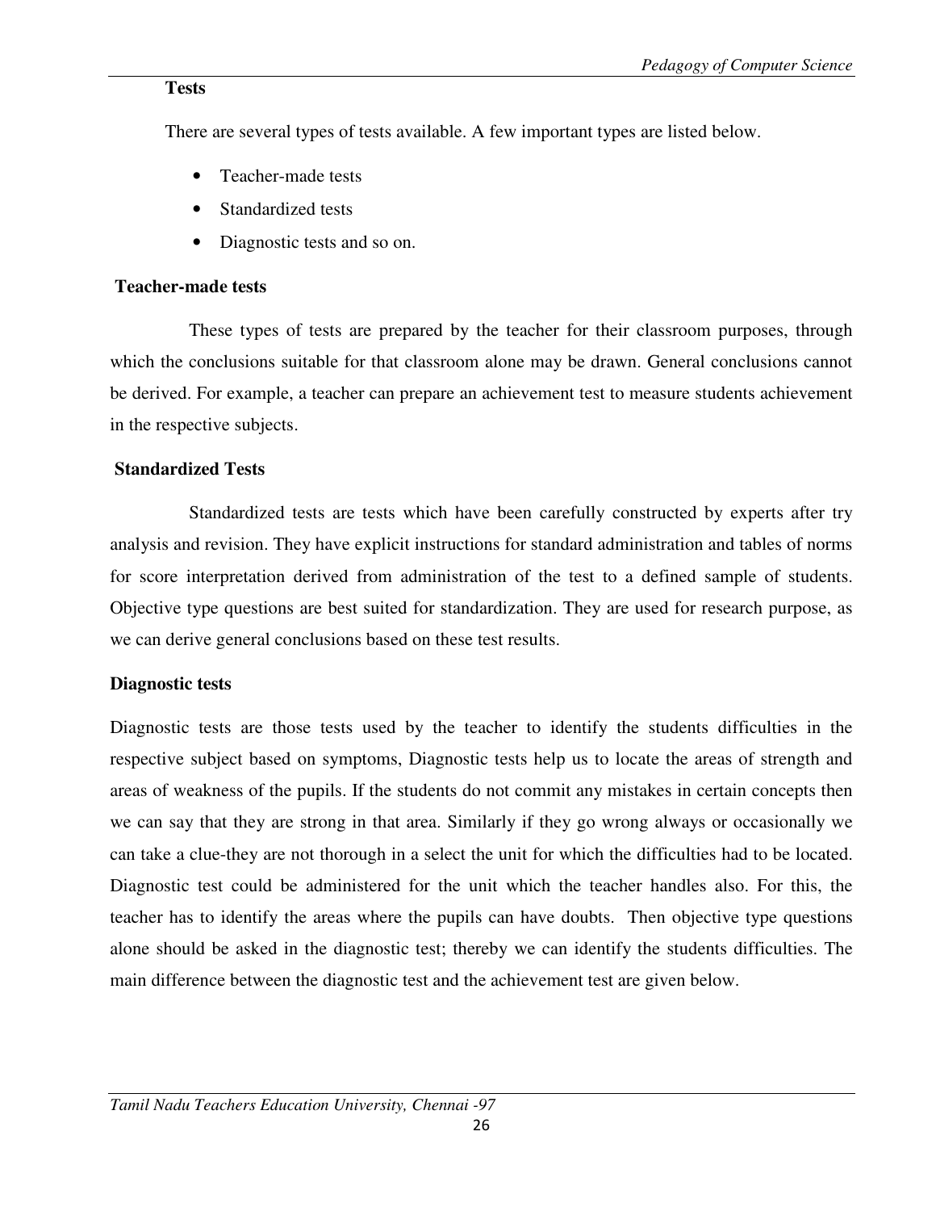**Tests**

There are several types of tests available. A few important types are listed below.

- Teacher-made tests
- Standardized tests
- Diagnostic tests and so on.

**Teacher-made tests**

These types of tests are prepared by the teacher for their classroom purposes, through which the conclusions suitable for that classroom alone may be drawn. General conclusions cannot be derived. For example, a teacher can prepare an achievement test to measure students achievement in the respective subjects.

**Standardized Tests**

Standardized tests are tests which have been carefully constructed by experts after try analysis and revision. They have explicit instructions for standard administration and tables of norms for score interpretation derived from administration of the test to a defined sample of students. Objective type questions are best suited for standardization. They are used for research purpose, as we can derive general conclusions based on these test results.

**Diagnostic tests**

Diagnostic tests are those tests used by the teacher to identify the students difficulties in the respective subject based on symptoms, Diagnostic tests help us to locate the areas of strength and areas of weakness of the pupils. If the students do not commit any mistakes in certain concepts then we can say that they are strong in that area. Similarly if they go wrong always or occasionally we can take a clue-they are not thorough in a select the unit for which the difficulties had to be located. Diagnostic test could be administered for the unit which the teacher handles also. For this, the teacher has to identify the areas where the pupils can have doubts. Then objective type questions alone should be asked in the diagnostic test; thereby we can identify the students difficulties. The main difference between the diagnostic test and the achievement test are given below.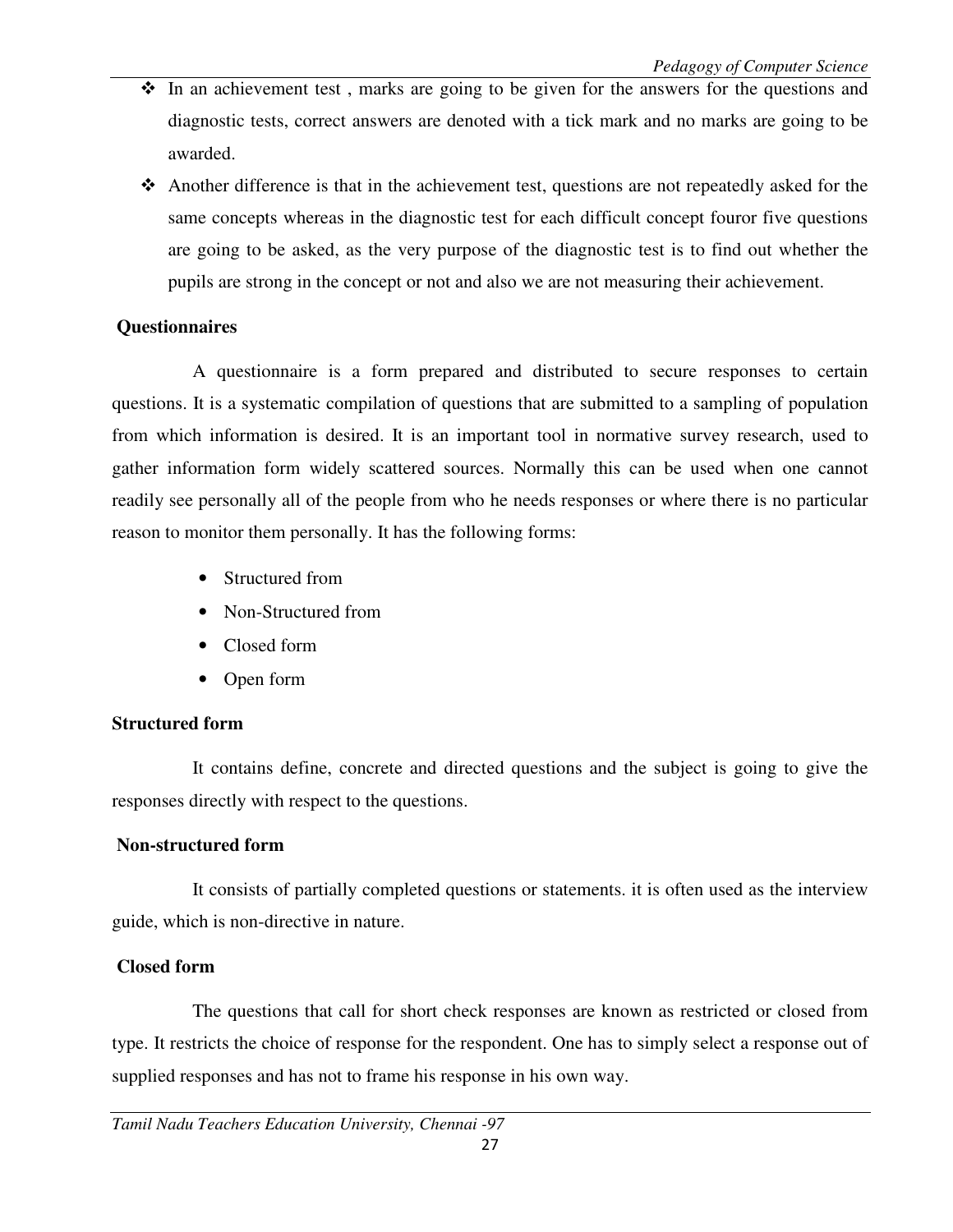- In an achievement test , marks are going to be given for the answers for the questions and diagnostic tests, correct answers are denoted with a tick mark and no marks are going to be awarded.
- Another difference is that in the achievement test, questions are not repeatedly asked for the same concepts whereas in the diagnostic test for each difficult concept fouror five questions are going to be asked, as the very purpose of the diagnostic test is to find out whether the pupils are strong in the concept or not and also we are not measuring their achievement.

**Questionnaires**

A questionnaire is a form prepared and distributed to secure responses to certain questions. It is a systematic compilation of questions that are submitted to a sampling of population from which information is desired. It is an important tool in normative survey research, used to gather information form widely scattered sources. Normally this can be used when one cannot readily see personally all of the people from who he needs responses or where there is no particular reason to monitor them personally. It has the following forms:

- Structured from
- Non-Structured from
- Closed form
- Open form

**Structured form**

It contains define, concrete and directed questions and the subject is going to give the responses directly with respect to the questions.

**Non-structured form**

It consists of partially completed questions or statements. it is often used as the interview guide, which is non-directive in nature.

**Closed form**

The questions that call for short check responses are known as restricted or closed from type. It restricts the choice of response for the respondent. One has to simply select a response out of supplied responses and has not to frame his response in his own way.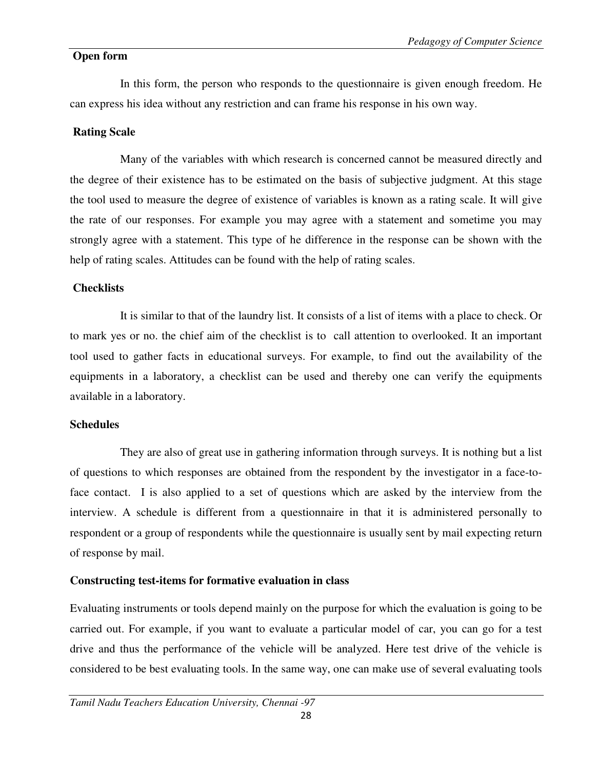**Open form**

In this form, the person who responds to the questionnaire is given enough freedom. He can express his idea without any restriction and can frame his response in his own way.

**Rating Scale**

Many of the variables with which research is concerned cannot be measured directly and the degree of their existence has to be estimated on the basis of subjective judgment. At this stage the tool used to measure the degree of existence of variables is known as a rating scale. It will give the rate of our responses. For example you may agree with a statement and sometime you may strongly agree with a statement. This type of he difference in the response can be shown with the help of rating scales. Attitudes can be found with the help of rating scales.

**Checklists**

It is similar to that of the laundry list. It consists of a list of items with a place to check. Or to mark yes or no. the chief aim of the checklist is to call attention to overlooked. It an important tool used to gather facts in educational surveys. For example, to find out the availability of the equipments in a laboratory, a checklist can be used and thereby one can verify the equipments available in a laboratory.

**Schedules**

They are also of great use in gathering information through surveys. It is nothing but a list of questions to which responses are obtained from the respondent by the investigator in a face-to-face contact. I is also applied to a set of questions which are asked by the interview from the interview. A schedule is different from a questionnaire in that it is administered personally to respondent or a group of respondents while the questionnaire is usually sent by mail expecting return of response by mail.

**Constructing test-items for formative evaluation in class**

Evaluating instruments or tools depend mainly on the purpose for which the evaluation is going to be carried out. For example, if you want to evaluate a particular model of car, you can go for a test drive and thus the performance of the vehicle will be analyzed. Here test drive of the vehicle is considered to be best evaluating tools. In the same way, one can make use of several evaluating tools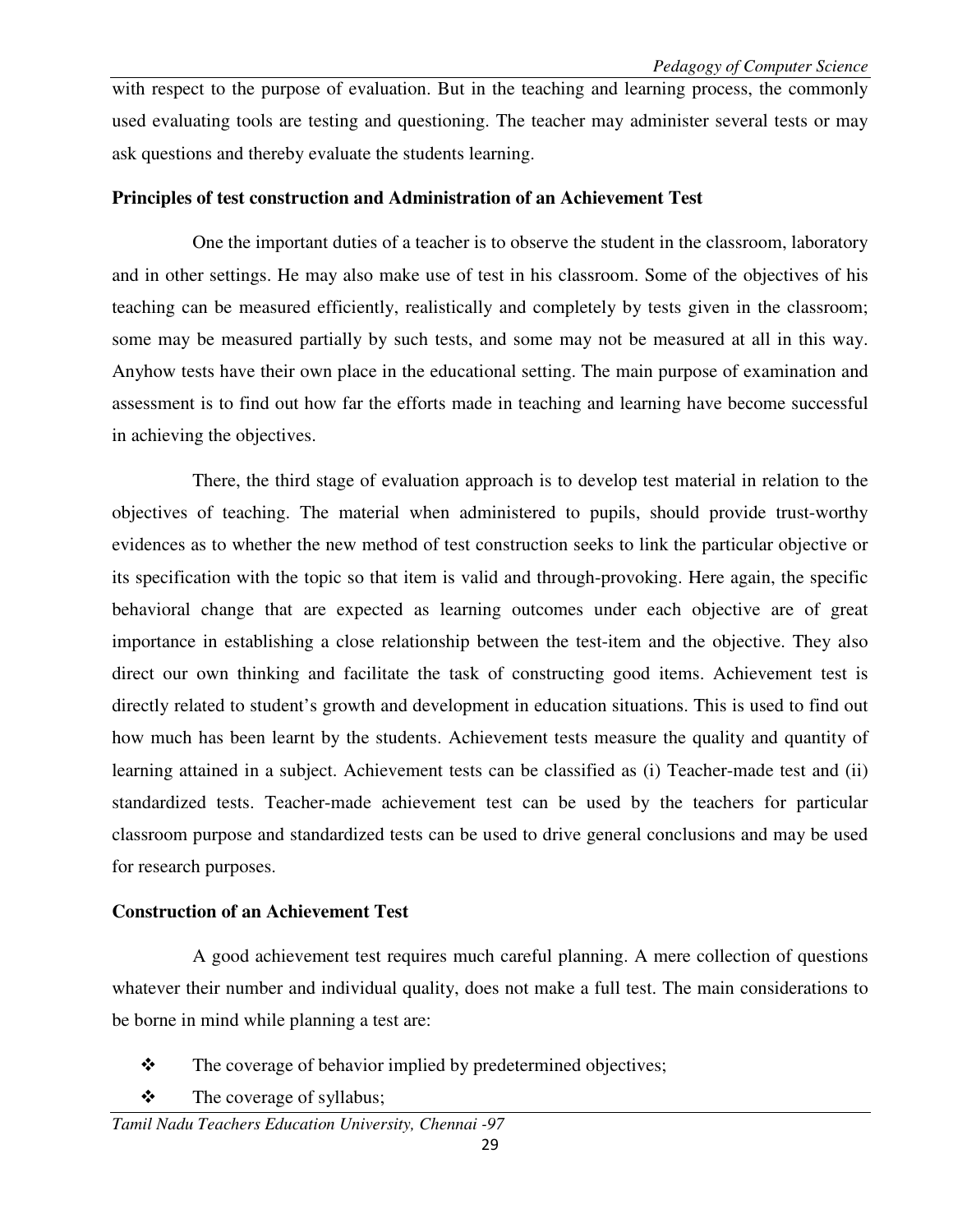with respect to the purpose of evaluation. But in the teaching and learning process, the commonly used evaluating tools are testing and questioning. The teacher may administer several tests or may ask questions and thereby evaluate the students learning.

**Principles of test construction and Administration of an Achievement Test**

One the important duties of a teacher is to observe the student in the classroom, laboratory and in other settings. He may also make use of test in his classroom. Some of the objectives of his teaching can be measured efficiently, realistically and completely by tests given in the classroom; some may be measured partially by such tests, and some may not be measured at all in this way. Anyhow tests have their own place in the educational setting. The main purpose of examination and assessment is to find out how far the efforts made in teaching and learning have become successful in achieving the objectives.

There, the third stage of evaluation approach is to develop test material in relation to the objectives of teaching. The material when administered to pupils, should provide trust-worthy evidences as to whether the new method of test construction seeks to link the particular objective or its specification with the topic so that item is valid and through-provoking. Here again, the specific behavioral change that are expected as learning outcomes under each objective are of great importance in establishing a close relationship between the test-item and the objective. They also direct our own thinking and facilitate the task of constructing good items. Achievement test is directly related to student's growth and development in education situations. This is used to find out how much has been learnt by the students. Achievement tests measure the quality and quantity of learning attained in a subject. Achievement tests can be classified as (i) Teacher-made test and (ii) standardized tests. Teacher-made achievement test can be used by the teachers for particular classroom purpose and standardized tests can be used to drive general conclusions and may be used for research purposes.

**Construction of an Achievement Test**

A good achievement test requires much careful planning. A mere collection of questions whatever their number and individual quality, does not make a full test. The main considerations to be borne in mind while planning a test are:

- ❖ The coverage of behavior implied by predetermined objectives;
- ❖ The coverage of syllabus;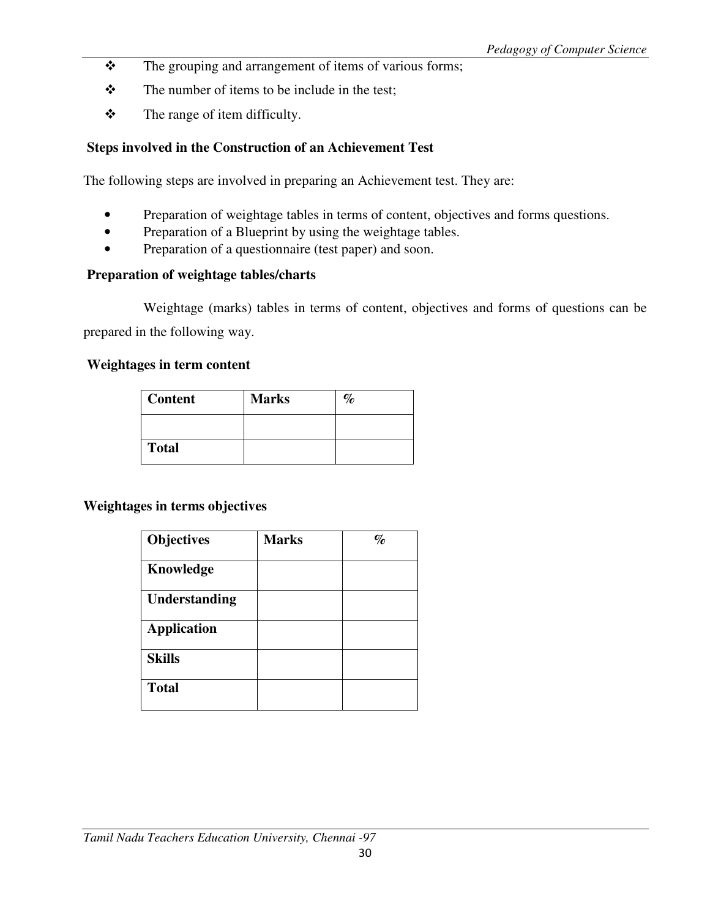- The grouping and arrangement of items of various forms;
- The number of items to be include in the test;
- The range of item difficulty.

**Steps involved in the Construction of an Achievement Test**

The following steps are involved in preparing an Achievement test. They are:

- Preparation of weightage tables in terms of content, objectives and forms questions.
- Preparation of a Blueprint by using the weightage tables.
- Preparation of a questionnaire (test paper) and soon.

**Preparation of weightage tables/charts**

Weightage (marks) tables in terms of content, objectives and forms of questions can be prepared in the following way.

**Weightages in term content**

| Content | Marks | % |
|---|---|---|
| | | |
| **Total** | | |

**Weightages in terms objectives**

| Objectives | Marks | % |
|---|---|---|
| **Knowledge** | | |
| **Understanding** | | |
| **Application** | | |
| **Skills** | | |
| **Total** | | |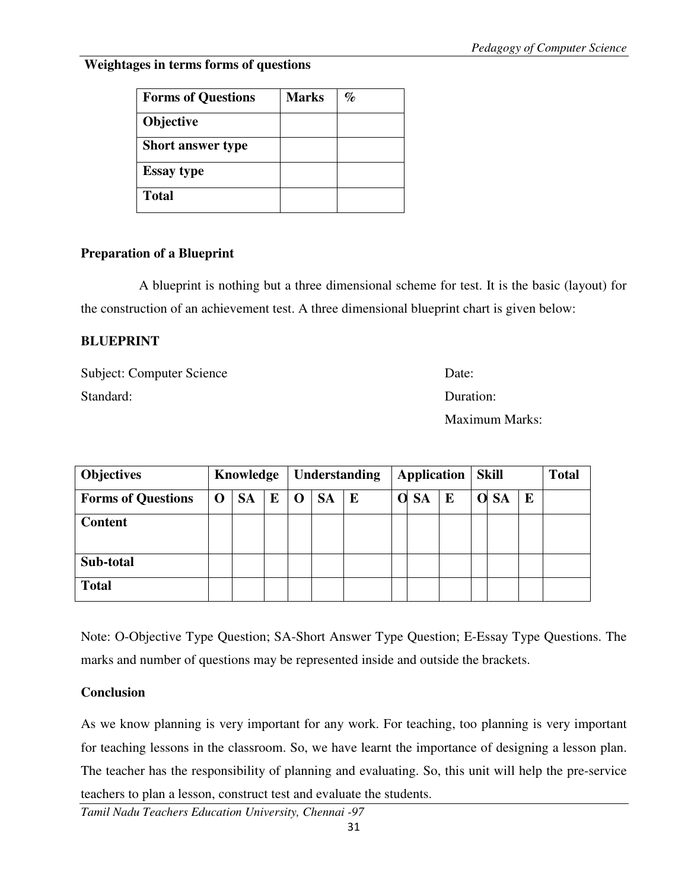**Weightages in terms forms of questions**

| Forms of Questions | Marks | % |
|---|---|---|
| **Objective** | | |
| **Short answer type** | | |
| **Essay type** | | |
| **Total** | | |

## Preparation of a Blueprint

A blueprint is nothing but a three dimensional scheme for test. It is the basic (layout) for the construction of an achievement test. A three dimensional blueprint chart is given below:

### BLUEPRINT

Subject: Computer Science    Date:

Standard:    Duration:

Maximum Marks:

| Objectives | Knowledge | | | Understanding | | | Application | | | Skill | | | Total |
|---|---|---|---|---|---|---|---|---|---|---|---|---|---|
| **Forms of Questions** | **O** | **SA** | **E** | **O** | **SA** | **E** | **O** | **SA** | **E** | **O** | **SA** | **E** | |
| **Content** | | | | | | | | | | | | | |
| **Sub-total** | | | | | | | | | | | | | |
| **Total** | | | | | | | | | | | | | |

Note: O-Objective Type Question; SA-Short Answer Type Question; E-Essay Type Questions. The marks and number of questions may be represented inside and outside the brackets.

## Conclusion

As we know planning is very important for any work. For teaching, too planning is very important for teaching lessons in the classroom. So, we have learnt the importance of designing a lesson plan. The teacher has the responsibility of planning and evaluating. So, this unit will help the pre-service teachers to plan a lesson, construct test and evaluate the students.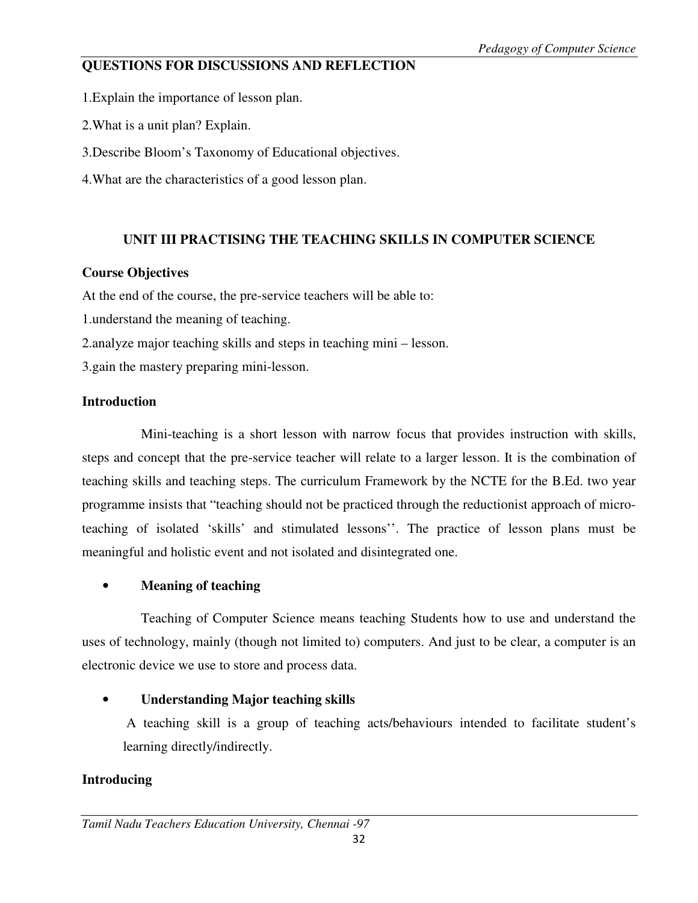## QUESTIONS FOR DISCUSSIONS AND REFLECTION

1.Explain the importance of lesson plan.

2.What is a unit plan? Explain.

3.Describe Bloom's Taxonomy of Educational objectives.

4.What are the characteristics of a good lesson plan.

# UNIT III PRACTISING THE TEACHING SKILLS IN COMPUTER SCIENCE

**Course Objectives**

At the end of the course, the pre-service teachers will be able to:

1.understand the meaning of teaching.

2.analyze major teaching skills and steps in teaching mini – lesson.

3.gain the mastery preparing mini-lesson.

**Introduction**

Mini-teaching is a short lesson with narrow focus that provides instruction with skills, steps and concept that the pre-service teacher will relate to a larger lesson. It is the combination of teaching skills and teaching steps. The curriculum Framework by the NCTE for the B.Ed. two year programme insists that "teaching should not be practiced through the reductionist approach of micro-teaching of isolated 'skills' and stimulated lessons''. The practice of lesson plans must be meaningful and holistic event and not isolated and disintegrated one.

- **Meaning of teaching**

Teaching of Computer Science means teaching Students how to use and understand the uses of technology, mainly (though not limited to) computers. And just to be clear, a computer is an electronic device we use to store and process data.

- **Understanding Major teaching skills**

A teaching skill is a group of teaching acts/behaviours intended to facilitate student's learning directly/indirectly.

**Introducing**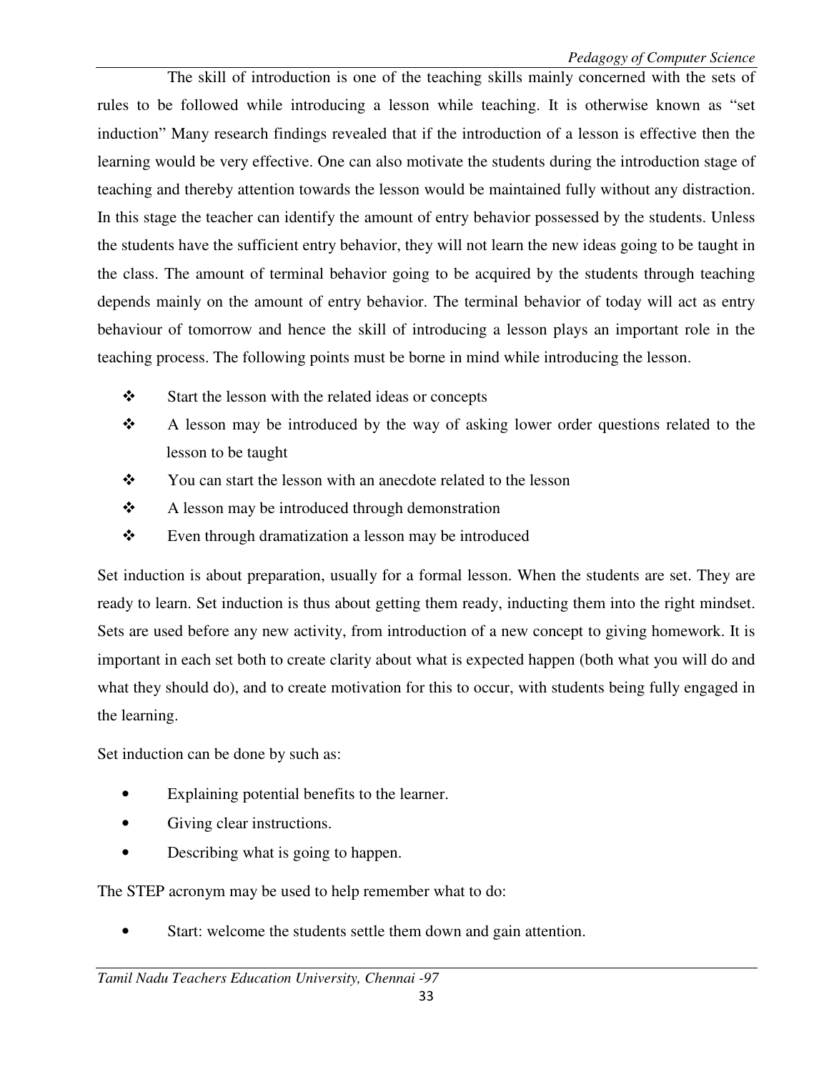The skill of introduction is one of the teaching skills mainly concerned with the sets of rules to be followed while introducing a lesson while teaching. It is otherwise known as "set induction" Many research findings revealed that if the introduction of a lesson is effective then the learning would be very effective. One can also motivate the students during the introduction stage of teaching and thereby attention towards the lesson would be maintained fully without any distraction. In this stage the teacher can identify the amount of entry behavior possessed by the students. Unless the students have the sufficient entry behavior, they will not learn the new ideas going to be taught in the class. The amount of terminal behavior going to be acquired by the students through teaching depends mainly on the amount of entry behavior. The terminal behavior of today will act as entry behaviour of tomorrow and hence the skill of introducing a lesson plays an important role in the teaching process. The following points must be borne in mind while introducing the lesson.

- Start the lesson with the related ideas or concepts
- A lesson may be introduced by the way of asking lower order questions related to the lesson to be taught
- You can start the lesson with an anecdote related to the lesson
- A lesson may be introduced through demonstration
- Even through dramatization a lesson may be introduced

Set induction is about preparation, usually for a formal lesson. When the students are set. They are ready to learn. Set induction is thus about getting them ready, inducting them into the right mindset. Sets are used before any new activity, from introduction of a new concept to giving homework. It is important in each set both to create clarity about what is expected happen (both what you will do and what they should do), and to create motivation for this to occur, with students being fully engaged in the learning.

Set induction can be done by such as:

- Explaining potential benefits to the learner.
- Giving clear instructions.
- Describing what is going to happen.

The STEP acronym may be used to help remember what to do:

- Start: welcome the students settle them down and gain attention.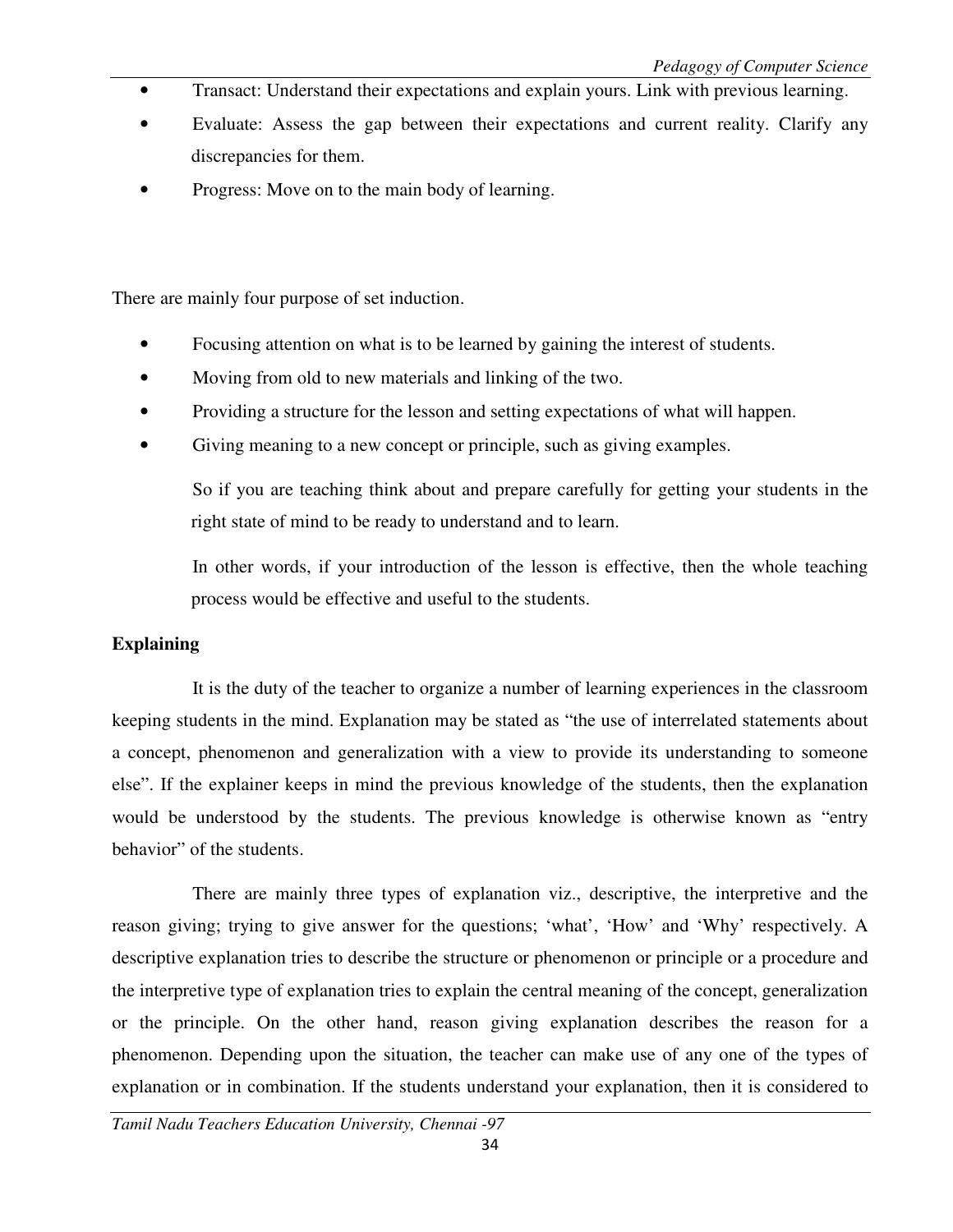- Transact: Understand their expectations and explain yours. Link with previous learning.
- Evaluate: Assess the gap between their expectations and current reality. Clarify any discrepancies for them.
- Progress: Move on to the main body of learning.

There are mainly four purpose of set induction.

- Focusing attention on what is to be learned by gaining the interest of students.
- Moving from old to new materials and linking of the two.
- Providing a structure for the lesson and setting expectations of what will happen.
- Giving meaning to a new concept or principle, such as giving examples.

  So if you are teaching think about and prepare carefully for getting your students in the right state of mind to be ready to understand and to learn.

  In other words, if your introduction of the lesson is effective, then the whole teaching process would be effective and useful to the students.

**Explaining**

It is the duty of the teacher to organize a number of learning experiences in the classroom keeping students in the mind. Explanation may be stated as "the use of interrelated statements about a concept, phenomenon and generalization with a view to provide its understanding to someone else". If the explainer keeps in mind the previous knowledge of the students, then the explanation would be understood by the students. The previous knowledge is otherwise known as "entry behavior" of the students.

There are mainly three types of explanation viz., descriptive, the interpretive and the reason giving; trying to give answer for the questions; 'what', 'How' and 'Why' respectively. A descriptive explanation tries to describe the structure or phenomenon or principle or a procedure and the interpretive type of explanation tries to explain the central meaning of the concept, generalization or the principle. On the other hand, reason giving explanation describes the reason for a phenomenon. Depending upon the situation, the teacher can make use of any one of the types of explanation or in combination. If the students understand your explanation, then it is considered to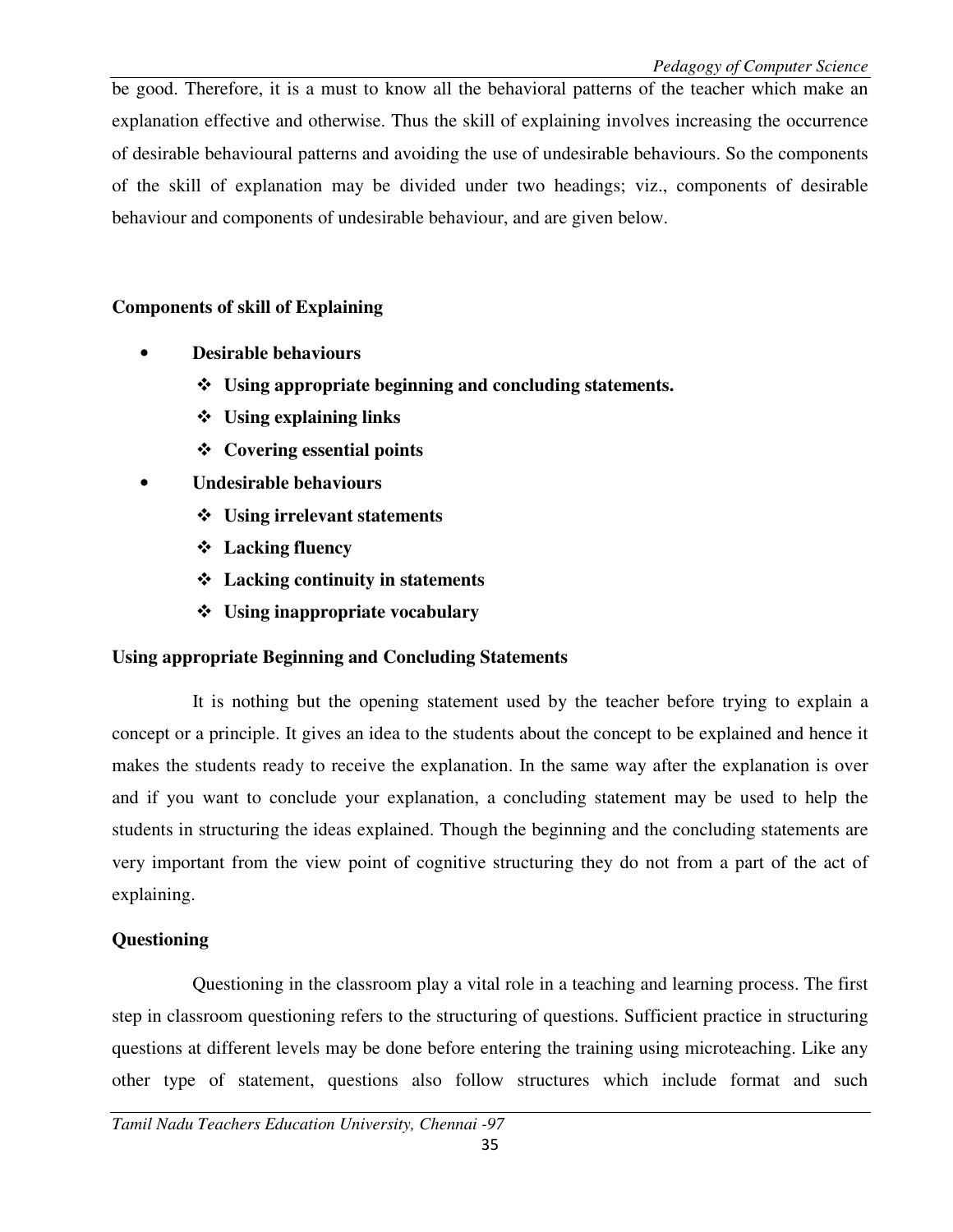be good. Therefore, it is a must to know all the behavioral patterns of the teacher which make an explanation effective and otherwise. Thus the skill of explaining involves increasing the occurrence of desirable behavioural patterns and avoiding the use of undesirable behaviours. So the components of the skill of explanation may be divided under two headings; viz., components of desirable behaviour and components of undesirable behaviour, and are given below.

**Components of skill of Explaining**

- **Desirable behaviours**
  - **Using appropriate beginning and concluding statements.**
  - **Using explaining links**
  - **Covering essential points**
- **Undesirable behaviours**
  - **Using irrelevant statements**
  - **Lacking fluency**
  - **Lacking continuity in statements**
  - **Using inappropriate vocabulary**

**Using appropriate Beginning and Concluding Statements**

It is nothing but the opening statement used by the teacher before trying to explain a concept or a principle. It gives an idea to the students about the concept to be explained and hence it makes the students ready to receive the explanation. In the same way after the explanation is over and if you want to conclude your explanation, a concluding statement may be used to help the students in structuring the ideas explained. Though the beginning and the concluding statements are very important from the view point of cognitive structuring they do not from a part of the act of explaining.

**Questioning**

Questioning in the classroom play a vital role in a teaching and learning process. The first step in classroom questioning refers to the structuring of questions. Sufficient practice in structuring questions at different levels may be done before entering the training using microteaching. Like any other type of statement, questions also follow structures which include format and such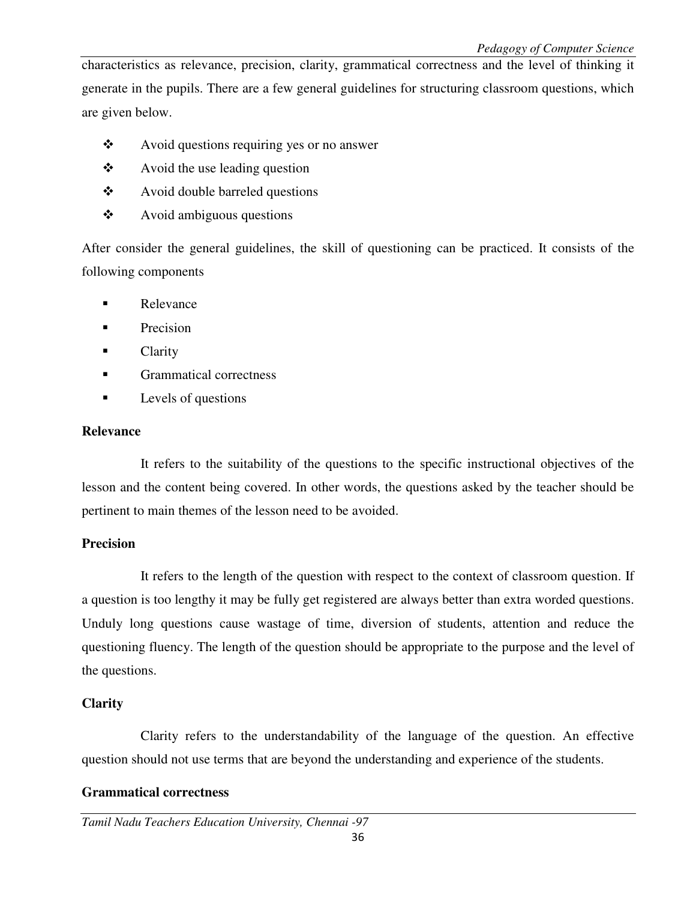characteristics as relevance, precision, clarity, grammatical correctness and the level of thinking it generate in the pupils. There are a few general guidelines for structuring classroom questions, which are given below.

- Avoid questions requiring yes or no answer
- Avoid the use leading question
- Avoid double barreled questions
- Avoid ambiguous questions

After consider the general guidelines, the skill of questioning can be practiced. It consists of the following components

- Relevance
- Precision
- Clarity
- Grammatical correctness
- Levels of questions

**Relevance**

It refers to the suitability of the questions to the specific instructional objectives of the lesson and the content being covered. In other words, the questions asked by the teacher should be pertinent to main themes of the lesson need to be avoided.

**Precision**

It refers to the length of the question with respect to the context of classroom question. If a question is too lengthy it may be fully get registered are always better than extra worded questions. Unduly long questions cause wastage of time, diversion of students, attention and reduce the questioning fluency. The length of the question should be appropriate to the purpose and the level of the questions.

**Clarity**

Clarity refers to the understandability of the language of the question. An effective question should not use terms that are beyond the understanding and experience of the students.

**Grammatical correctness**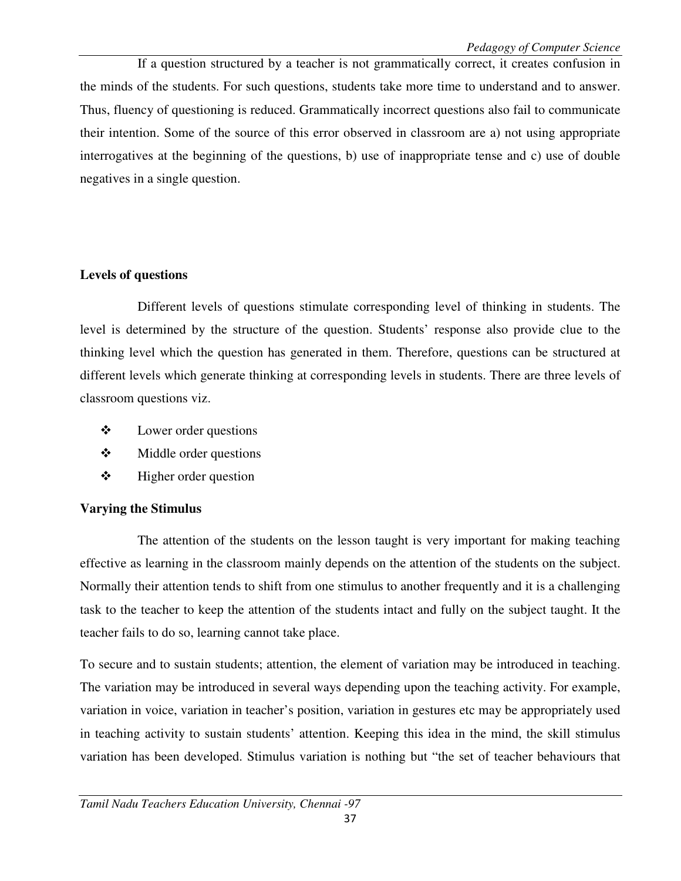If a question structured by a teacher is not grammatically correct, it creates confusion in the minds of the students. For such questions, students take more time to understand and to answer. Thus, fluency of questioning is reduced. Grammatically incorrect questions also fail to communicate their intention. Some of the source of this error observed in classroom are a) not using appropriate interrogatives at the beginning of the questions, b) use of inappropriate tense and c) use of double negatives in a single question.

**Levels of questions**

Different levels of questions stimulate corresponding level of thinking in students. The level is determined by the structure of the question. Students' response also provide clue to the thinking level which the question has generated in them. Therefore, questions can be structured at different levels which generate thinking at corresponding levels in students. There are three levels of classroom questions viz.

- Lower order questions
- Middle order questions
- Higher order question

**Varying the Stimulus**

The attention of the students on the lesson taught is very important for making teaching effective as learning in the classroom mainly depends on the attention of the students on the subject. Normally their attention tends to shift from one stimulus to another frequently and it is a challenging task to the teacher to keep the attention of the students intact and fully on the subject taught. It the teacher fails to do so, learning cannot take place.

To secure and to sustain students; attention, the element of variation may be introduced in teaching. The variation may be introduced in several ways depending upon the teaching activity. For example, variation in voice, variation in teacher's position, variation in gestures etc may be appropriately used in teaching activity to sustain students' attention. Keeping this idea in the mind, the skill stimulus variation has been developed. Stimulus variation is nothing but "the set of teacher behaviours that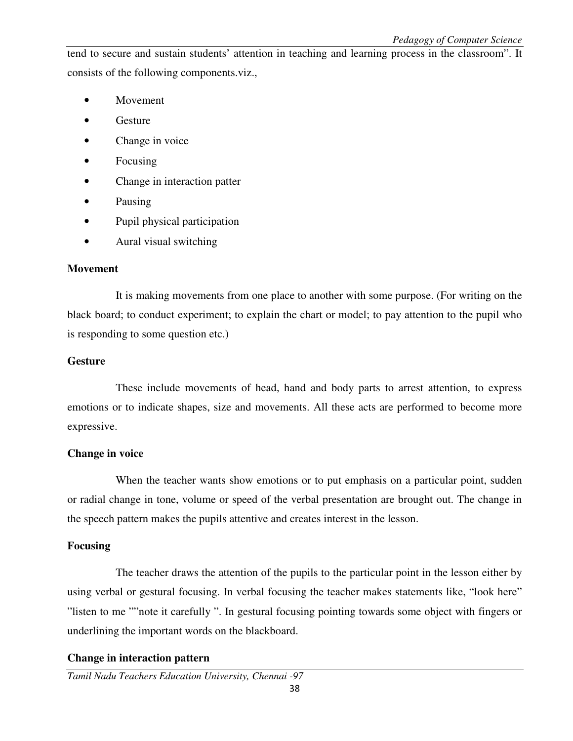tend to secure and sustain students' attention in teaching and learning process in the classroom". It consists of the following components.viz.,

- Movement
- Gesture
- Change in voice
- Focusing
- Change in interaction patter
- Pausing
- Pupil physical participation
- Aural visual switching

**Movement**

It is making movements from one place to another with some purpose. (For writing on the black board; to conduct experiment; to explain the chart or model; to pay attention to the pupil who is responding to some question etc.)

**Gesture**

These include movements of head, hand and body parts to arrest attention, to express emotions or to indicate shapes, size and movements. All these acts are performed to become more expressive.

**Change in voice**

When the teacher wants show emotions or to put emphasis on a particular point, sudden or radial change in tone, volume or speed of the verbal presentation are brought out. The change in the speech pattern makes the pupils attentive and creates interest in the lesson.

**Focusing**

The teacher draws the attention of the pupils to the particular point in the lesson either by using verbal or gestural focusing. In verbal focusing the teacher makes statements like, "look here" "listen to me ""note it carefully ". In gestural focusing pointing towards some object with fingers or underlining the important words on the blackboard.

**Change in interaction pattern**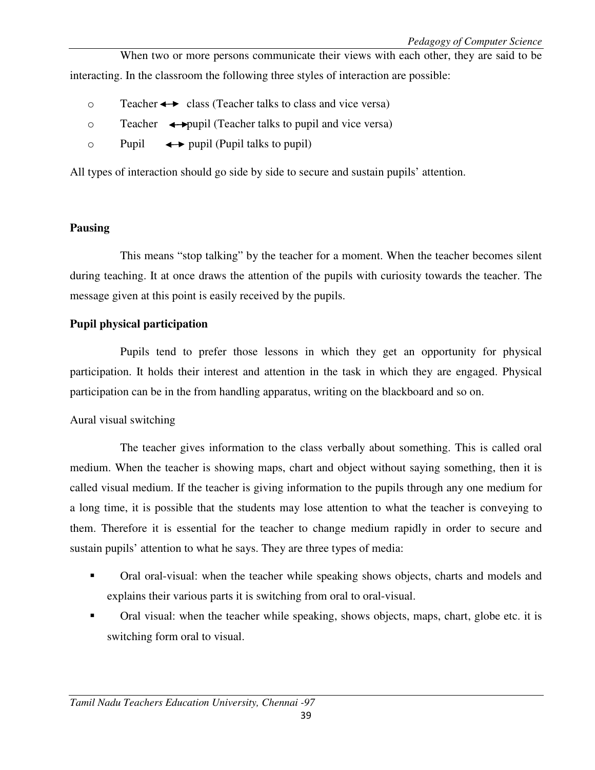When two or more persons communicate their views with each other, they are said to be interacting. In the classroom the following three styles of interaction are possible:

- Teacher ↔ class (Teacher talks to class and vice versa)
- Teacher ↔ pupil (Teacher talks to pupil and vice versa)
- Pupil ↔ pupil (Pupil talks to pupil)

All types of interaction should go side by side to secure and sustain pupils' attention.

**Pausing**

This means "stop talking" by the teacher for a moment. When the teacher becomes silent during teaching. It at once draws the attention of the pupils with curiosity towards the teacher. The message given at this point is easily received by the pupils.

**Pupil physical participation**

Pupils tend to prefer those lessons in which they get an opportunity for physical participation. It holds their interest and attention in the task in which they are engaged. Physical participation can be in the from handling apparatus, writing on the blackboard and so on.

Aural visual switching

The teacher gives information to the class verbally about something. This is called oral medium. When the teacher is showing maps, chart and object without saying something, then it is called visual medium. If the teacher is giving information to the pupils through any one medium for a long time, it is possible that the students may lose attention to what the teacher is conveying to them. Therefore it is essential for the teacher to change medium rapidly in order to secure and sustain pupils' attention to what he says. They are three types of media:

- Oral oral-visual: when the teacher while speaking shows objects, charts and models and explains their various parts it is switching from oral to oral-visual.
- Oral visual: when the teacher while speaking, shows objects, maps, chart, globe etc. it is switching form oral to visual.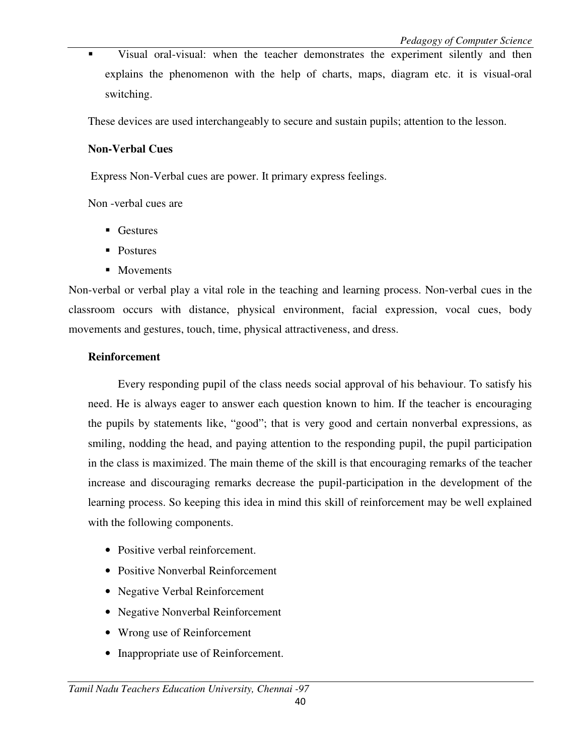- Visual oral-visual: when the teacher demonstrates the experiment silently and then explains the phenomenon with the help of charts, maps, diagram etc. it is visual-oral switching.

These devices are used interchangeably to secure and sustain pupils; attention to the lesson.

**Non-Verbal Cues**

Express Non-Verbal cues are power. It primary express feelings.

Non -verbal cues are

- Gestures
- Postures
- Movements

Non-verbal or verbal play a vital role in the teaching and learning process. Non-verbal cues in the classroom occurs with distance, physical environment, facial expression, vocal cues, body movements and gestures, touch, time, physical attractiveness, and dress.

**Reinforcement**

Every responding pupil of the class needs social approval of his behaviour. To satisfy his need. He is always eager to answer each question known to him. If the teacher is encouraging the pupils by statements like, "good"; that is very good and certain nonverbal expressions, as smiling, nodding the head, and paying attention to the responding pupil, the pupil participation in the class is maximized. The main theme of the skill is that encouraging remarks of the teacher increase and discouraging remarks decrease the pupil-participation in the development of the learning process. So keeping this idea in mind this skill of reinforcement may be well explained with the following components.

- Positive verbal reinforcement.
- Positive Nonverbal Reinforcement
- Negative Verbal Reinforcement
- Negative Nonverbal Reinforcement
- Wrong use of Reinforcement
- Inappropriate use of Reinforcement.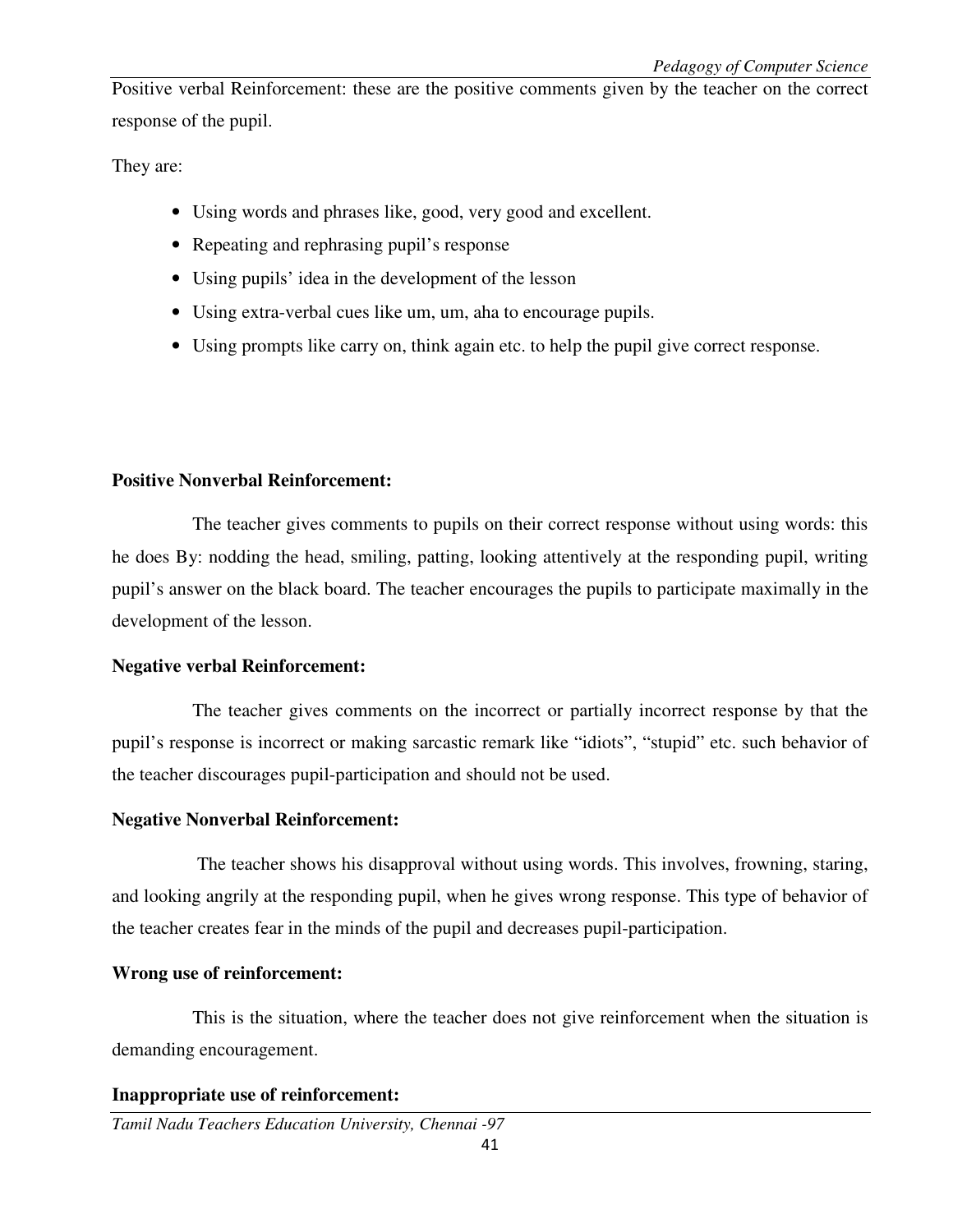Positive verbal Reinforcement: these are the positive comments given by the teacher on the correct response of the pupil.

They are:

- Using words and phrases like, good, very good and excellent.
- Repeating and rephrasing pupil's response
- Using pupils' idea in the development of the lesson
- Using extra-verbal cues like um, um, aha to encourage pupils.
- Using prompts like carry on, think again etc. to help the pupil give correct response.

**Positive Nonverbal Reinforcement:**

The teacher gives comments to pupils on their correct response without using words: this he does By: nodding the head, smiling, patting, looking attentively at the responding pupil, writing pupil's answer on the black board. The teacher encourages the pupils to participate maximally in the development of the lesson.

**Negative verbal Reinforcement:**

The teacher gives comments on the incorrect or partially incorrect response by that the pupil's response is incorrect or making sarcastic remark like "idiots", "stupid" etc. such behavior of the teacher discourages pupil-participation and should not be used.

**Negative Nonverbal Reinforcement:**

The teacher shows his disapproval without using words. This involves, frowning, staring, and looking angrily at the responding pupil, when he gives wrong response. This type of behavior of the teacher creates fear in the minds of the pupil and decreases pupil-participation.

**Wrong use of reinforcement:**

This is the situation, where the teacher does not give reinforcement when the situation is demanding encouragement.

**Inappropriate use of reinforcement:**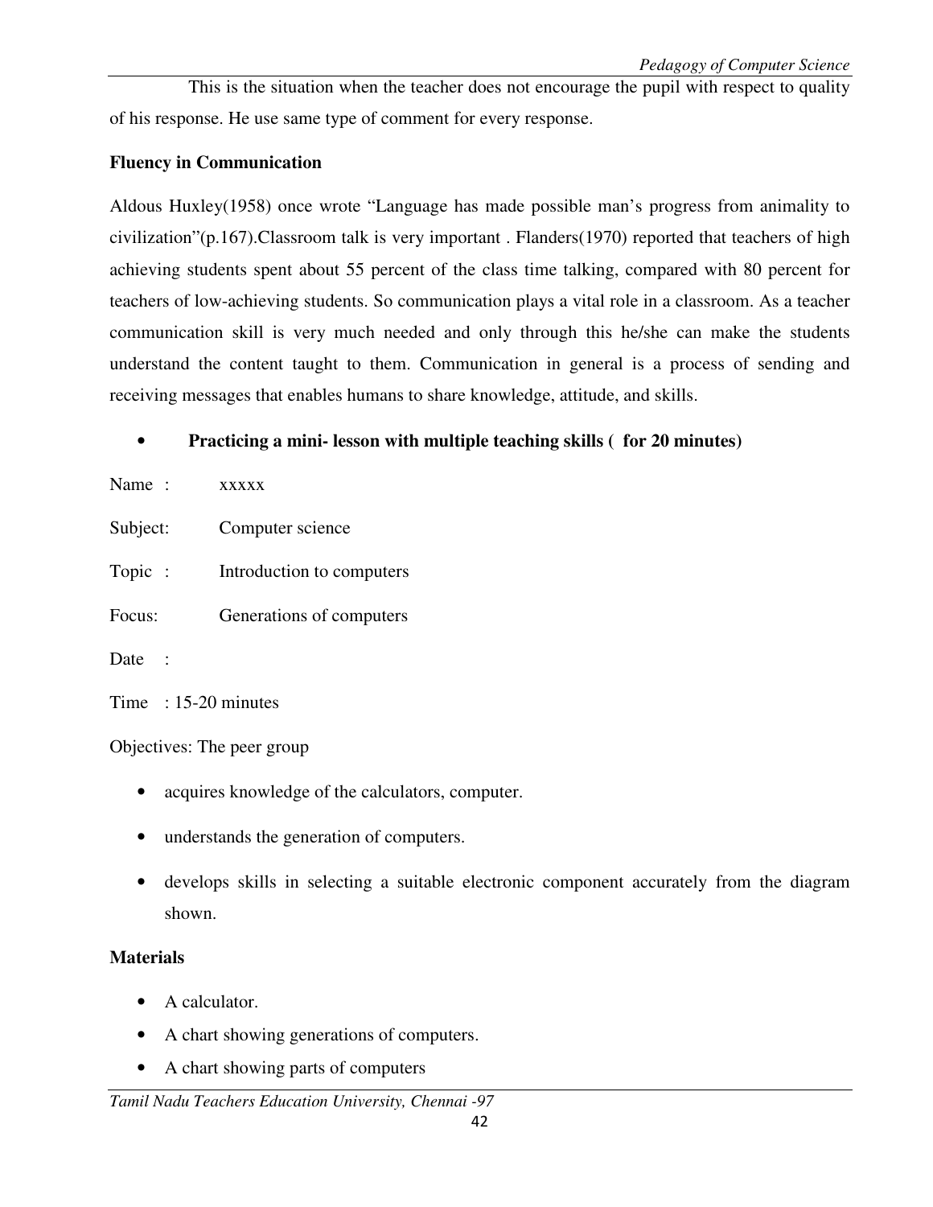This is the situation when the teacher does not encourage the pupil with respect to quality of his response. He use same type of comment for every response.

**Fluency in Communication**

Aldous Huxley(1958) once wrote "Language has made possible man's progress from animality to civilization"(p.167).Classroom talk is very important . Flanders(1970) reported that teachers of high achieving students spent about 55 percent of the class time talking, compared with 80 percent for teachers of low-achieving students. So communication plays a vital role in a classroom. As a teacher communication skill is very much needed and only through this he/she can make the students understand the content taught to them. Communication in general is a process of sending and receiving messages that enables humans to share knowledge, attitude, and skills.

- **Practicing a mini- lesson with multiple teaching skills ( for 20 minutes)**

Name : xxxxx

Subject: Computer science

Topic : Introduction to computers

Focus: Generations of computers

Date :

Time : 15-20 minutes

Objectives: The peer group

- acquires knowledge of the calculators, computer.
- understands the generation of computers.
- develops skills in selecting a suitable electronic component accurately from the diagram shown.

**Materials**

- A calculator.
- A chart showing generations of computers.
- A chart showing parts of computers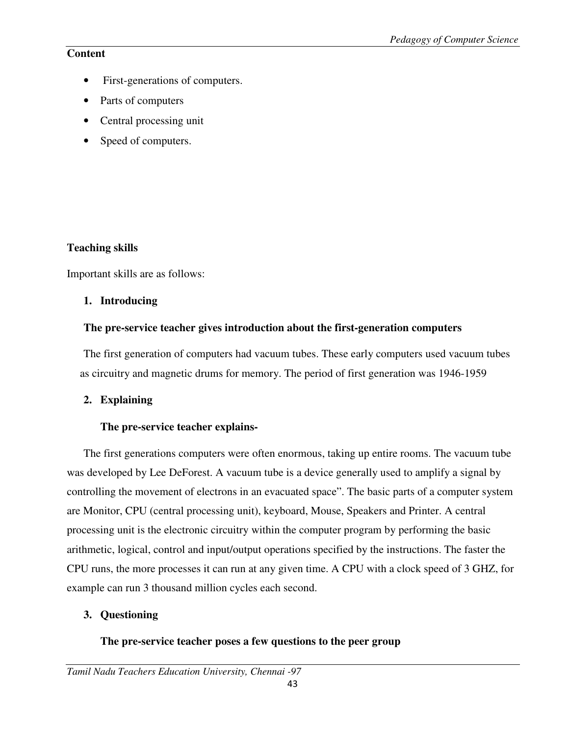**Content**

- First-generations of computers.
- Parts of computers
- Central processing unit
- Speed of computers.

**Teaching skills**

Important skills are as follows:

1. **Introducing**

   **The pre-service teacher gives introduction about the first-generation computers**

   The first generation of computers had vacuum tubes. These early computers used vacuum tubes as circuitry and magnetic drums for memory. The period of first generation was 1946-1959

2. **Explaining**

   **The pre-service teacher explains-**

   The first generations computers were often enormous, taking up entire rooms. The vacuum tube was developed by Lee DeForest. A vacuum tube is a device generally used to amplify a signal by controlling the movement of electrons in an evacuated space". The basic parts of a computer system are Monitor, CPU (central processing unit), keyboard, Mouse, Speakers and Printer. A central processing unit is the electronic circuitry within the computer program by performing the basic arithmetic, logical, control and input/output operations specified by the instructions. The faster the CPU runs, the more processes it can run at any given time. A CPU with a clock speed of 3 GHZ, for example can run 3 thousand million cycles each second.

3. **Questioning**

   **The pre-service teacher poses a few questions to the peer group**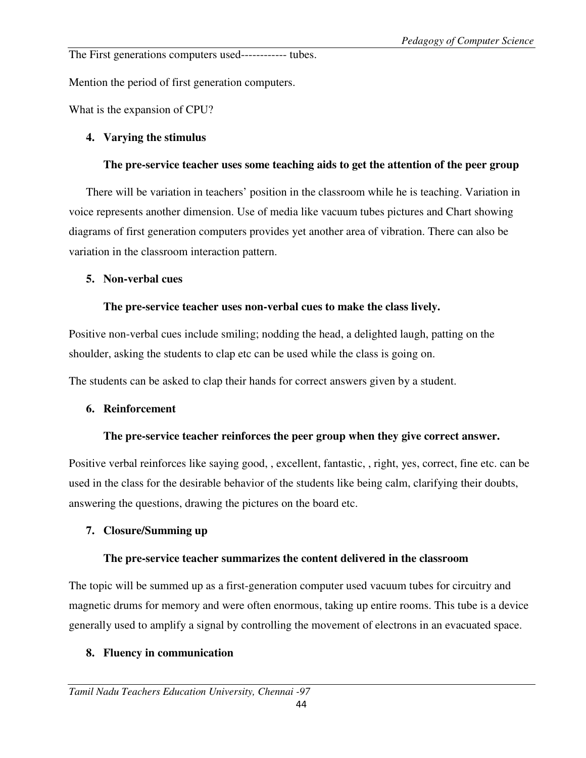The First generations computers used------------ tubes.

Mention the period of first generation computers.

What is the expansion of CPU?

4. **Varying the stimulus**

   **The pre-service teacher uses some teaching aids to get the attention of the peer group**

There will be variation in teachers' position in the classroom while he is teaching. Variation in voice represents another dimension. Use of media like vacuum tubes pictures and Chart showing diagrams of first generation computers provides yet another area of vibration. There can also be variation in the classroom interaction pattern.

5. **Non-verbal cues**

   **The pre-service teacher uses non-verbal cues to make the class lively.**

Positive non-verbal cues include smiling; nodding the head, a delighted laugh, patting on the shoulder, asking the students to clap etc can be used while the class is going on.

The students can be asked to clap their hands for correct answers given by a student.

6. **Reinforcement**

   **The pre-service teacher reinforces the peer group when they give correct answer.**

Positive verbal reinforces like saying good, , excellent, fantastic, , right, yes, correct, fine etc. can be used in the class for the desirable behavior of the students like being calm, clarifying their doubts, answering the questions, drawing the pictures on the board etc.

7. **Closure/Summing up**

   **The pre-service teacher summarizes the content delivered in the classroom**

The topic will be summed up as a first-generation computer used vacuum tubes for circuitry and magnetic drums for memory and were often enormous, taking up entire rooms. This tube is a device generally used to amplify a signal by controlling the movement of electrons in an evacuated space.

8. **Fluency in communication**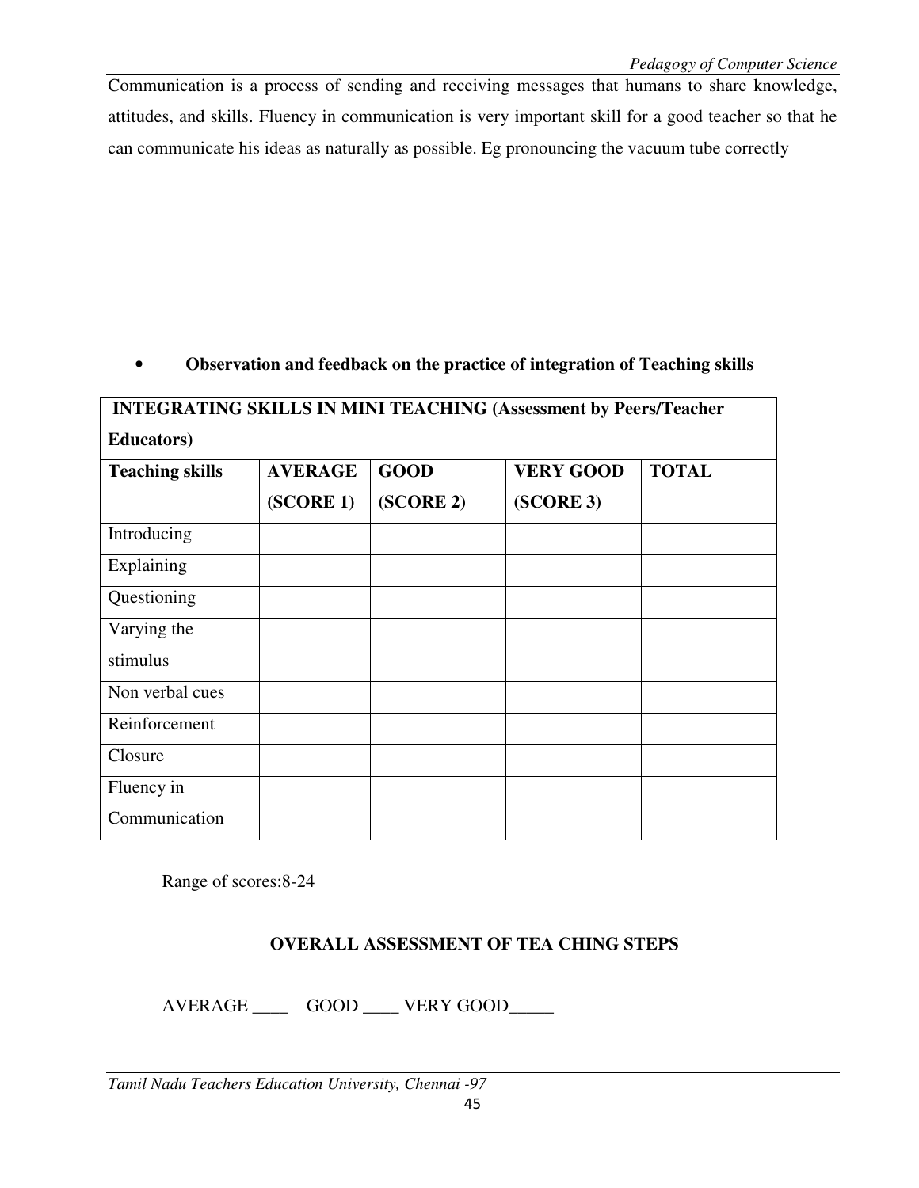Communication is a process of sending and receiving messages that humans to share knowledge, attitudes, and skills. Fluency in communication is very important skill for a good teacher so that he can communicate his ideas as naturally as possible. Eg pronouncing the vacuum tube correctly

- **Observation and feedback on the practice of integration of Teaching skills**

| **INTEGRATING SKILLS IN MINI TEACHING (Assessment by Peers/Teacher Educators)** | | | | |
|---|---|---|---|---|
| **Teaching skills** | **AVERAGE (SCORE 1)** | **GOOD (SCORE 2)** | **VERY GOOD (SCORE 3)** | **TOTAL** |
| Introducing | | | | |
| Explaining | | | | |
| Questioning | | | | |
| Varying the stimulus | | | | |
| Non verbal cues | | | | |
| Reinforcement | | | | |
| Closure | | | | |
| Fluency in Communication | | | | |

Range of scores:8-24

**OVERALL ASSESSMENT OF TEA CHING STEPS**

AVERAGE ____ GOOD ____ VERY GOOD_____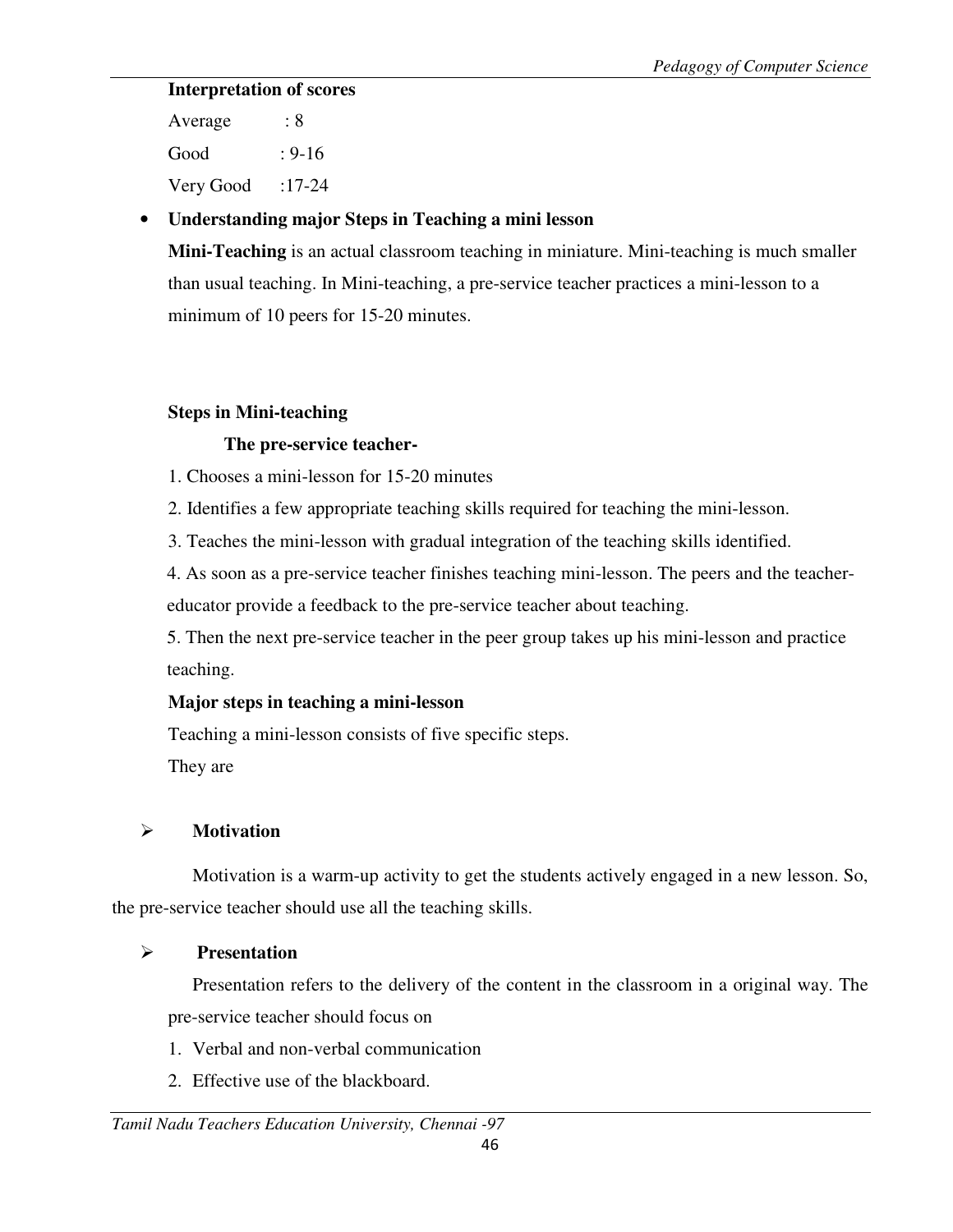**Interpretation of scores**

Average : 8

Good : 9-16

Very Good :17-24

- **Understanding major Steps in Teaching a mini lesson**

  **Mini-Teaching** is an actual classroom teaching in miniature. Mini-teaching is much smaller than usual teaching. In Mini-teaching, a pre-service teacher practices a mini-lesson to a minimum of 10 peers for 15-20 minutes.

**Steps in Mini-teaching**

**The pre-service teacher-**

1. Chooses a mini-lesson for 15-20 minutes
2. Identifies a few appropriate teaching skills required for teaching the mini-lesson.
3. Teaches the mini-lesson with gradual integration of the teaching skills identified.
4. As soon as a pre-service teacher finishes teaching mini-lesson. The peers and the teacher-educator provide a feedback to the pre-service teacher about teaching.
5. Then the next pre-service teacher in the peer group takes up his mini-lesson and practice teaching.

**Major steps in teaching a mini-lesson**

Teaching a mini-lesson consists of five specific steps.

They are

- **Motivation**

Motivation is a warm-up activity to get the students actively engaged in a new lesson. So, the pre-service teacher should use all the teaching skills.

- **Presentation**

Presentation refers to the delivery of the content in the classroom in a original way. The pre-service teacher should focus on

1. Verbal and non-verbal communication
2. Effective use of the blackboard.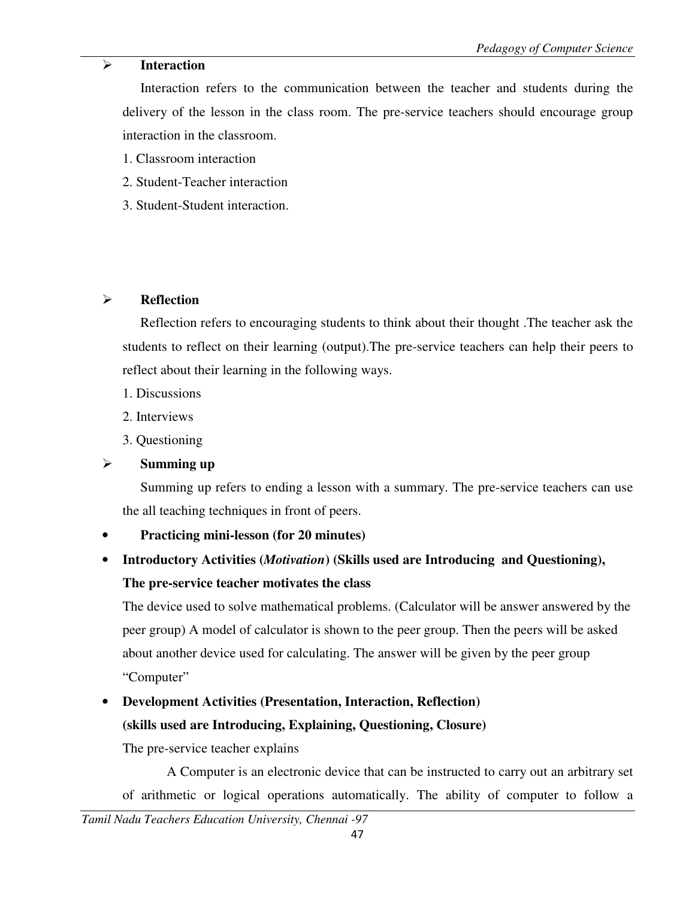- **Interaction**

  Interaction refers to the communication between the teacher and students during the delivery of the lesson in the class room. The pre-service teachers should encourage group interaction in the classroom.

  1. Classroom interaction
  2. Student-Teacher interaction
  3. Student-Student interaction.

- **Reflection**

  Reflection refers to encouraging students to think about their thought .The teacher ask the students to reflect on their learning (output).The pre-service teachers can help their peers to reflect about their learning in the following ways.

  1. Discussions
  2. Interviews
  3. Questioning

- **Summing up**

  Summing up refers to ending a lesson with a summary. The pre-service teachers can use the all teaching techniques in front of peers.

- **Practicing mini-lesson (for 20 minutes)**
- **Introductory Activities (*Motivation*) (Skills used are Introducing and Questioning), The pre-service teacher motivates the class**

  The device used to solve mathematical problems. (Calculator will be answer answered by the peer group) A model of calculator is shown to the peer group. Then the peers will be asked about another device used for calculating. The answer will be given by the peer group "Computer"

- **Development Activities (Presentation, Interaction, Reflection) (skills used are Introducing, Explaining, Questioning, Closure)**

  The pre-service teacher explains

  A Computer is an electronic device that can be instructed to carry out an arbitrary set of arithmetic or logical operations automatically. The ability of computer to follow a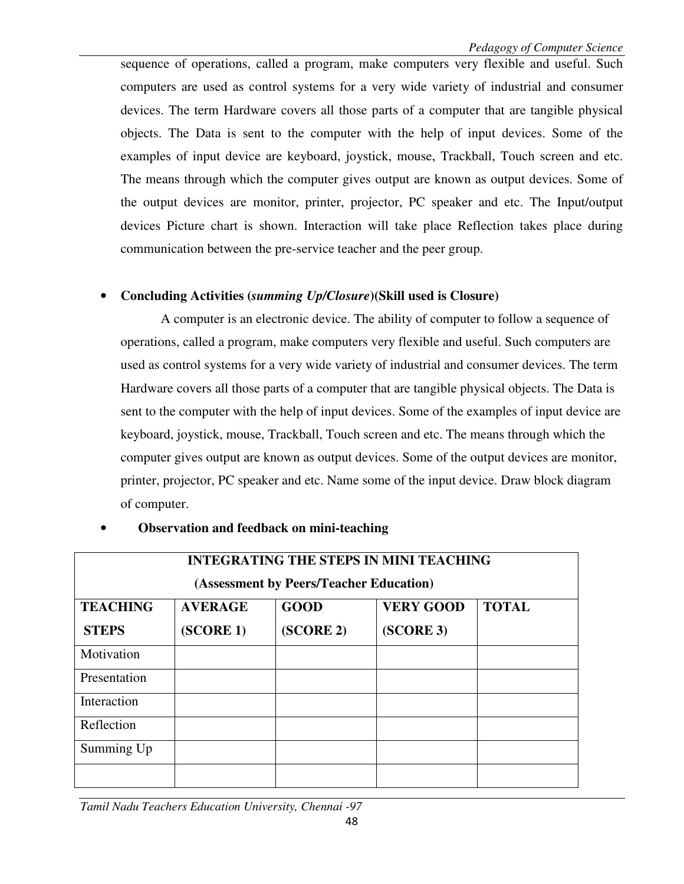sequence of operations, called a program, make computers very flexible and useful. Such computers are used as control systems for a very wide variety of industrial and consumer devices. The term Hardware covers all those parts of a computer that are tangible physical objects. The Data is sent to the computer with the help of input devices. Some of the examples of input device are keyboard, joystick, mouse, Trackball, Touch screen and etc. The means through which the computer gives output are known as output devices. Some of the output devices are monitor, printer, projector, PC speaker and etc. The Input/output devices Picture chart is shown. Interaction will take place Reflection takes place during communication between the pre-service teacher and the peer group.

- **Concluding Activities (*summing Up/Closure*)(Skill used is Closure)**

  A computer is an electronic device. The ability of computer to follow a sequence of operations, called a program, make computers very flexible and useful. Such computers are used as control systems for a very wide variety of industrial and consumer devices. The term Hardware covers all those parts of a computer that are tangible physical objects. The Data is sent to the computer with the help of input devices. Some of the examples of input device are keyboard, joystick, mouse, Trackball, Touch screen and etc. The means through which the computer gives output are known as output devices. Some of the output devices are monitor, printer, projector, PC speaker and etc. Name some of the input device. Draw block diagram of computer.

- **Observation and feedback on mini-teaching**

| INTEGRATING THE STEPS IN MINI TEACHING (Assessment by Peers/Teacher Education) | | | | |
|---|---|---|---|---|
| **TEACHING STEPS** | **AVERAGE (SCORE 1)** | **GOOD (SCORE 2)** | **VERY GOOD (SCORE 3)** | **TOTAL** |
| Motivation | | | | |
| Presentation | | | | |
| Interaction | | | | |
| Reflection | | | | |
| Summing Up | | | | |
| | | | | |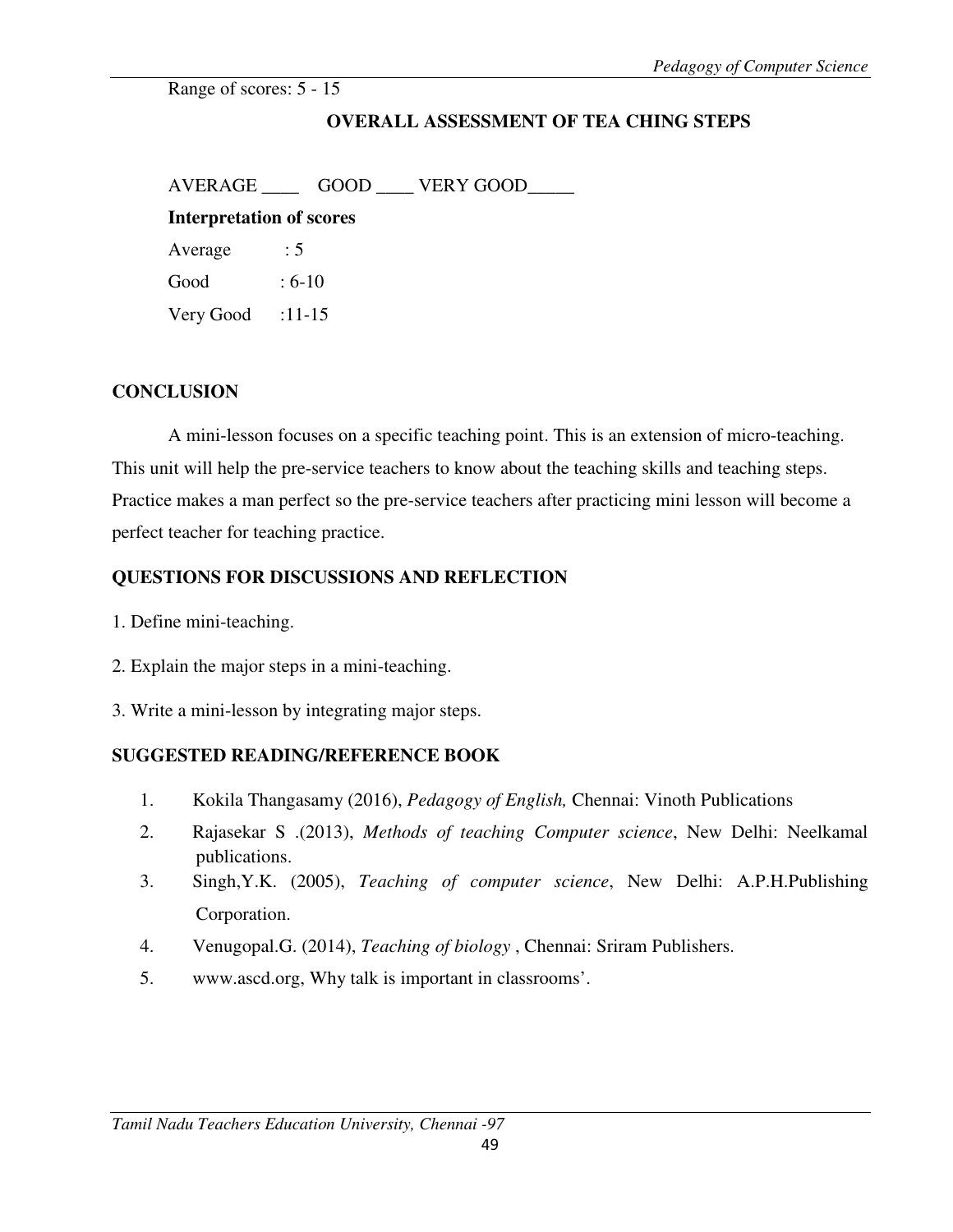Range of scores: 5 - 15

**OVERALL ASSESSMENT OF TEA CHING STEPS**

AVERAGE ____ GOOD ____ VERY GOOD_____

**Interpretation of scores**

Average : 5

Good : 6-10

Very Good :11-15

## CONCLUSION

A mini-lesson focuses on a specific teaching point. This is an extension of micro-teaching. This unit will help the pre-service teachers to know about the teaching skills and teaching steps. Practice makes a man perfect so the pre-service teachers after practicing mini lesson will become a perfect teacher for teaching practice.

## QUESTIONS FOR DISCUSSIONS AND REFLECTION

1. Define mini-teaching.
2. Explain the major steps in a mini-teaching.
3. Write a mini-lesson by integrating major steps.

## SUGGESTED READING/REFERENCE BOOK

1. Kokila Thangasamy (2016), *Pedagogy of English,* Chennai: Vinoth Publications
2. Rajasekar S .(2013), *Methods of teaching Computer science*, New Delhi: Neelkamal publications.
3. Singh,Y.K. (2005), *Teaching of computer science*, New Delhi: A.P.H.Publishing Corporation.
4. Venugopal.G. (2014), *Teaching of biology* , Chennai: Sriram Publishers.
5. www.ascd.org, Why talk is important in classrooms'.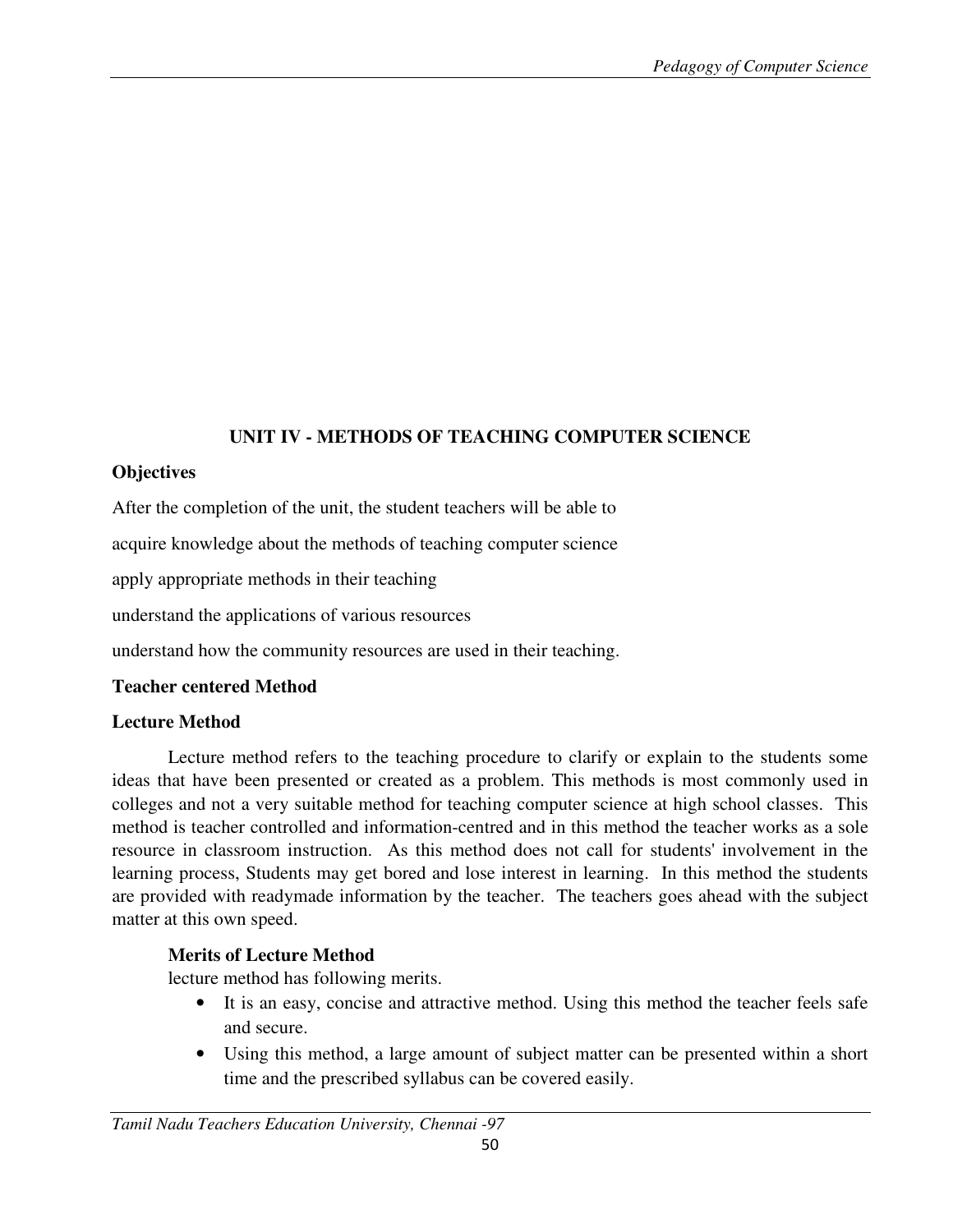## UNIT IV - METHODS OF TEACHING COMPUTER SCIENCE

**Objectives**

After the completion of the unit, the student teachers will be able to

acquire knowledge about the methods of teaching computer science

apply appropriate methods in their teaching

understand the applications of various resources

understand how the community resources are used in their teaching.

**Teacher centered Method**

**Lecture Method**

Lecture method refers to the teaching procedure to clarify or explain to the students some ideas that have been presented or created as a problem. This methods is most commonly used in colleges and not a very suitable method for teaching computer science at high school classes. This method is teacher controlled and information-centred and in this method the teacher works as a sole resource in classroom instruction. As this method does not call for students' involvement in the learning process, Students may get bored and lose interest in learning. In this method the students are provided with readymade information by the teacher. The teachers goes ahead with the subject matter at this own speed.

**Merits of Lecture Method**

lecture method has following merits.

- It is an easy, concise and attractive method. Using this method the teacher feels safe and secure.
- Using this method, a large amount of subject matter can be presented within a short time and the prescribed syllabus can be covered easily.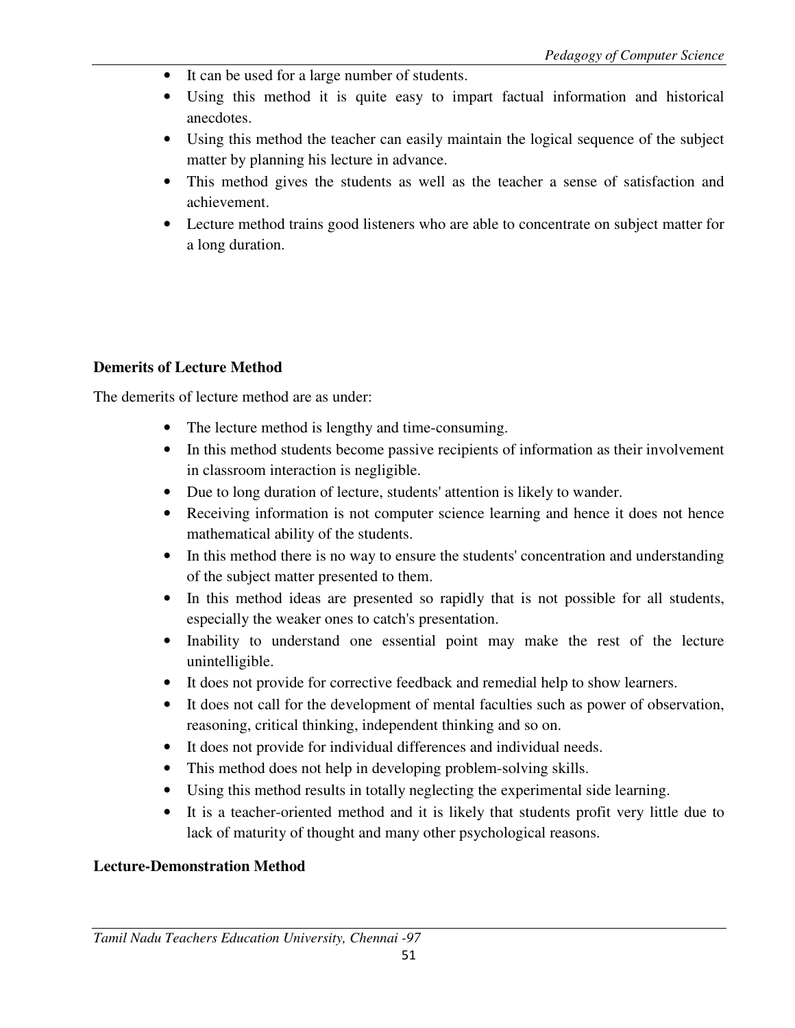- It can be used for a large number of students.
- Using this method it is quite easy to impart factual information and historical anecdotes.
- Using this method the teacher can easily maintain the logical sequence of the subject matter by planning his lecture in advance.
- This method gives the students as well as the teacher a sense of satisfaction and achievement.
- Lecture method trains good listeners who are able to concentrate on subject matter for a long duration.

**Demerits of Lecture Method**

The demerits of lecture method are as under:

- The lecture method is lengthy and time-consuming.
- In this method students become passive recipients of information as their involvement in classroom interaction is negligible.
- Due to long duration of lecture, students' attention is likely to wander.
- Receiving information is not computer science learning and hence it does not hence mathematical ability of the students.
- In this method there is no way to ensure the students' concentration and understanding of the subject matter presented to them.
- In this method ideas are presented so rapidly that is not possible for all students, especially the weaker ones to catch's presentation.
- Inability to understand one essential point may make the rest of the lecture unintelligible.
- It does not provide for corrective feedback and remedial help to show learners.
- It does not call for the development of mental faculties such as power of observation, reasoning, critical thinking, independent thinking and so on.
- It does not provide for individual differences and individual needs.
- This method does not help in developing problem-solving skills.
- Using this method results in totally neglecting the experimental side learning.
- It is a teacher-oriented method and it is likely that students profit very little due to lack of maturity of thought and many other psychological reasons.

**Lecture-Demonstration Method**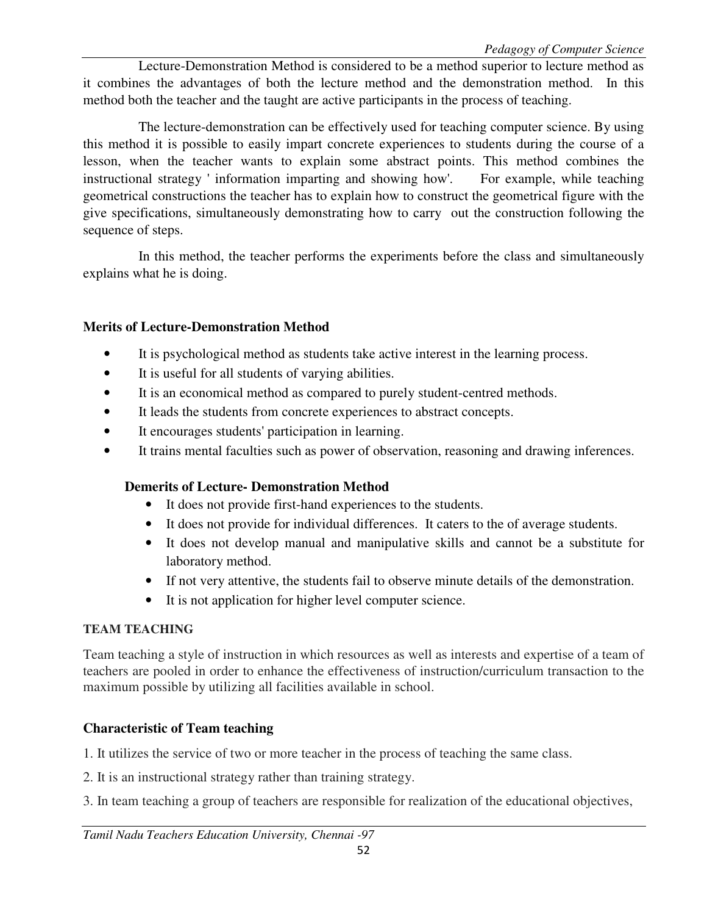Lecture-Demonstration Method is considered to be a method superior to lecture method as it combines the advantages of both the lecture method and the demonstration method. In this method both the teacher and the taught are active participants in the process of teaching.

The lecture-demonstration can be effectively used for teaching computer science. By using this method it is possible to easily impart concrete experiences to students during the course of a lesson, when the teacher wants to explain some abstract points. This method combines the instructional strategy ' information imparting and showing how'. For example, while teaching geometrical constructions the teacher has to explain how to construct the geometrical figure with the give specifications, simultaneously demonstrating how to carry out the construction following the sequence of steps.

In this method, the teacher performs the experiments before the class and simultaneously explains what he is doing.

**Merits of Lecture-Demonstration Method**

- It is psychological method as students take active interest in the learning process.
- It is useful for all students of varying abilities.
- It is an economical method as compared to purely student-centred methods.
- It leads the students from concrete experiences to abstract concepts.
- It encourages students' participation in learning.
- It trains mental faculties such as power of observation, reasoning and drawing inferences.

**Demerits of Lecture- Demonstration Method**

- It does not provide first-hand experiences to the students.
- It does not provide for individual differences. It caters to the of average students.
- It does not develop manual and manipulative skills and cannot be a substitute for laboratory method.
- If not very attentive, the students fail to observe minute details of the demonstration.
- It is not application for higher level computer science.

**TEAM TEACHING**

Team teaching a style of instruction in which resources as well as interests and expertise of a team of teachers are pooled in order to enhance the effectiveness of instruction/curriculum transaction to the maximum possible by utilizing all facilities available in school.

**Characteristic of Team teaching**

1. It utilizes the service of two or more teacher in the process of teaching the same class.

2. It is an instructional strategy rather than training strategy.

3. In team teaching a group of teachers are responsible for realization of the educational objectives,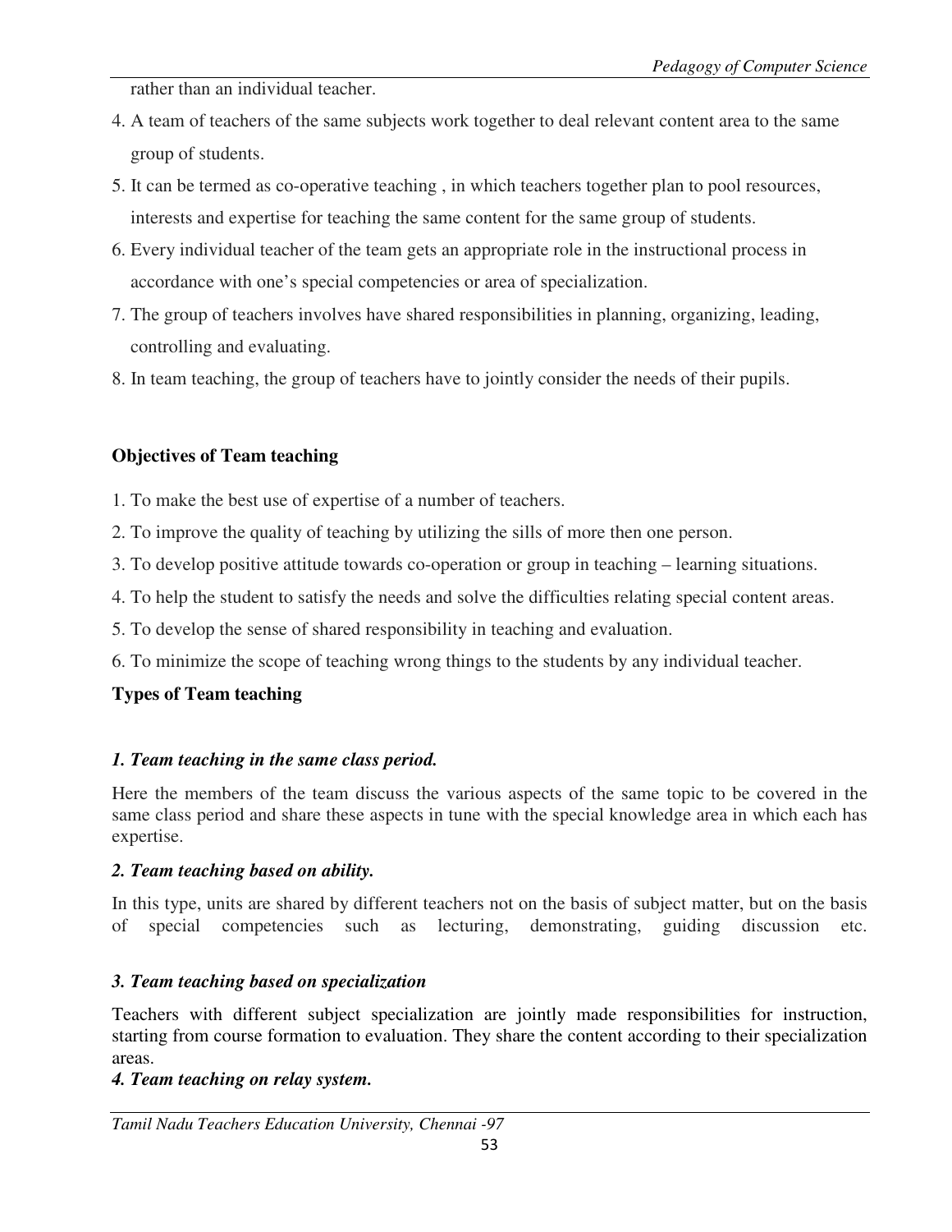rather than an individual teacher.

4. A team of teachers of the same subjects work together to deal relevant content area to the same group of students.
5. It can be termed as co-operative teaching , in which teachers together plan to pool resources, interests and expertise for teaching the same content for the same group of students.
6. Every individual teacher of the team gets an appropriate role in the instructional process in accordance with one's special competencies or area of specialization.
7. The group of teachers involves have shared responsibilities in planning, organizing, leading, controlling and evaluating.
8. In team teaching, the group of teachers have to jointly consider the needs of their pupils.

**Objectives of Team teaching**

1. To make the best use of expertise of a number of teachers.
2. To improve the quality of teaching by utilizing the sills of more then one person.
3. To develop positive attitude towards co-operation or group in teaching – learning situations.
4. To help the student to satisfy the needs and solve the difficulties relating special content areas.
5. To develop the sense of shared responsibility in teaching and evaluation.
6. To minimize the scope of teaching wrong things to the students by any individual teacher.

**Types of Team teaching**

***1. Team teaching in the same class period.***

Here the members of the team discuss the various aspects of the same topic to be covered in the same class period and share these aspects in tune with the special knowledge area in which each has expertise.

***2. Team teaching based on ability.***

In this type, units are shared by different teachers not on the basis of subject matter, but on the basis of special competencies such as lecturing, demonstrating, guiding discussion etc.

***3. Team teaching based on specialization***

Teachers with different subject specialization are jointly made responsibilities for instruction, starting from course formation to evaluation. They share the content according to their specialization areas.

***4. Team teaching on relay system.***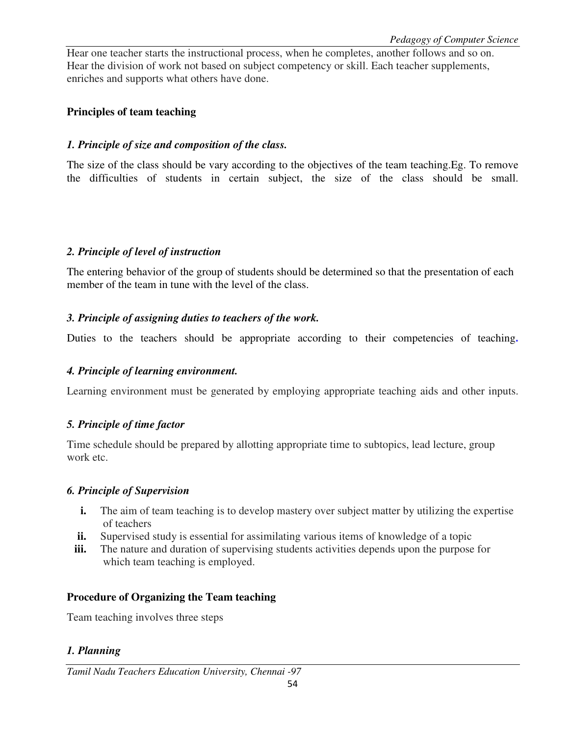Hear one teacher starts the instructional process, when he completes, another follows and so on. Hear the division of work not based on subject competency or skill. Each teacher supplements, enriches and supports what others have done.

**Principles of team teaching**

***1. Principle of size and composition of the class.***

The size of the class should be vary according to the objectives of the team teaching.Eg. To remove the difficulties of students in certain subject, the size of the class should be small.

***2. Principle of level of instruction***

The entering behavior of the group of students should be determined so that the presentation of each member of the team in tune with the level of the class.

***3. Principle of assigning duties to teachers of the work.***

Duties to the teachers should be appropriate according to their competencies of teaching.

***4. Principle of learning environment.***

Learning environment must be generated by employing appropriate teaching aids and other inputs.

***5. Principle of time factor***

Time schedule should be prepared by allotting appropriate time to subtopics, lead lecture, group work etc.

***6. Principle of Supervision***

- **i.** The aim of team teaching is to develop mastery over subject matter by utilizing the expertise of teachers
- **ii.** Supervised study is essential for assimilating various items of knowledge of a topic
- **iii.** The nature and duration of supervising students activities depends upon the purpose for which team teaching is employed.

**Procedure of Organizing the Team teaching**

Team teaching involves three steps

***1. Planning***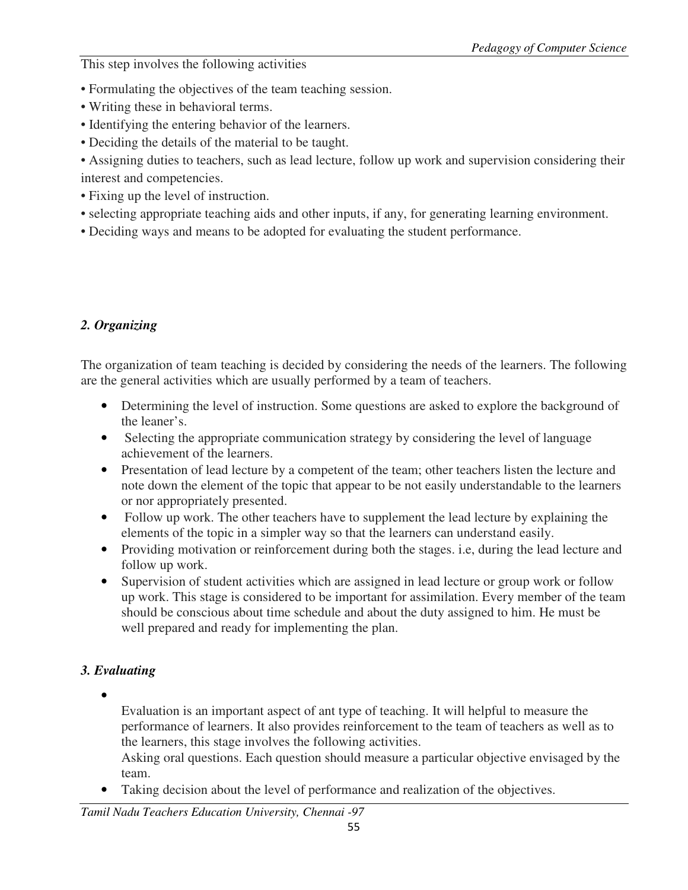This step involves the following activities

- Formulating the objectives of the team teaching session.
- Writing these in behavioral terms.
- Identifying the entering behavior of the learners.
- Deciding the details of the material to be taught.
- Assigning duties to teachers, such as lead lecture, follow up work and supervision considering their interest and competencies.
- Fixing up the level of instruction.
- selecting appropriate teaching aids and other inputs, if any, for generating learning environment.
- Deciding ways and means to be adopted for evaluating the student performance.

### *2. Organizing*

The organization of team teaching is decided by considering the needs of the learners. The following are the general activities which are usually performed by a team of teachers.

- Determining the level of instruction. Some questions are asked to explore the background of the leaner's.
- Selecting the appropriate communication strategy by considering the level of language achievement of the learners.
- Presentation of lead lecture by a competent of the team; other teachers listen the lecture and note down the element of the topic that appear to be not easily understandable to the learners or nor appropriately presented.
- Follow up work. The other teachers have to supplement the lead lecture by explaining the elements of the topic in a simpler way so that the learners can understand easily.
- Providing motivation or reinforcement during both the stages. i.e, during the lead lecture and follow up work.
- Supervision of student activities which are assigned in lead lecture or group work or follow up work. This stage is considered to be important for assimilation. Every member of the team should be conscious about time schedule and about the duty assigned to him. He must be well prepared and ready for implementing the plan.

### *3. Evaluating*

- Evaluation is an important aspect of ant type of teaching. It will helpful to measure the performance of learners. It also provides reinforcement to the team of teachers as well as to the learners, this stage involves the following activities.
  Asking oral questions. Each question should measure a particular objective envisaged by the team.
- Taking decision about the level of performance and realization of the objectives.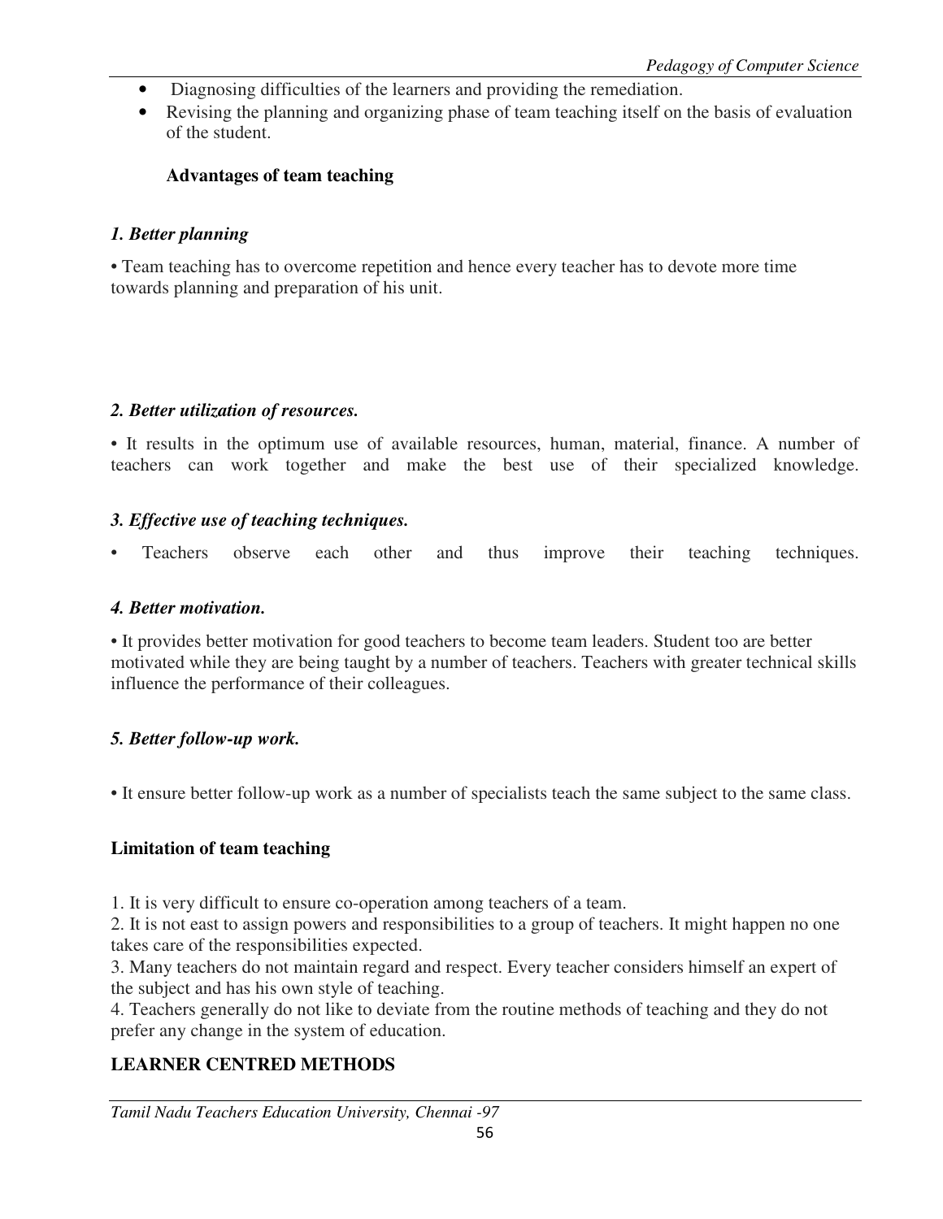- Diagnosing difficulties of the learners and providing the remediation.
- Revising the planning and organizing phase of team teaching itself on the basis of evaluation of the student.

**Advantages of team teaching**

***1. Better planning***

• Team teaching has to overcome repetition and hence every teacher has to devote more time towards planning and preparation of his unit.

***2. Better utilization of resources.***

• It results in the optimum use of available resources, human, material, finance. A number of teachers can work together and make the best use of their specialized knowledge.

***3. Effective use of teaching techniques.***

• Teachers observe each other and thus improve their teaching techniques.

***4. Better motivation.***

• It provides better motivation for good teachers to become team leaders. Student too are better motivated while they are being taught by a number of teachers. Teachers with greater technical skills influence the performance of their colleagues.

***5. Better follow-up work.***

• It ensure better follow-up work as a number of specialists teach the same subject to the same class.

**Limitation of team teaching**

1. It is very difficult to ensure co-operation among teachers of a team.
2. It is not east to assign powers and responsibilities to a group of teachers. It might happen no one takes care of the responsibilities expected.
3. Many teachers do not maintain regard and respect. Every teacher considers himself an expert of the subject and has his own style of teaching.
4. Teachers generally do not like to deviate from the routine methods of teaching and they do not prefer any change in the system of education.

**LEARNER CENTRED METHODS**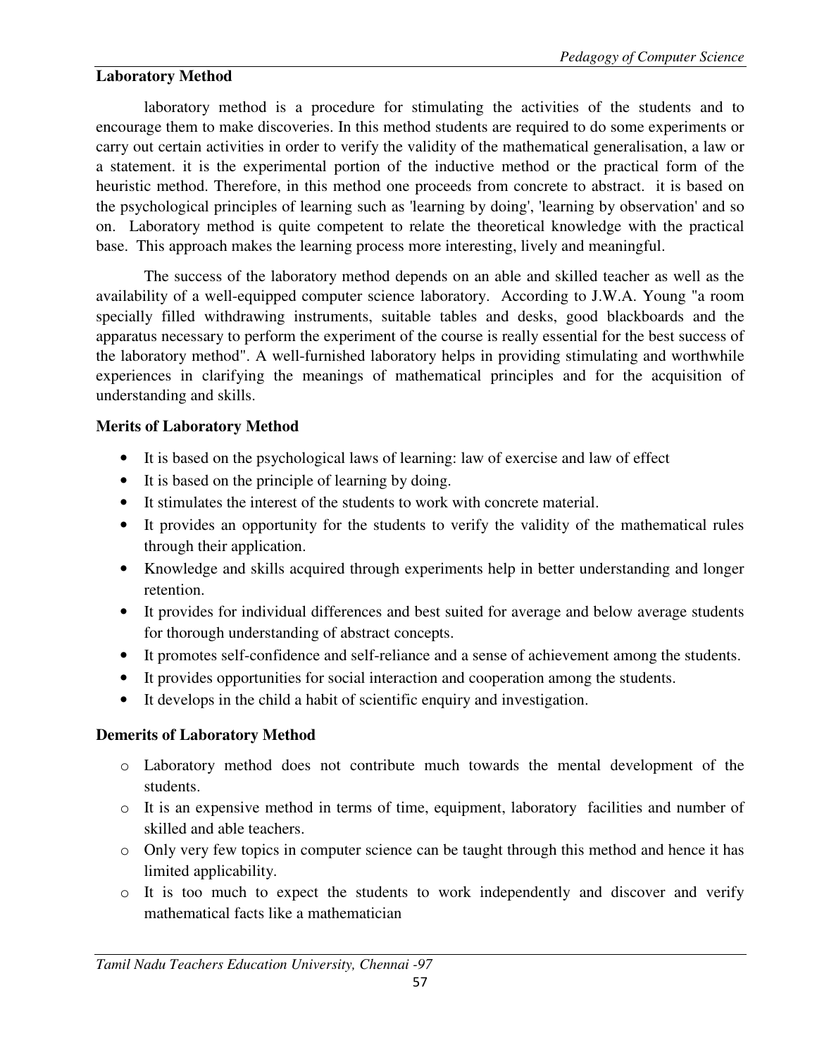**Laboratory Method**

laboratory method is a procedure for stimulating the activities of the students and to encourage them to make discoveries. In this method students are required to do some experiments or carry out certain activities in order to verify the validity of the mathematical generalisation, a law or a statement. it is the experimental portion of the inductive method or the practical form of the heuristic method. Therefore, in this method one proceeds from concrete to abstract. it is based on the psychological principles of learning such as 'learning by doing', 'learning by observation' and so on. Laboratory method is quite competent to relate the theoretical knowledge with the practical base. This approach makes the learning process more interesting, lively and meaningful.

The success of the laboratory method depends on an able and skilled teacher as well as the availability of a well-equipped computer science laboratory. According to J.W.A. Young "a room specially filled withdrawing instruments, suitable tables and desks, good blackboards and the apparatus necessary to perform the experiment of the course is really essential for the best success of the laboratory method". A well-furnished laboratory helps in providing stimulating and worthwhile experiences in clarifying the meanings of mathematical principles and for the acquisition of understanding and skills.

**Merits of Laboratory Method**

- It is based on the psychological laws of learning: law of exercise and law of effect
- It is based on the principle of learning by doing.
- It stimulates the interest of the students to work with concrete material.
- It provides an opportunity for the students to verify the validity of the mathematical rules through their application.
- Knowledge and skills acquired through experiments help in better understanding and longer retention.
- It provides for individual differences and best suited for average and below average students for thorough understanding of abstract concepts.
- It promotes self-confidence and self-reliance and a sense of achievement among the students.
- It provides opportunities for social interaction and cooperation among the students.
- It develops in the child a habit of scientific enquiry and investigation.

**Demerits of Laboratory Method**

- Laboratory method does not contribute much towards the mental development of the students.
- It is an expensive method in terms of time, equipment, laboratory facilities and number of skilled and able teachers.
- Only very few topics in computer science can be taught through this method and hence it has limited applicability.
- It is too much to expect the students to work independently and discover and verify mathematical facts like a mathematician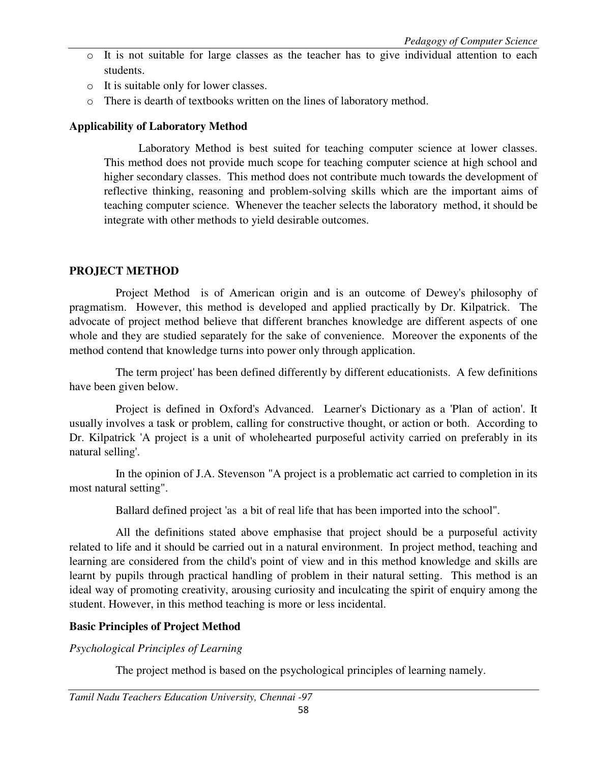- It is not suitable for large classes as the teacher has to give individual attention to each students.
- It is suitable only for lower classes.
- There is dearth of textbooks written on the lines of laboratory method.

**Applicability of Laboratory Method**

Laboratory Method is best suited for teaching computer science at lower classes. This method does not provide much scope for teaching computer science at high school and higher secondary classes. This method does not contribute much towards the development of reflective thinking, reasoning and problem-solving skills which are the important aims of teaching computer science. Whenever the teacher selects the laboratory method, it should be integrate with other methods to yield desirable outcomes.

**PROJECT METHOD**

Project Method is of American origin and is an outcome of Dewey's philosophy of pragmatism. However, this method is developed and applied practically by Dr. Kilpatrick. The advocate of project method believe that different branches knowledge are different aspects of one whole and they are studied separately for the sake of convenience. Moreover the exponents of the method contend that knowledge turns into power only through application.

The term project' has been defined differently by different educationists. A few definitions have been given below.

Project is defined in Oxford's Advanced. Learner's Dictionary as a 'Plan of action'. It usually involves a task or problem, calling for constructive thought, or action or both. According to Dr. Kilpatrick 'A project is a unit of wholehearted purposeful activity carried on preferably in its natural selling'.

In the opinion of J.A. Stevenson "A project is a problematic act carried to completion in its most natural setting".

Ballard defined project 'as a bit of real life that has been imported into the school".

All the definitions stated above emphasise that project should be a purposeful activity related to life and it should be carried out in a natural environment. In project method, teaching and learning are considered from the child's point of view and in this method knowledge and skills are learnt by pupils through practical handling of problem in their natural setting. This method is an ideal way of promoting creativity, arousing curiosity and inculcating the spirit of enquiry among the student. However, in this method teaching is more or less incidental.

**Basic Principles of Project Method**

*Psychological Principles of Learning*

The project method is based on the psychological principles of learning namely.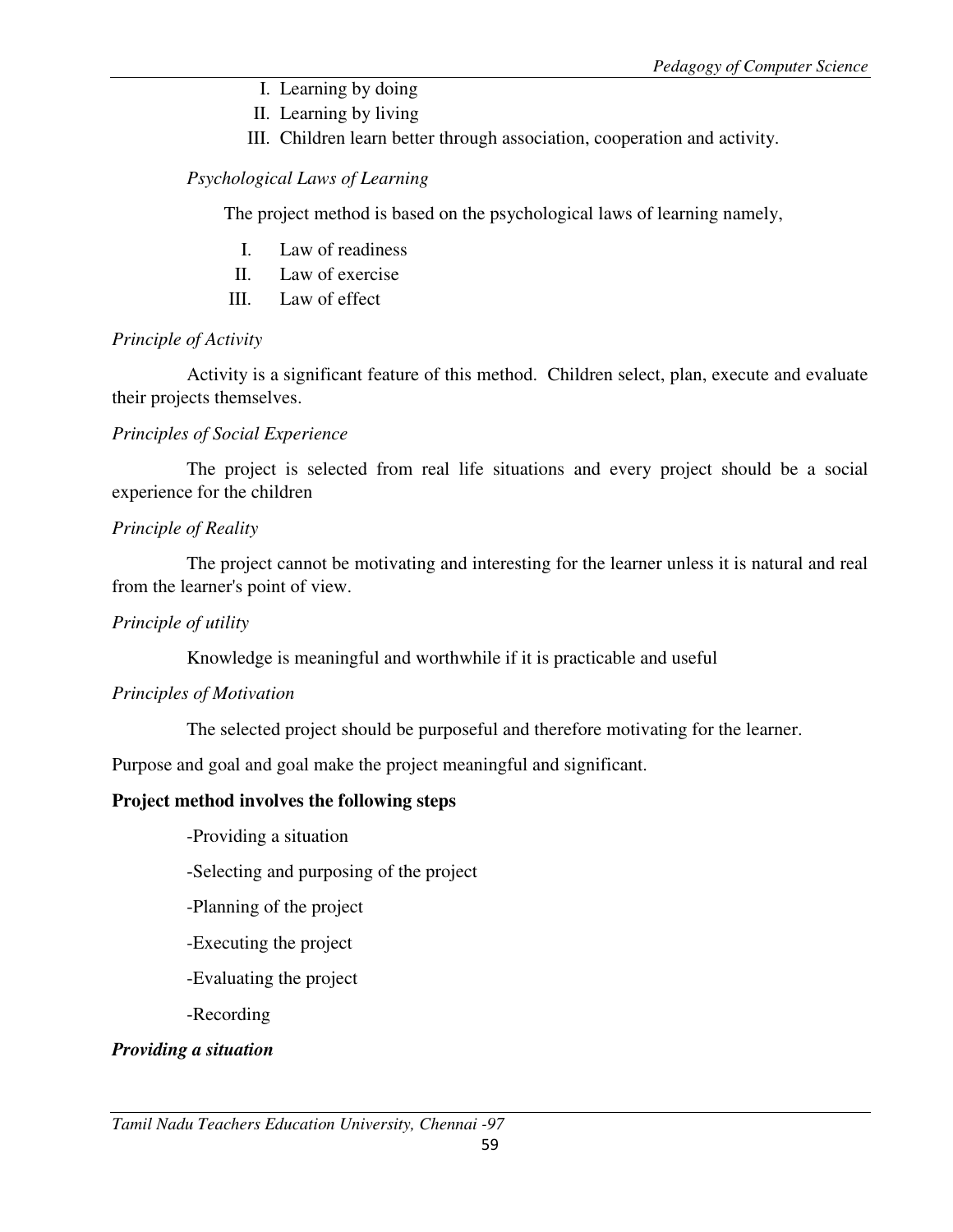I. Learning by doing
II. Learning by living
III. Children learn better through association, cooperation and activity.

*Psychological Laws of Learning*

The project method is based on the psychological laws of learning namely,

I. Law of readiness
II. Law of exercise
III. Law of effect

*Principle of Activity*

Activity is a significant feature of this method. Children select, plan, execute and evaluate their projects themselves.

*Principles of Social Experience*

The project is selected from real life situations and every project should be a social experience for the children

*Principle of Reality*

The project cannot be motivating and interesting for the learner unless it is natural and real from the learner's point of view.

*Principle of utility*

Knowledge is meaningful and worthwhile if it is practicable and useful

*Principles of Motivation*

The selected project should be purposeful and therefore motivating for the learner.

Purpose and goal and goal make the project meaningful and significant.

**Project method involves the following steps**

-Providing a situation

-Selecting and purposing of the project

-Planning of the project

-Executing the project

-Evaluating the project

-Recording

***Providing a situation***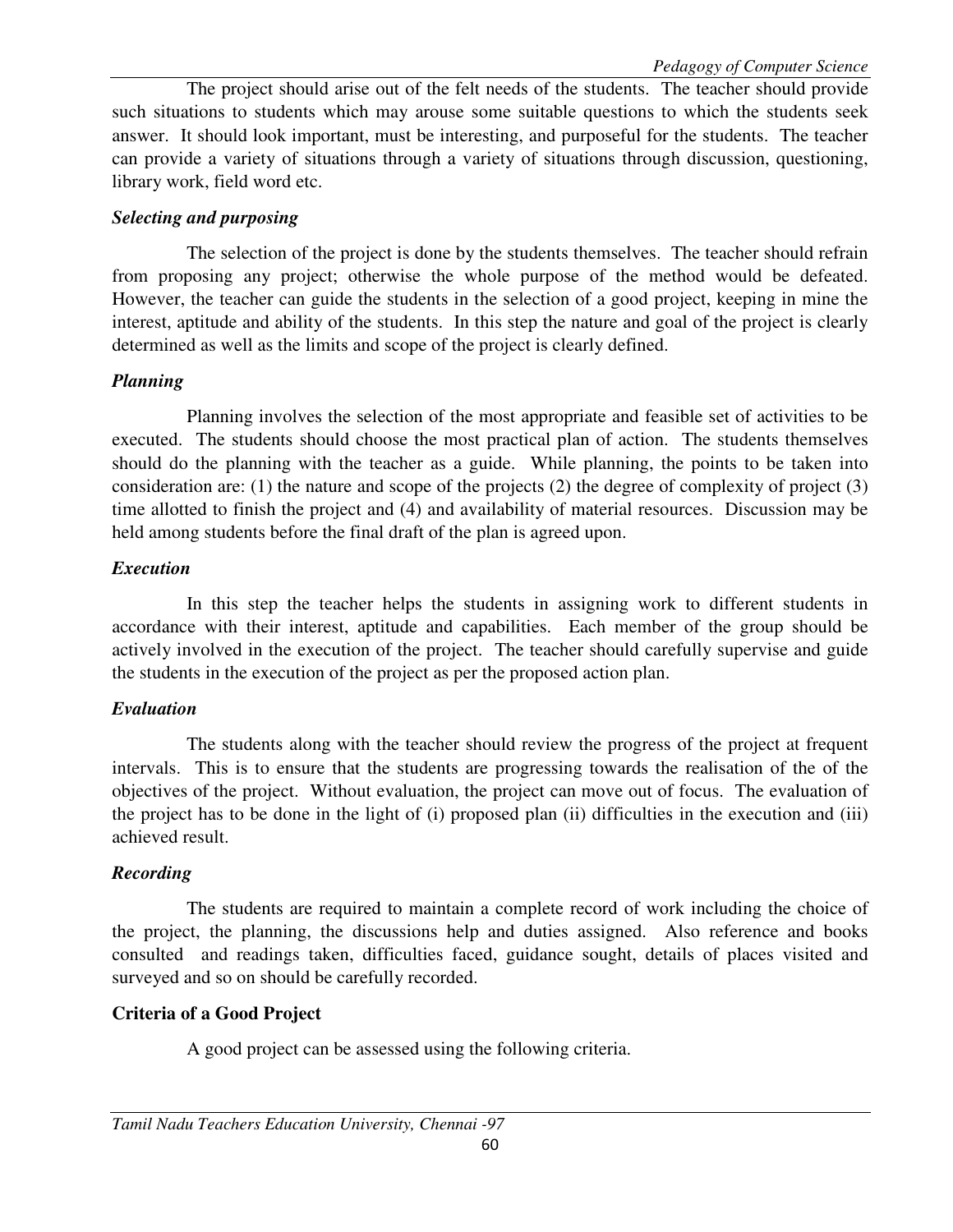The project should arise out of the felt needs of the students. The teacher should provide such situations to students which may arouse some suitable questions to which the students seek answer. It should look important, must be interesting, and purposeful for the students. The teacher can provide a variety of situations through a variety of situations through discussion, questioning, library work, field word etc.

***Selecting and purposing***

The selection of the project is done by the students themselves. The teacher should refrain from proposing any project; otherwise the whole purpose of the method would be defeated. However, the teacher can guide the students in the selection of a good project, keeping in mine the interest, aptitude and ability of the students. In this step the nature and goal of the project is clearly determined as well as the limits and scope of the project is clearly defined.

***Planning***

Planning involves the selection of the most appropriate and feasible set of activities to be executed. The students should choose the most practical plan of action. The students themselves should do the planning with the teacher as a guide. While planning, the points to be taken into consideration are: (1) the nature and scope of the projects (2) the degree of complexity of project (3) time allotted to finish the project and (4) and availability of material resources. Discussion may be held among students before the final draft of the plan is agreed upon.

***Execution***

In this step the teacher helps the students in assigning work to different students in accordance with their interest, aptitude and capabilities. Each member of the group should be actively involved in the execution of the project. The teacher should carefully supervise and guide the students in the execution of the project as per the proposed action plan.

***Evaluation***

The students along with the teacher should review the progress of the project at frequent intervals. This is to ensure that the students are progressing towards the realisation of the of the objectives of the project. Without evaluation, the project can move out of focus. The evaluation of the project has to be done in the light of (i) proposed plan (ii) difficulties in the execution and (iii) achieved result.

***Recording***

The students are required to maintain a complete record of work including the choice of the project, the planning, the discussions help and duties assigned. Also reference and books consulted and readings taken, difficulties faced, guidance sought, details of places visited and surveyed and so on should be carefully recorded.

**Criteria of a Good Project**

A good project can be assessed using the following criteria.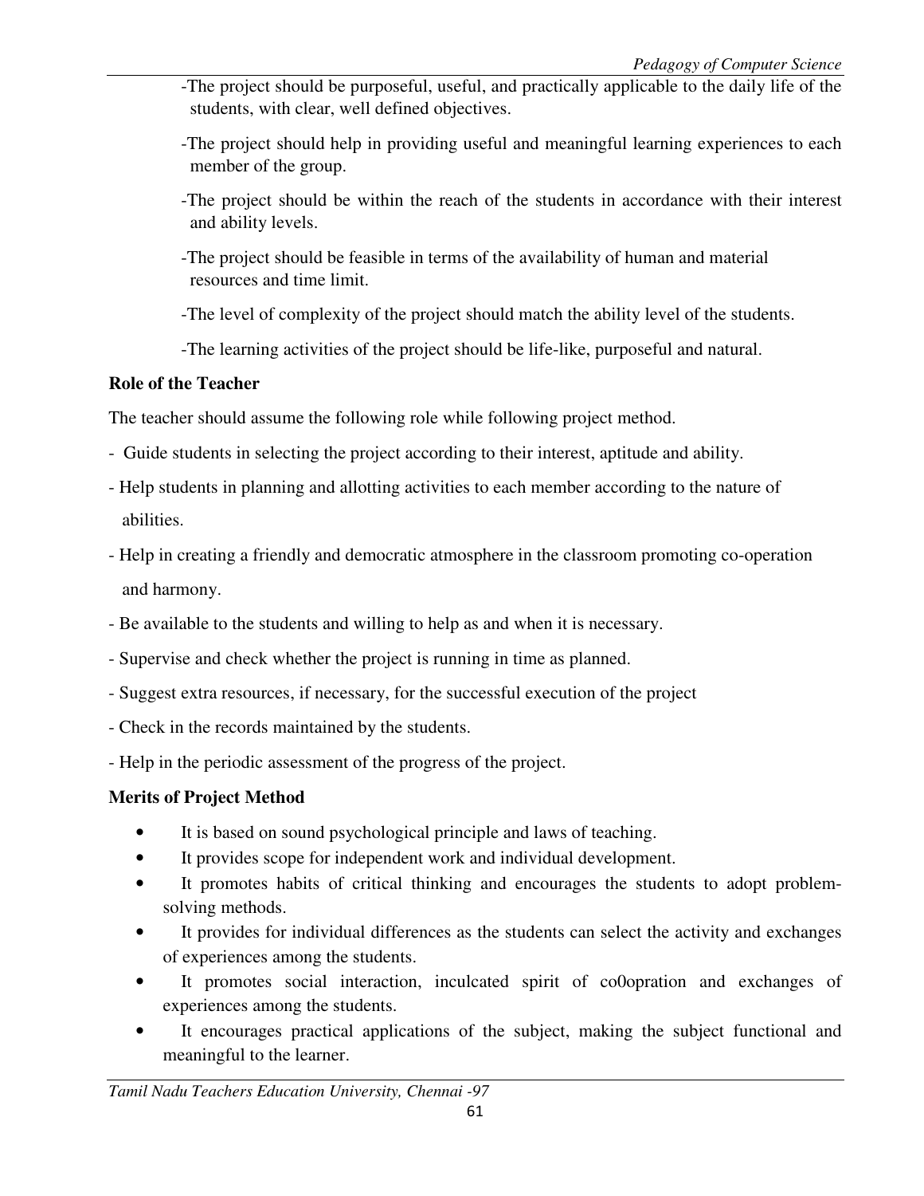-The project should be purposeful, useful, and practically applicable to the daily life of the students, with clear, well defined objectives.

-The project should help in providing useful and meaningful learning experiences to each member of the group.

-The project should be within the reach of the students in accordance with their interest and ability levels.

-The project should be feasible in terms of the availability of human and material resources and time limit.

-The level of complexity of the project should match the ability level of the students.

-The learning activities of the project should be life-like, purposeful and natural.

**Role of the Teacher**

The teacher should assume the following role while following project method.

- Guide students in selecting the project according to their interest, aptitude and ability.
- Help students in planning and allotting activities to each member according to the nature of abilities.
- Help in creating a friendly and democratic atmosphere in the classroom promoting co-operation and harmony.
- Be available to the students and willing to help as and when it is necessary.
- Supervise and check whether the project is running in time as planned.
- Suggest extra resources, if necessary, for the successful execution of the project
- Check in the records maintained by the students.
- Help in the periodic assessment of the progress of the project.

**Merits of Project Method**

- It is based on sound psychological principle and laws of teaching.
- It provides scope for independent work and individual development.
- It promotes habits of critical thinking and encourages the students to adopt problem-solving methods.
- It provides for individual differences as the students can select the activity and exchanges of experiences among the students.
- It promotes social interaction, inculcated spirit of co0opration and exchanges of experiences among the students.
- It encourages practical applications of the subject, making the subject functional and meaningful to the learner.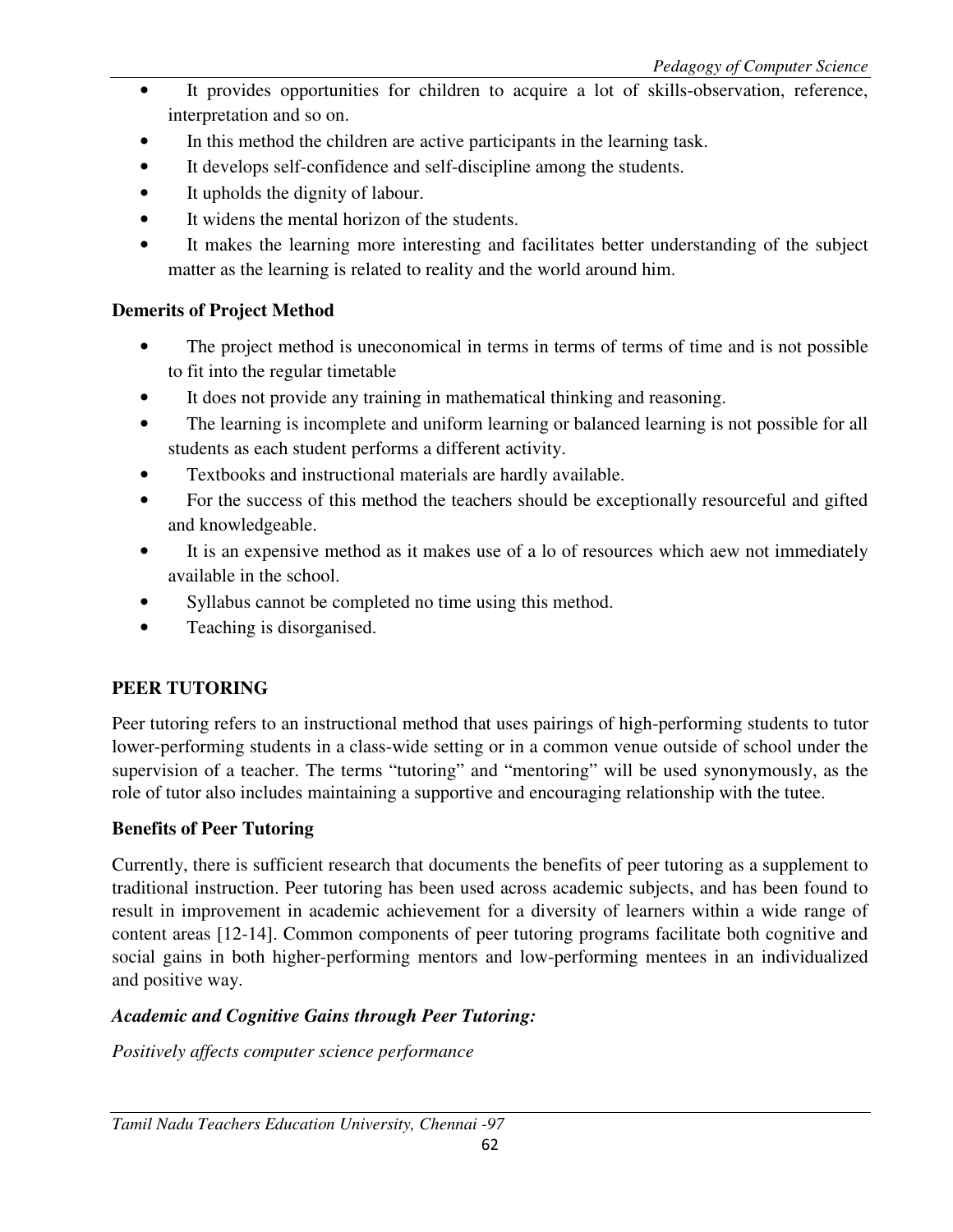- It provides opportunities for children to acquire a lot of skills-observation, reference, interpretation and so on.
- In this method the children are active participants in the learning task.
- It develops self-confidence and self-discipline among the students.
- It upholds the dignity of labour.
- It widens the mental horizon of the students.
- It makes the learning more interesting and facilitates better understanding of the subject matter as the learning is related to reality and the world around him.

**Demerits of Project Method**

- The project method is uneconomical in terms in terms of terms of time and is not possible to fit into the regular timetable
- It does not provide any training in mathematical thinking and reasoning.
- The learning is incomplete and uniform learning or balanced learning is not possible for all students as each student performs a different activity.
- Textbooks and instructional materials are hardly available.
- For the success of this method the teachers should be exceptionally resourceful and gifted and knowledgeable.
- It is an expensive method as it makes use of a lo of resources which aew not immediately available in the school.
- Syllabus cannot be completed no time using this method.
- Teaching is disorganised.

## PEER TUTORING

Peer tutoring refers to an instructional method that uses pairings of high-performing students to tutor lower-performing students in a class-wide setting or in a common venue outside of school under the supervision of a teacher. The terms "tutoring" and "mentoring" will be used synonymously, as the role of tutor also includes maintaining a supportive and encouraging relationship with the tutee.

**Benefits of Peer Tutoring**

Currently, there is sufficient research that documents the benefits of peer tutoring as a supplement to traditional instruction. Peer tutoring has been used across academic subjects, and has been found to result in improvement in academic achievement for a diversity of learners within a wide range of content areas [12-14]. Common components of peer tutoring programs facilitate both cognitive and social gains in both higher-performing mentors and low-performing mentees in an individualized and positive way.

***Academic and Cognitive Gains through Peer Tutoring:***

*Positively affects computer science performance*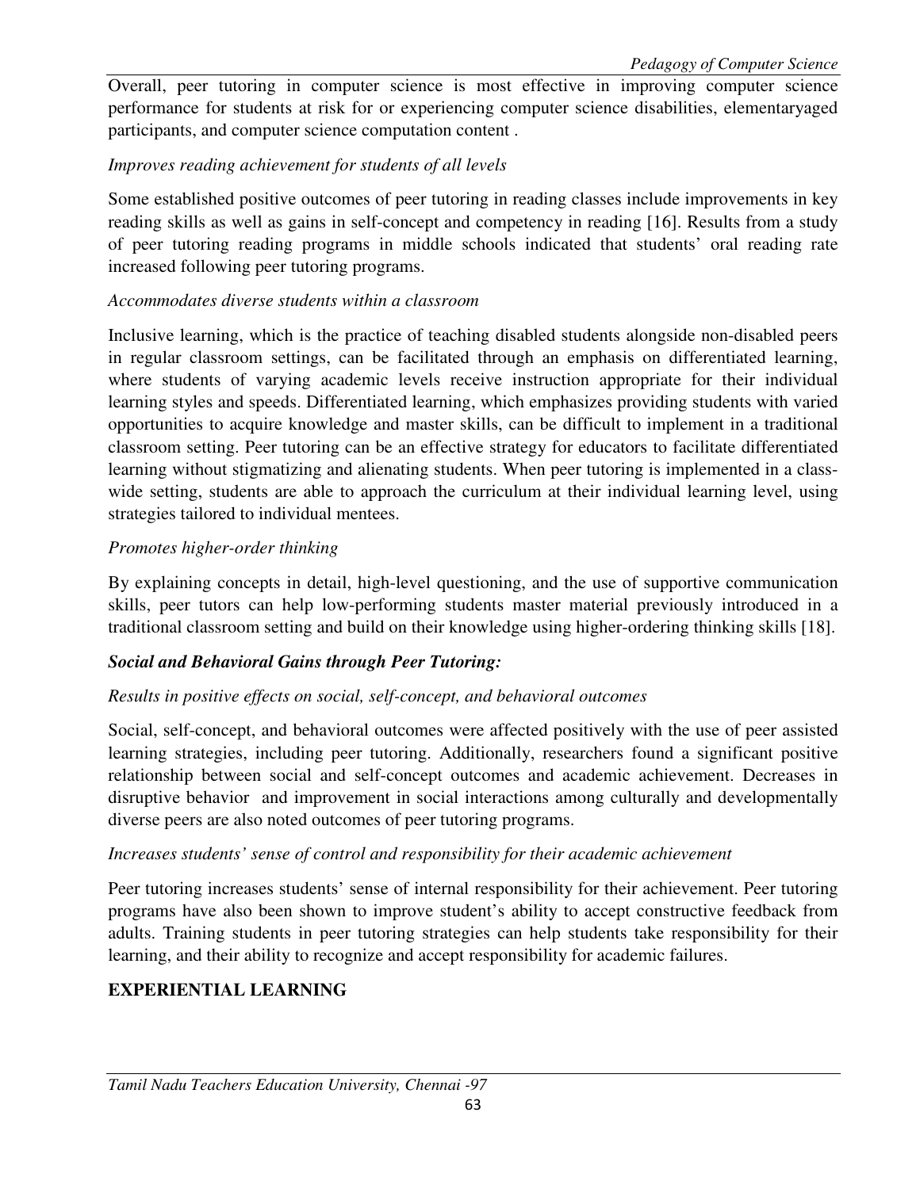Overall, peer tutoring in computer science is most effective in improving computer science performance for students at risk for or experiencing computer science disabilities, elementaryaged participants, and computer science computation content .

*Improves reading achievement for students of all levels*

Some established positive outcomes of peer tutoring in reading classes include improvements in key reading skills as well as gains in self-concept and competency in reading [16]. Results from a study of peer tutoring reading programs in middle schools indicated that students' oral reading rate increased following peer tutoring programs.

*Accommodates diverse students within a classroom*

Inclusive learning, which is the practice of teaching disabled students alongside non-disabled peers in regular classroom settings, can be facilitated through an emphasis on differentiated learning, where students of varying academic levels receive instruction appropriate for their individual learning styles and speeds. Differentiated learning, which emphasizes providing students with varied opportunities to acquire knowledge and master skills, can be difficult to implement in a traditional classroom setting. Peer tutoring can be an effective strategy for educators to facilitate differentiated learning without stigmatizing and alienating students. When peer tutoring is implemented in a class-wide setting, students are able to approach the curriculum at their individual learning level, using strategies tailored to individual mentees.

*Promotes higher-order thinking*

By explaining concepts in detail, high-level questioning, and the use of supportive communication skills, peer tutors can help low-performing students master material previously introduced in a traditional classroom setting and build on their knowledge using higher-ordering thinking skills [18].

***Social and Behavioral Gains through Peer Tutoring:***

*Results in positive effects on social, self-concept, and behavioral outcomes*

Social, self-concept, and behavioral outcomes were affected positively with the use of peer assisted learning strategies, including peer tutoring. Additionally, researchers found a significant positive relationship between social and self-concept outcomes and academic achievement. Decreases in disruptive behavior and improvement in social interactions among culturally and developmentally diverse peers are also noted outcomes of peer tutoring programs.

*Increases students' sense of control and responsibility for their academic achievement*

Peer tutoring increases students' sense of internal responsibility for their achievement. Peer tutoring programs have also been shown to improve student's ability to accept constructive feedback from adults. Training students in peer tutoring strategies can help students take responsibility for their learning, and their ability to recognize and accept responsibility for academic failures.

## EXPERIENTIAL LEARNING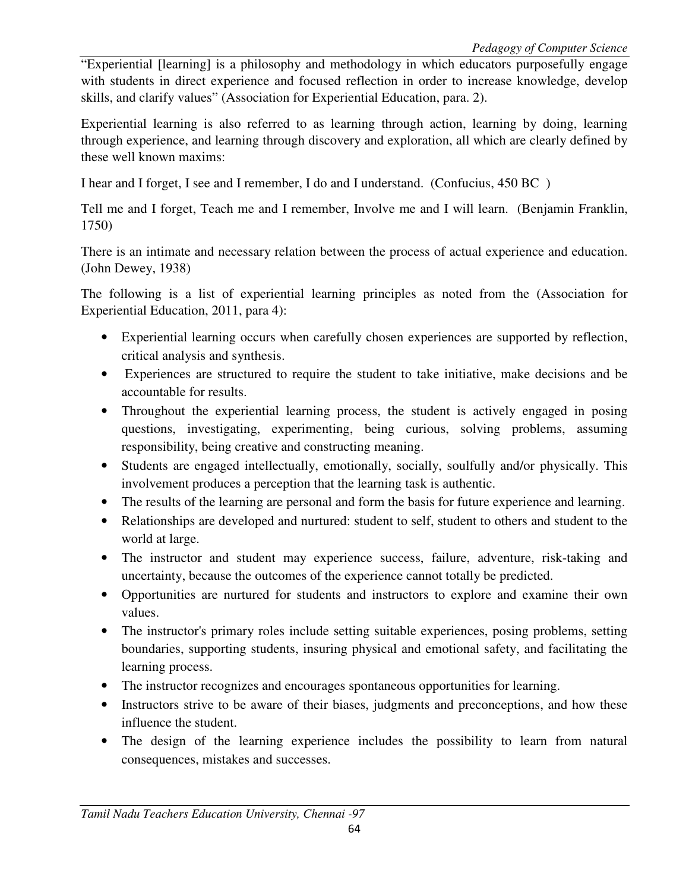"Experiential [learning] is a philosophy and methodology in which educators purposefully engage with students in direct experience and focused reflection in order to increase knowledge, develop skills, and clarify values" (Association for Experiential Education, para. 2).

Experiential learning is also referred to as learning through action, learning by doing, learning through experience, and learning through discovery and exploration, all which are clearly defined by these well known maxims:

I hear and I forget, I see and I remember, I do and I understand. (Confucius, 450 BC )

Tell me and I forget, Teach me and I remember, Involve me and I will learn. (Benjamin Franklin, 1750)

There is an intimate and necessary relation between the process of actual experience and education. (John Dewey, 1938)

The following is a list of experiential learning principles as noted from the (Association for Experiential Education, 2011, para 4):

- Experiential learning occurs when carefully chosen experiences are supported by reflection, critical analysis and synthesis.
- Experiences are structured to require the student to take initiative, make decisions and be accountable for results.
- Throughout the experiential learning process, the student is actively engaged in posing questions, investigating, experimenting, being curious, solving problems, assuming responsibility, being creative and constructing meaning.
- Students are engaged intellectually, emotionally, socially, soulfully and/or physically. This involvement produces a perception that the learning task is authentic.
- The results of the learning are personal and form the basis for future experience and learning.
- Relationships are developed and nurtured: student to self, student to others and student to the world at large.
- The instructor and student may experience success, failure, adventure, risk-taking and uncertainty, because the outcomes of the experience cannot totally be predicted.
- Opportunities are nurtured for students and instructors to explore and examine their own values.
- The instructor's primary roles include setting suitable experiences, posing problems, setting boundaries, supporting students, insuring physical and emotional safety, and facilitating the learning process.
- The instructor recognizes and encourages spontaneous opportunities for learning.
- Instructors strive to be aware of their biases, judgments and preconceptions, and how these influence the student.
- The design of the learning experience includes the possibility to learn from natural consequences, mistakes and successes.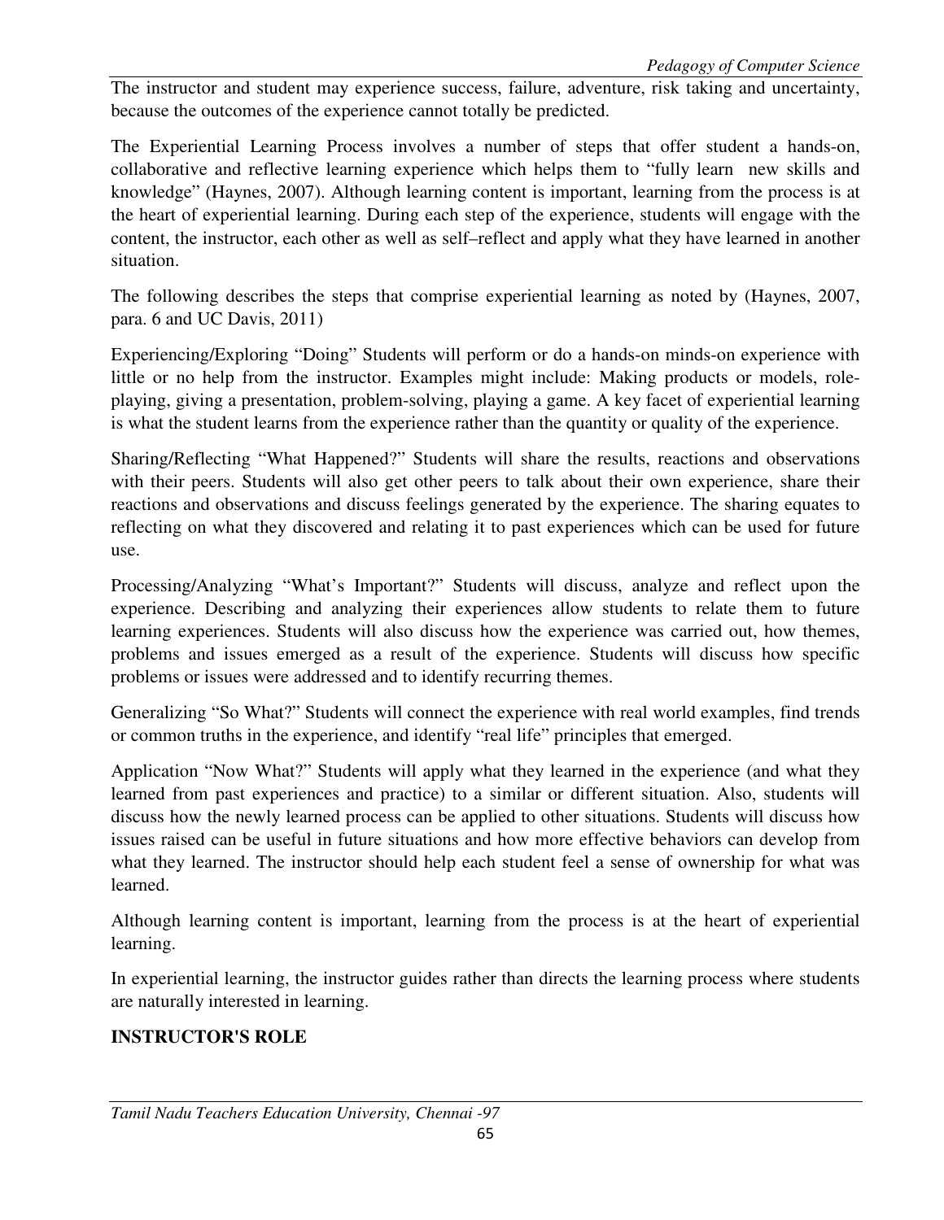The instructor and student may experience success, failure, adventure, risk taking and uncertainty, because the outcomes of the experience cannot totally be predicted.

The Experiential Learning Process involves a number of steps that offer student a hands-on, collaborative and reflective learning experience which helps them to "fully learn new skills and knowledge" (Haynes, 2007). Although learning content is important, learning from the process is at the heart of experiential learning. During each step of the experience, students will engage with the content, the instructor, each other as well as self–reflect and apply what they have learned in another situation.

The following describes the steps that comprise experiential learning as noted by (Haynes, 2007, para. 6 and UC Davis, 2011)

Experiencing/Exploring "Doing" Students will perform or do a hands-on minds-on experience with little or no help from the instructor. Examples might include: Making products or models, role-playing, giving a presentation, problem-solving, playing a game. A key facet of experiential learning is what the student learns from the experience rather than the quantity or quality of the experience.

Sharing/Reflecting "What Happened?" Students will share the results, reactions and observations with their peers. Students will also get other peers to talk about their own experience, share their reactions and observations and discuss feelings generated by the experience. The sharing equates to reflecting on what they discovered and relating it to past experiences which can be used for future use.

Processing/Analyzing "What's Important?" Students will discuss, analyze and reflect upon the experience. Describing and analyzing their experiences allow students to relate them to future learning experiences. Students will also discuss how the experience was carried out, how themes, problems and issues emerged as a result of the experience. Students will discuss how specific problems or issues were addressed and to identify recurring themes.

Generalizing "So What?" Students will connect the experience with real world examples, find trends or common truths in the experience, and identify "real life" principles that emerged.

Application "Now What?" Students will apply what they learned in the experience (and what they learned from past experiences and practice) to a similar or different situation. Also, students will discuss how the newly learned process can be applied to other situations. Students will discuss how issues raised can be useful in future situations and how more effective behaviors can develop from what they learned. The instructor should help each student feel a sense of ownership for what was learned.

Although learning content is important, learning from the process is at the heart of experiential learning.

In experiential learning, the instructor guides rather than directs the learning process where students are naturally interested in learning.

## INSTRUCTOR'S ROLE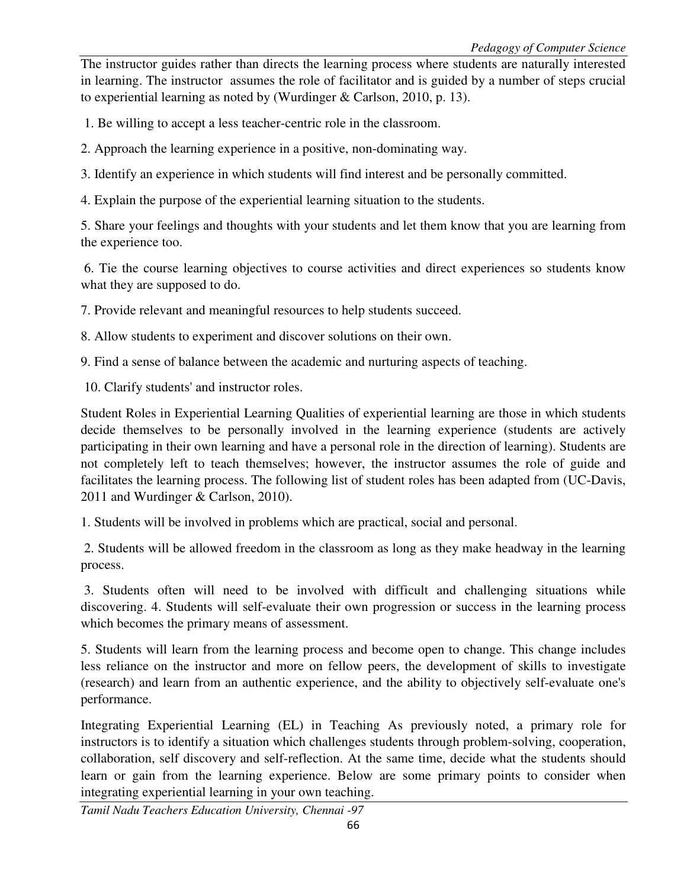The instructor guides rather than directs the learning process where students are naturally interested in learning. The instructor assumes the role of facilitator and is guided by a number of steps crucial to experiential learning as noted by (Wurdinger & Carlson, 2010, p. 13).

1. Be willing to accept a less teacher-centric role in the classroom.

2. Approach the learning experience in a positive, non-dominating way.

3. Identify an experience in which students will find interest and be personally committed.

4. Explain the purpose of the experiential learning situation to the students.

5. Share your feelings and thoughts with your students and let them know that you are learning from the experience too.

6. Tie the course learning objectives to course activities and direct experiences so students know what they are supposed to do.

7. Provide relevant and meaningful resources to help students succeed.

8. Allow students to experiment and discover solutions on their own.

9. Find a sense of balance between the academic and nurturing aspects of teaching.

10. Clarify students' and instructor roles.

Student Roles in Experiential Learning Qualities of experiential learning are those in which students decide themselves to be personally involved in the learning experience (students are actively participating in their own learning and have a personal role in the direction of learning). Students are not completely left to teach themselves; however, the instructor assumes the role of guide and facilitates the learning process. The following list of student roles has been adapted from (UC-Davis, 2011 and Wurdinger & Carlson, 2010).

1. Students will be involved in problems which are practical, social and personal.

2. Students will be allowed freedom in the classroom as long as they make headway in the learning process.

3. Students often will need to be involved with difficult and challenging situations while discovering. 4. Students will self-evaluate their own progression or success in the learning process which becomes the primary means of assessment.

5. Students will learn from the learning process and become open to change. This change includes less reliance on the instructor and more on fellow peers, the development of skills to investigate (research) and learn from an authentic experience, and the ability to objectively self-evaluate one's performance.

Integrating Experiential Learning (EL) in Teaching As previously noted, a primary role for instructors is to identify a situation which challenges students through problem-solving, cooperation, collaboration, self discovery and self-reflection. At the same time, decide what the students should learn or gain from the learning experience. Below are some primary points to consider when integrating experiential learning in your own teaching.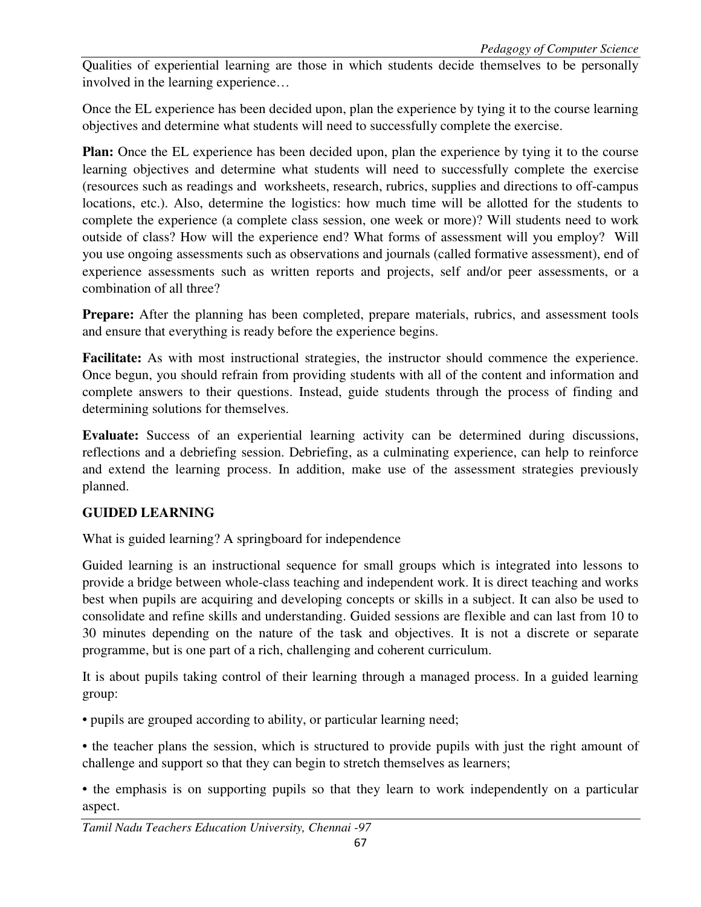Qualities of experiential learning are those in which students decide themselves to be personally involved in the learning experience…

Once the EL experience has been decided upon, plan the experience by tying it to the course learning objectives and determine what students will need to successfully complete the exercise.

**Plan:** Once the EL experience has been decided upon, plan the experience by tying it to the course learning objectives and determine what students will need to successfully complete the exercise (resources such as readings and worksheets, research, rubrics, supplies and directions to off-campus locations, etc.). Also, determine the logistics: how much time will be allotted for the students to complete the experience (a complete class session, one week or more)? Will students need to work outside of class? How will the experience end? What forms of assessment will you employ? Will you use ongoing assessments such as observations and journals (called formative assessment), end of experience assessments such as written reports and projects, self and/or peer assessments, or a combination of all three?

**Prepare:** After the planning has been completed, prepare materials, rubrics, and assessment tools and ensure that everything is ready before the experience begins.

**Facilitate:** As with most instructional strategies, the instructor should commence the experience. Once begun, you should refrain from providing students with all of the content and information and complete answers to their questions. Instead, guide students through the process of finding and determining solutions for themselves.

**Evaluate:** Success of an experiential learning activity can be determined during discussions, reflections and a debriefing session. Debriefing, as a culminating experience, can help to reinforce and extend the learning process. In addition, make use of the assessment strategies previously planned.

## GUIDED LEARNING

What is guided learning? A springboard for independence

Guided learning is an instructional sequence for small groups which is integrated into lessons to provide a bridge between whole-class teaching and independent work. It is direct teaching and works best when pupils are acquiring and developing concepts or skills in a subject. It can also be used to consolidate and refine skills and understanding. Guided sessions are flexible and can last from 10 to 30 minutes depending on the nature of the task and objectives. It is not a discrete or separate programme, but is one part of a rich, challenging and coherent curriculum.

It is about pupils taking control of their learning through a managed process. In a guided learning group:

- pupils are grouped according to ability, or particular learning need;
- the teacher plans the session, which is structured to provide pupils with just the right amount of challenge and support so that they can begin to stretch themselves as learners;
- the emphasis is on supporting pupils so that they learn to work independently on a particular aspect.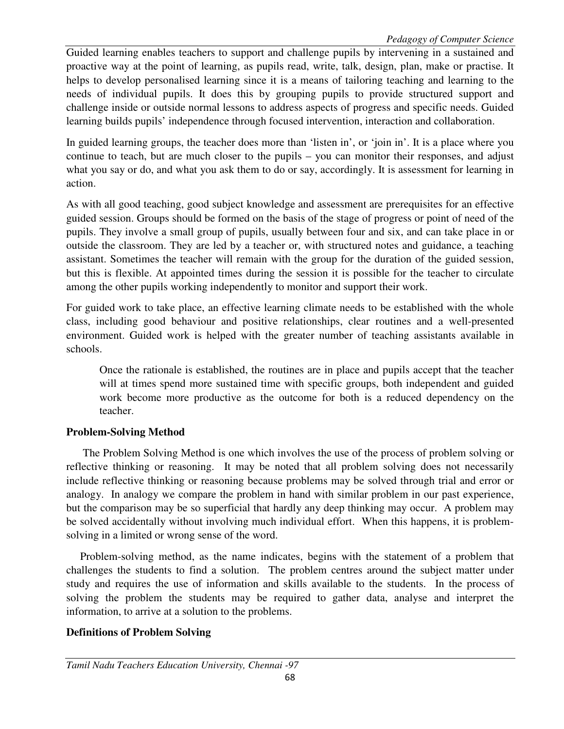Guided learning enables teachers to support and challenge pupils by intervening in a sustained and proactive way at the point of learning, as pupils read, write, talk, design, plan, make or practise. It helps to develop personalised learning since it is a means of tailoring teaching and learning to the needs of individual pupils. It does this by grouping pupils to provide structured support and challenge inside or outside normal lessons to address aspects of progress and specific needs. Guided learning builds pupils' independence through focused intervention, interaction and collaboration.

In guided learning groups, the teacher does more than 'listen in', or 'join in'. It is a place where you continue to teach, but are much closer to the pupils – you can monitor their responses, and adjust what you say or do, and what you ask them to do or say, accordingly. It is assessment for learning in action.

As with all good teaching, good subject knowledge and assessment are prerequisites for an effective guided session. Groups should be formed on the basis of the stage of progress or point of need of the pupils. They involve a small group of pupils, usually between four and six, and can take place in or outside the classroom. They are led by a teacher or, with structured notes and guidance, a teaching assistant. Sometimes the teacher will remain with the group for the duration of the guided session, but this is flexible. At appointed times during the session it is possible for the teacher to circulate among the other pupils working independently to monitor and support their work.

For guided work to take place, an effective learning climate needs to be established with the whole class, including good behaviour and positive relationships, clear routines and a well-presented environment. Guided work is helped with the greater number of teaching assistants available in schools.

> Once the rationale is established, the routines are in place and pupils accept that the teacher will at times spend more sustained time with specific groups, both independent and guided work become more productive as the outcome for both is a reduced dependency on the teacher.

**Problem-Solving Method**

The Problem Solving Method is one which involves the use of the process of problem solving or reflective thinking or reasoning. It may be noted that all problem solving does not necessarily include reflective thinking or reasoning because problems may be solved through trial and error or analogy. In analogy we compare the problem in hand with similar problem in our past experience, but the comparison may be so superficial that hardly any deep thinking may occur. A problem may be solved accidentally without involving much individual effort. When this happens, it is problem-solving in a limited or wrong sense of the word.

Problem-solving method, as the name indicates, begins with the statement of a problem that challenges the students to find a solution. The problem centres around the subject matter under study and requires the use of information and skills available to the students. In the process of solving the problem the students may be required to gather data, analyse and interpret the information, to arrive at a solution to the problems.

**Definitions of Problem Solving**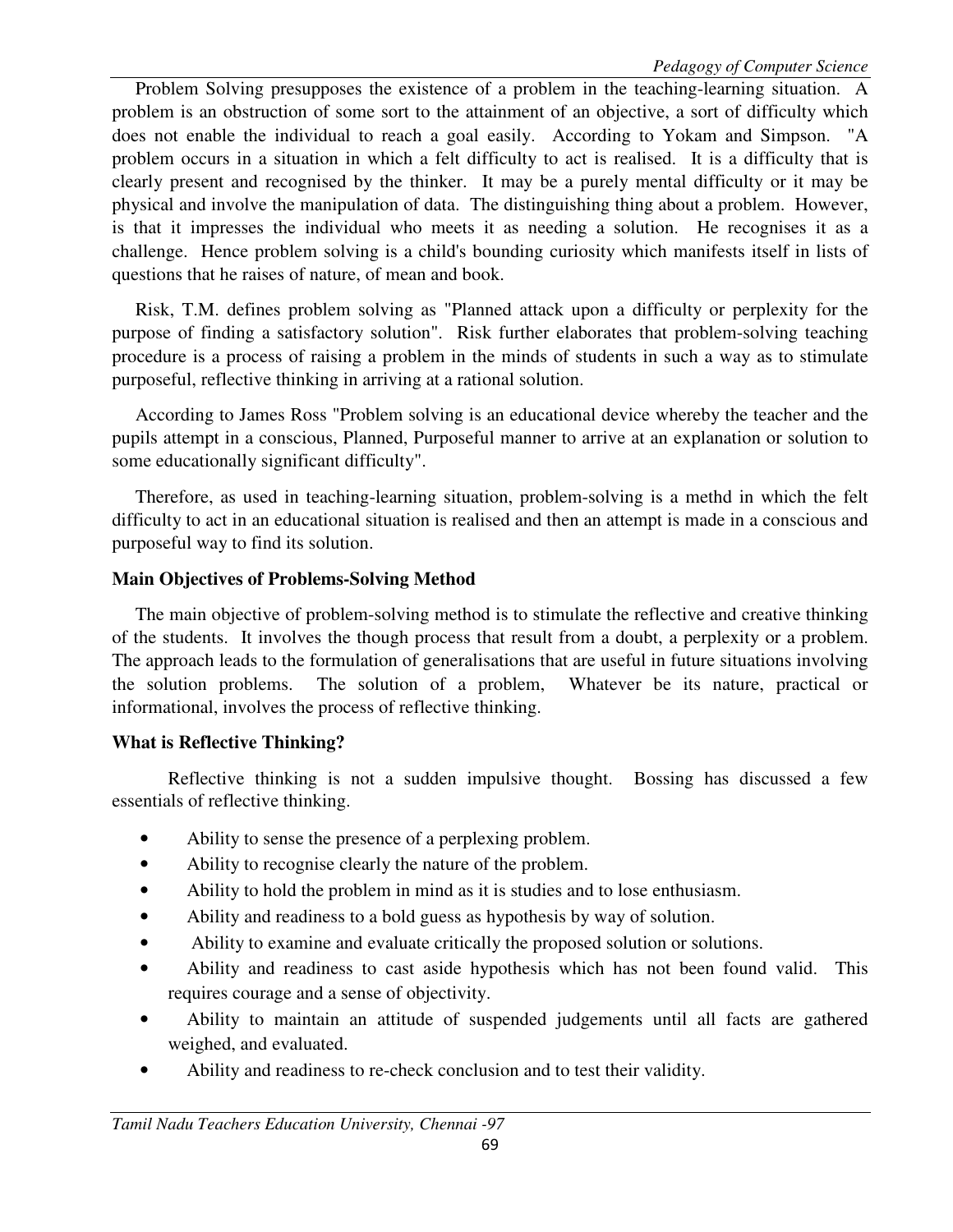Problem Solving presupposes the existence of a problem in the teaching-learning situation. A problem is an obstruction of some sort to the attainment of an objective, a sort of difficulty which does not enable the individual to reach a goal easily. According to Yokam and Simpson. "A problem occurs in a situation in which a felt difficulty to act is realised. It is a difficulty that is clearly present and recognised by the thinker. It may be a purely mental difficulty or it may be physical and involve the manipulation of data. The distinguishing thing about a problem. However, is that it impresses the individual who meets it as needing a solution. He recognises it as a challenge. Hence problem solving is a child's bounding curiosity which manifests itself in lists of questions that he raises of nature, of mean and book.

Risk, T.M. defines problem solving as "Planned attack upon a difficulty or perplexity for the purpose of finding a satisfactory solution". Risk further elaborates that problem-solving teaching procedure is a process of raising a problem in the minds of students in such a way as to stimulate purposeful, reflective thinking in arriving at a rational solution.

According to James Ross "Problem solving is an educational device whereby the teacher and the pupils attempt in a conscious, Planned, Purposeful manner to arrive at an explanation or solution to some educationally significant difficulty".

Therefore, as used in teaching-learning situation, problem-solving is a methd in which the felt difficulty to act in an educational situation is realised and then an attempt is made in a conscious and purposeful way to find its solution.

**Main Objectives of Problems-Solving Method**

The main objective of problem-solving method is to stimulate the reflective and creative thinking of the students. It involves the though process that result from a doubt, a perplexity or a problem. The approach leads to the formulation of generalisations that are useful in future situations involving the solution problems. The solution of a problem, Whatever be its nature, practical or informational, involves the process of reflective thinking.

**What is Reflective Thinking?**

Reflective thinking is not a sudden impulsive thought. Bossing has discussed a few essentials of reflective thinking.

- Ability to sense the presence of a perplexing problem.
- Ability to recognise clearly the nature of the problem.
- Ability to hold the problem in mind as it is studies and to lose enthusiasm.
- Ability and readiness to a bold guess as hypothesis by way of solution.
- Ability to examine and evaluate critically the proposed solution or solutions.
- Ability and readiness to cast aside hypothesis which has not been found valid. This requires courage and a sense of objectivity.
- Ability to maintain an attitude of suspended judgements until all facts are gathered weighed, and evaluated.
- Ability and readiness to re-check conclusion and to test their validity.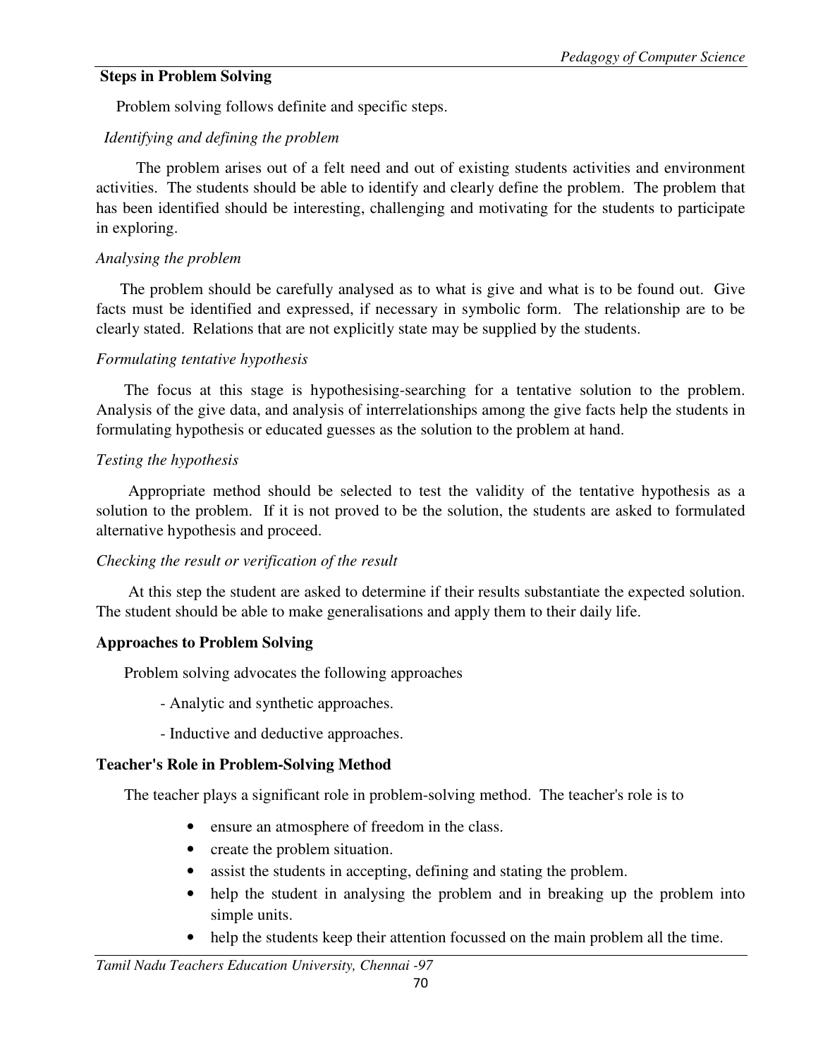**Steps in Problem Solving**

Problem solving follows definite and specific steps.

*Identifying and defining the problem*

The problem arises out of a felt need and out of existing students activities and environment activities. The students should be able to identify and clearly define the problem. The problem that has been identified should be interesting, challenging and motivating for the students to participate in exploring.

*Analysing the problem*

The problem should be carefully analysed as to what is give and what is to be found out. Give facts must be identified and expressed, if necessary in symbolic form. The relationship are to be clearly stated. Relations that are not explicitly state may be supplied by the students.

*Formulating tentative hypothesis*

The focus at this stage is hypothesising-searching for a tentative solution to the problem. Analysis of the give data, and analysis of interrelationships among the give facts help the students in formulating hypothesis or educated guesses as the solution to the problem at hand.

*Testing the hypothesis*

Appropriate method should be selected to test the validity of the tentative hypothesis as a solution to the problem. If it is not proved to be the solution, the students are asked to formulated alternative hypothesis and proceed.

*Checking the result or verification of the result*

At this step the student are asked to determine if their results substantiate the expected solution. The student should be able to make generalisations and apply them to their daily life.

**Approaches to Problem Solving**

Problem solving advocates the following approaches

- Analytic and synthetic approaches.
- Inductive and deductive approaches.

**Teacher's Role in Problem-Solving Method**

The teacher plays a significant role in problem-solving method. The teacher's role is to

- ensure an atmosphere of freedom in the class.
- create the problem situation.
- assist the students in accepting, defining and stating the problem.
- help the student in analysing the problem and in breaking up the problem into simple units.
- help the students keep their attention focussed on the main problem all the time.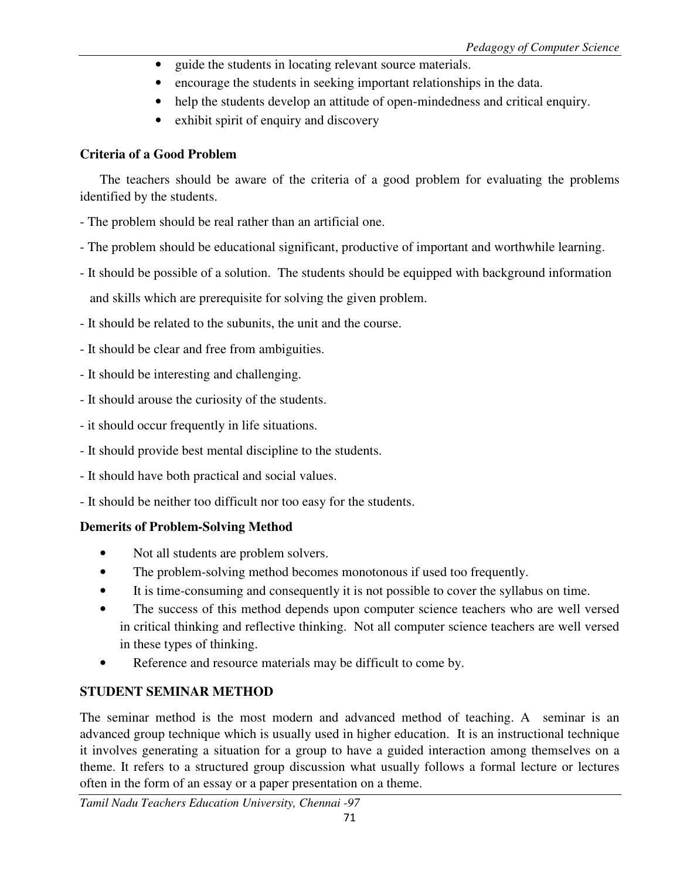- guide the students in locating relevant source materials.
- encourage the students in seeking important relationships in the data.
- help the students develop an attitude of open-mindedness and critical enquiry.
- exhibit spirit of enquiry and discovery

**Criteria of a Good Problem**

The teachers should be aware of the criteria of a good problem for evaluating the problems identified by the students.

- The problem should be real rather than an artificial one.
- The problem should be educational significant, productive of important and worthwhile learning.
- It should be possible of a solution. The students should be equipped with background information and skills which are prerequisite for solving the given problem.
- It should be related to the subunits, the unit and the course.
- It should be clear and free from ambiguities.
- It should be interesting and challenging.
- It should arouse the curiosity of the students.
- it should occur frequently in life situations.
- It should provide best mental discipline to the students.
- It should have both practical and social values.
- It should be neither too difficult nor too easy for the students.

**Demerits of Problem-Solving Method**

- Not all students are problem solvers.
- The problem-solving method becomes monotonous if used too frequently.
- It is time-consuming and consequently it is not possible to cover the syllabus on time.
- The success of this method depends upon computer science teachers who are well versed in critical thinking and reflective thinking. Not all computer science teachers are well versed in these types of thinking.
- Reference and resource materials may be difficult to come by.

**STUDENT SEMINAR METHOD**

The seminar method is the most modern and advanced method of teaching. A seminar is an advanced group technique which is usually used in higher education. It is an instructional technique it involves generating a situation for a group to have a guided interaction among themselves on a theme. It refers to a structured group discussion what usually follows a formal lecture or lectures often in the form of an essay or a paper presentation on a theme.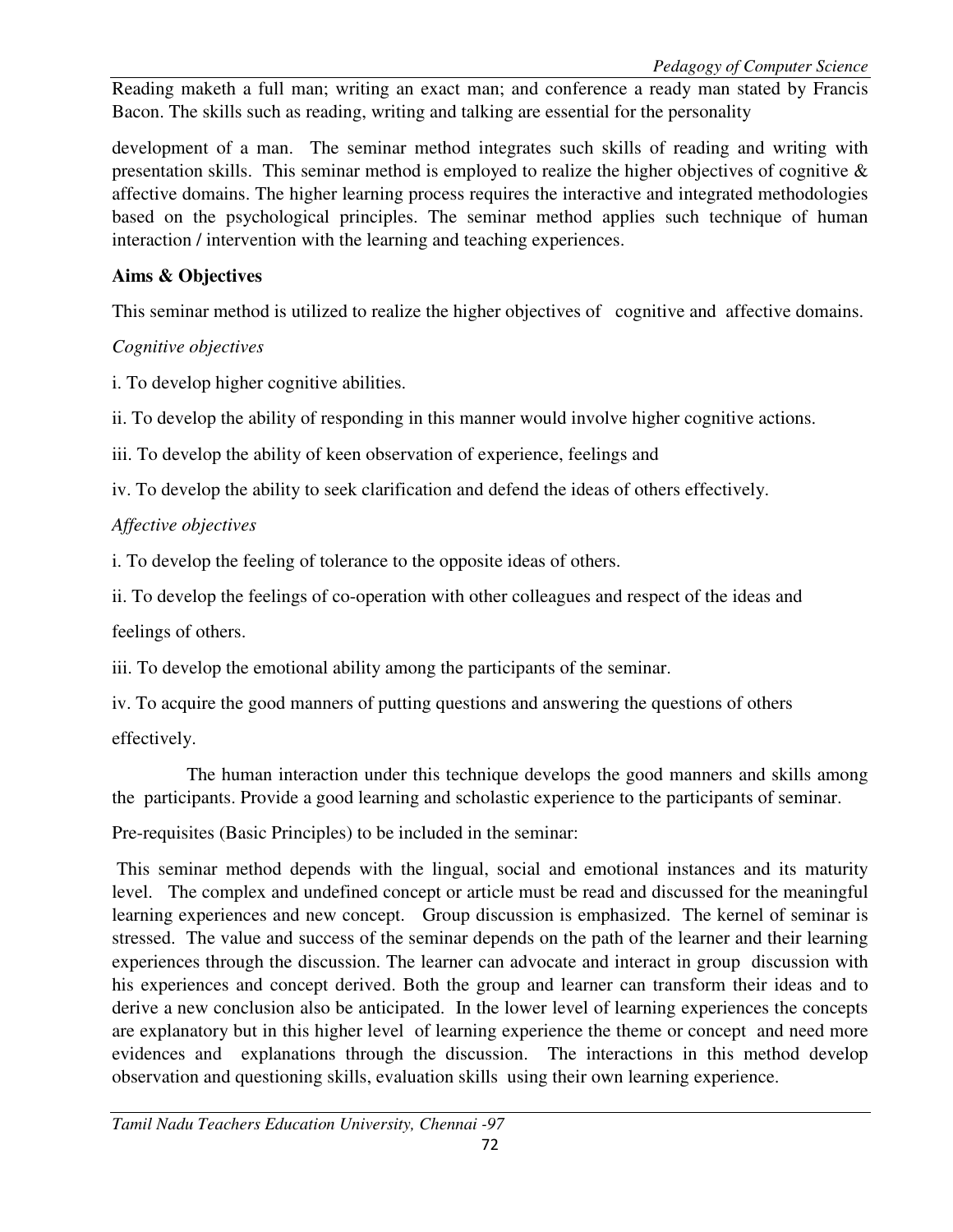Reading maketh a full man; writing an exact man; and conference a ready man stated by Francis Bacon. The skills such as reading, writing and talking are essential for the personality

development of a man. The seminar method integrates such skills of reading and writing with presentation skills. This seminar method is employed to realize the higher objectives of cognitive & affective domains. The higher learning process requires the interactive and integrated methodologies based on the psychological principles. The seminar method applies such technique of human interaction / intervention with the learning and teaching experiences.

**Aims & Objectives**

This seminar method is utilized to realize the higher objectives of cognitive and affective domains.

*Cognitive objectives*

i. To develop higher cognitive abilities.

ii. To develop the ability of responding in this manner would involve higher cognitive actions.

iii. To develop the ability of keen observation of experience, feelings and

iv. To develop the ability to seek clarification and defend the ideas of others effectively.

*Affective objectives*

i. To develop the feeling of tolerance to the opposite ideas of others.

ii. To develop the feelings of co-operation with other colleagues and respect of the ideas and feelings of others.

iii. To develop the emotional ability among the participants of the seminar.

iv. To acquire the good manners of putting questions and answering the questions of others effectively.

The human interaction under this technique develops the good manners and skills among the participants. Provide a good learning and scholastic experience to the participants of seminar.

Pre-requisites (Basic Principles) to be included in the seminar:

This seminar method depends with the lingual, social and emotional instances and its maturity level. The complex and undefined concept or article must be read and discussed for the meaningful learning experiences and new concept. Group discussion is emphasized. The kernel of seminar is stressed. The value and success of the seminar depends on the path of the learner and their learning experiences through the discussion. The learner can advocate and interact in group discussion with his experiences and concept derived. Both the group and learner can transform their ideas and to derive a new conclusion also be anticipated. In the lower level of learning experiences the concepts are explanatory but in this higher level of learning experience the theme or concept and need more evidences and explanations through the discussion. The interactions in this method develop observation and questioning skills, evaluation skills using their own learning experience.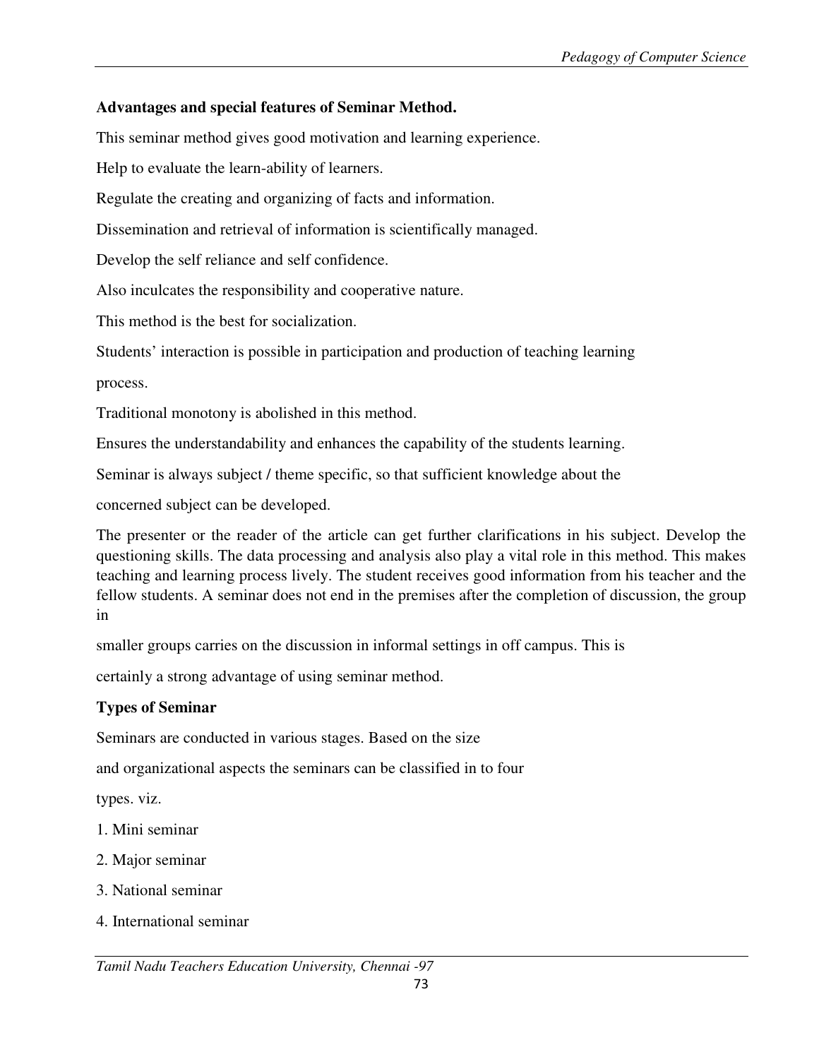**Advantages and special features of Seminar Method.**

This seminar method gives good motivation and learning experience.

Help to evaluate the learn-ability of learners.

Regulate the creating and organizing of facts and information.

Dissemination and retrieval of information is scientifically managed.

Develop the self reliance and self confidence.

Also inculcates the responsibility and cooperative nature.

This method is the best for socialization.

Students' interaction is possible in participation and production of teaching learning process.

Traditional monotony is abolished in this method.

Ensures the understandability and enhances the capability of the students learning.

Seminar is always subject / theme specific, so that sufficient knowledge about the concerned subject can be developed.

The presenter or the reader of the article can get further clarifications in his subject. Develop the questioning skills. The data processing and analysis also play a vital role in this method. This makes teaching and learning process lively. The student receives good information from his teacher and the fellow students. A seminar does not end in the premises after the completion of discussion, the group in smaller groups carries on the discussion in informal settings in off campus. This is certainly a strong advantage of using seminar method.

**Types of Seminar**

Seminars are conducted in various stages. Based on the size and organizational aspects the seminars can be classified in to four types. viz.

1. Mini seminar
2. Major seminar
3. National seminar
4. International seminar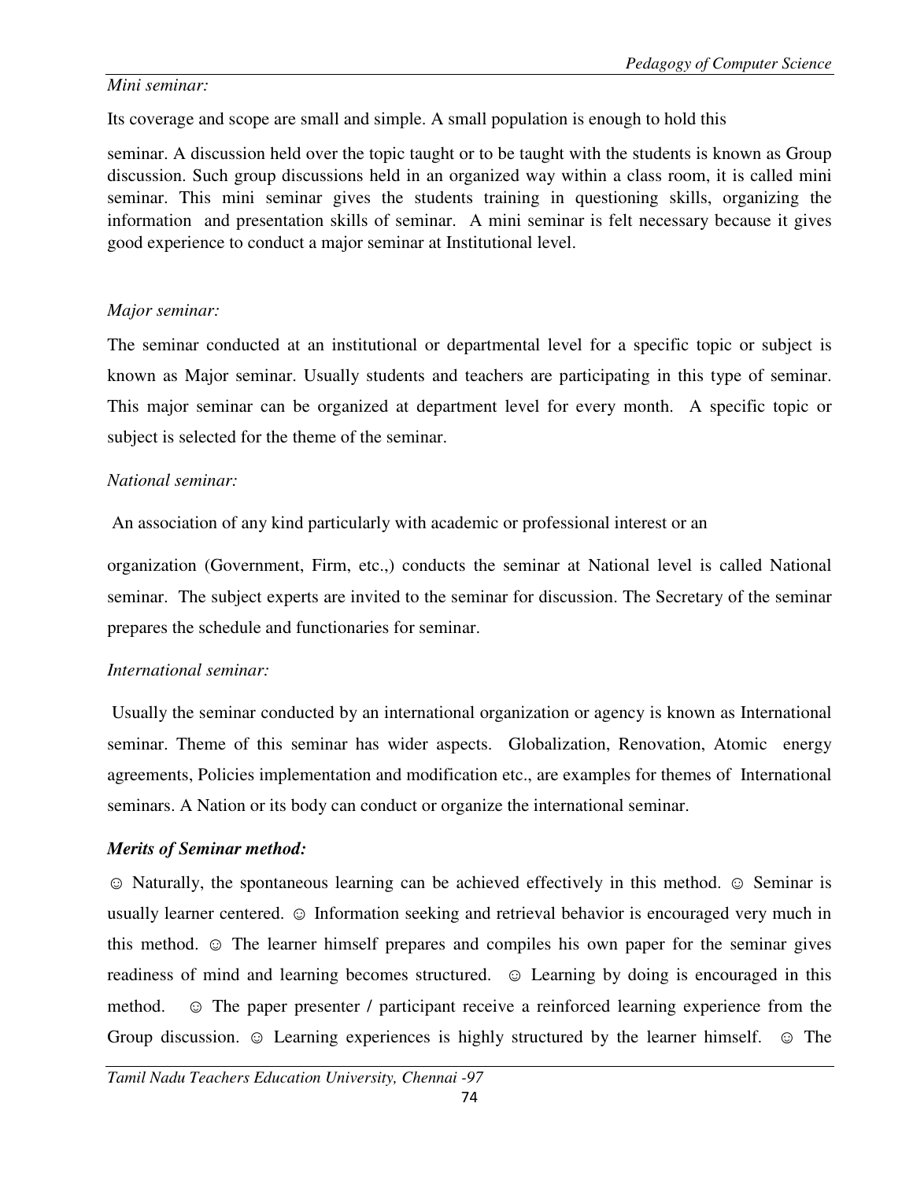*Mini seminar:*

Its coverage and scope are small and simple. A small population is enough to hold this

seminar. A discussion held over the topic taught or to be taught with the students is known as Group discussion. Such group discussions held in an organized way within a class room, it is called mini seminar. This mini seminar gives the students training in questioning skills, organizing the information and presentation skills of seminar. A mini seminar is felt necessary because it gives good experience to conduct a major seminar at Institutional level.

*Major seminar:*

The seminar conducted at an institutional or departmental level for a specific topic or subject is known as Major seminar. Usually students and teachers are participating in this type of seminar. This major seminar can be organized at department level for every month. A specific topic or subject is selected for the theme of the seminar.

*National seminar:*

An association of any kind particularly with academic or professional interest or an

organization (Government, Firm, etc.,) conducts the seminar at National level is called National seminar. The subject experts are invited to the seminar for discussion. The Secretary of the seminar prepares the schedule and functionaries for seminar.

*International seminar:*

Usually the seminar conducted by an international organization or agency is known as International seminar. Theme of this seminar has wider aspects. Globalization, Renovation, Atomic energy agreements, Policies implementation and modification etc., are examples for themes of International seminars. A Nation or its body can conduct or organize the international seminar.

***Merits of Seminar method:***

☺ Naturally, the spontaneous learning can be achieved effectively in this method. ☺ Seminar is usually learner centered. ☺ Information seeking and retrieval behavior is encouraged very much in this method. ☺ The learner himself prepares and compiles his own paper for the seminar gives readiness of mind and learning becomes structured. ☺ Learning by doing is encouraged in this method. ☺ The paper presenter / participant receive a reinforced learning experience from the Group discussion. ☺ Learning experiences is highly structured by the learner himself. ☺ The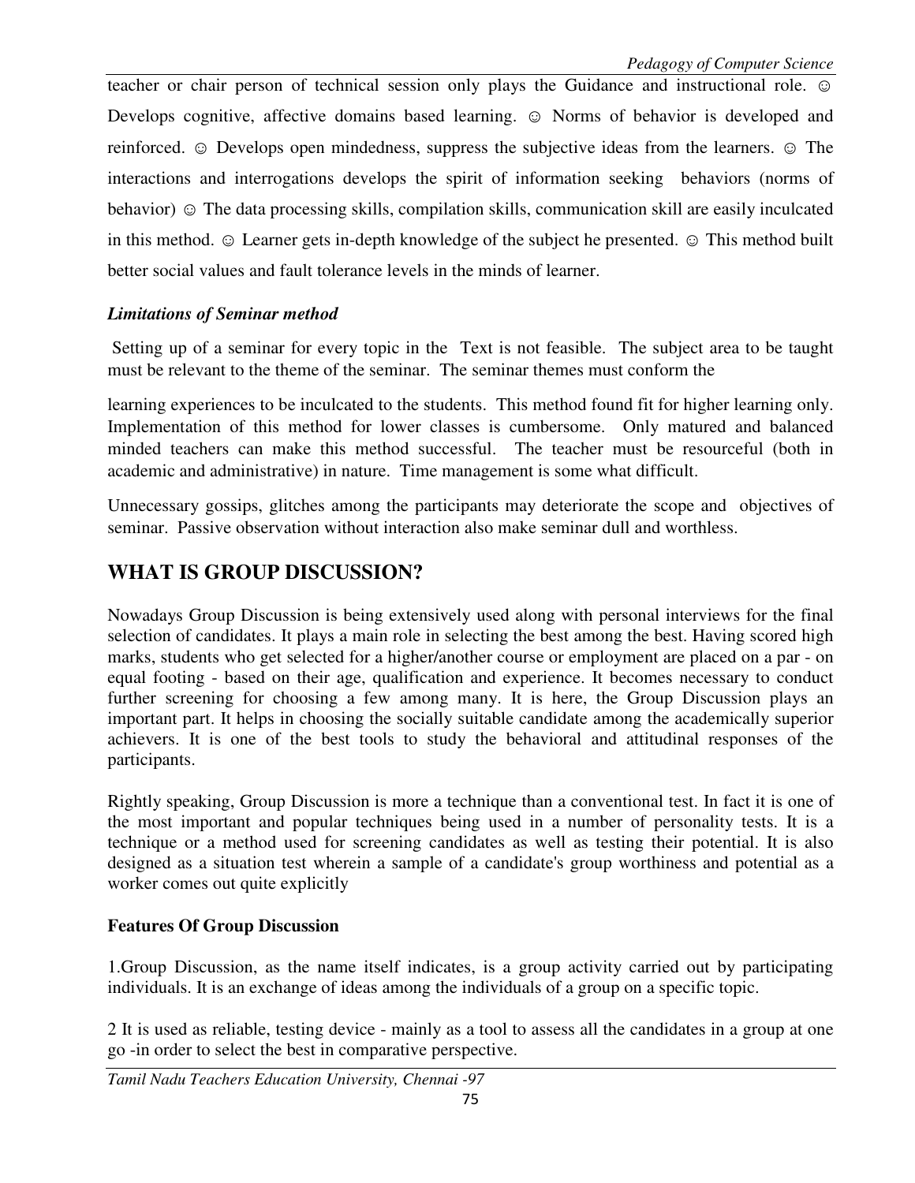teacher or chair person of technical session only plays the Guidance and instructional role. ☺ Develops cognitive, affective domains based learning. ☺ Norms of behavior is developed and reinforced. ☺ Develops open mindedness, suppress the subjective ideas from the learners. ☺ The interactions and interrogations develops the spirit of information seeking behaviors (norms of behavior) ☺ The data processing skills, compilation skills, communication skill are easily inculcated in this method. ☺ Learner gets in-depth knowledge of the subject he presented. ☺ This method built better social values and fault tolerance levels in the minds of learner.

***Limitations of Seminar method***

Setting up of a seminar for every topic in the Text is not feasible. The subject area to be taught must be relevant to the theme of the seminar. The seminar themes must conform the

learning experiences to be inculcated to the students. This method found fit for higher learning only. Implementation of this method for lower classes is cumbersome. Only matured and balanced minded teachers can make this method successful. The teacher must be resourceful (both in academic and administrative) in nature. Time management is some what difficult.

Unnecessary gossips, glitches among the participants may deteriorate the scope and objectives of seminar. Passive observation without interaction also make seminar dull and worthless.

## WHAT IS GROUP DISCUSSION?

Nowadays Group Discussion is being extensively used along with personal interviews for the final selection of candidates. It plays a main role in selecting the best among the best. Having scored high marks, students who get selected for a higher/another course or employment are placed on a par - on equal footing - based on their age, qualification and experience. It becomes necessary to conduct further screening for choosing a few among many. It is here, the Group Discussion plays an important part. It helps in choosing the socially suitable candidate among the academically superior achievers. It is one of the best tools to study the behavioral and attitudinal responses of the participants.

Rightly speaking, Group Discussion is more a technique than a conventional test. In fact it is one of the most important and popular techniques being used in a number of personality tests. It is a technique or a method used for screening candidates as well as testing their potential. It is also designed as a situation test wherein a sample of a candidate's group worthiness and potential as a worker comes out quite explicitly

**Features Of Group Discussion**

1.Group Discussion, as the name itself indicates, is a group activity carried out by participating individuals. It is an exchange of ideas among the individuals of a group on a specific topic.

2 It is used as reliable, testing device - mainly as a tool to assess all the candidates in a group at one go -in order to select the best in comparative perspective.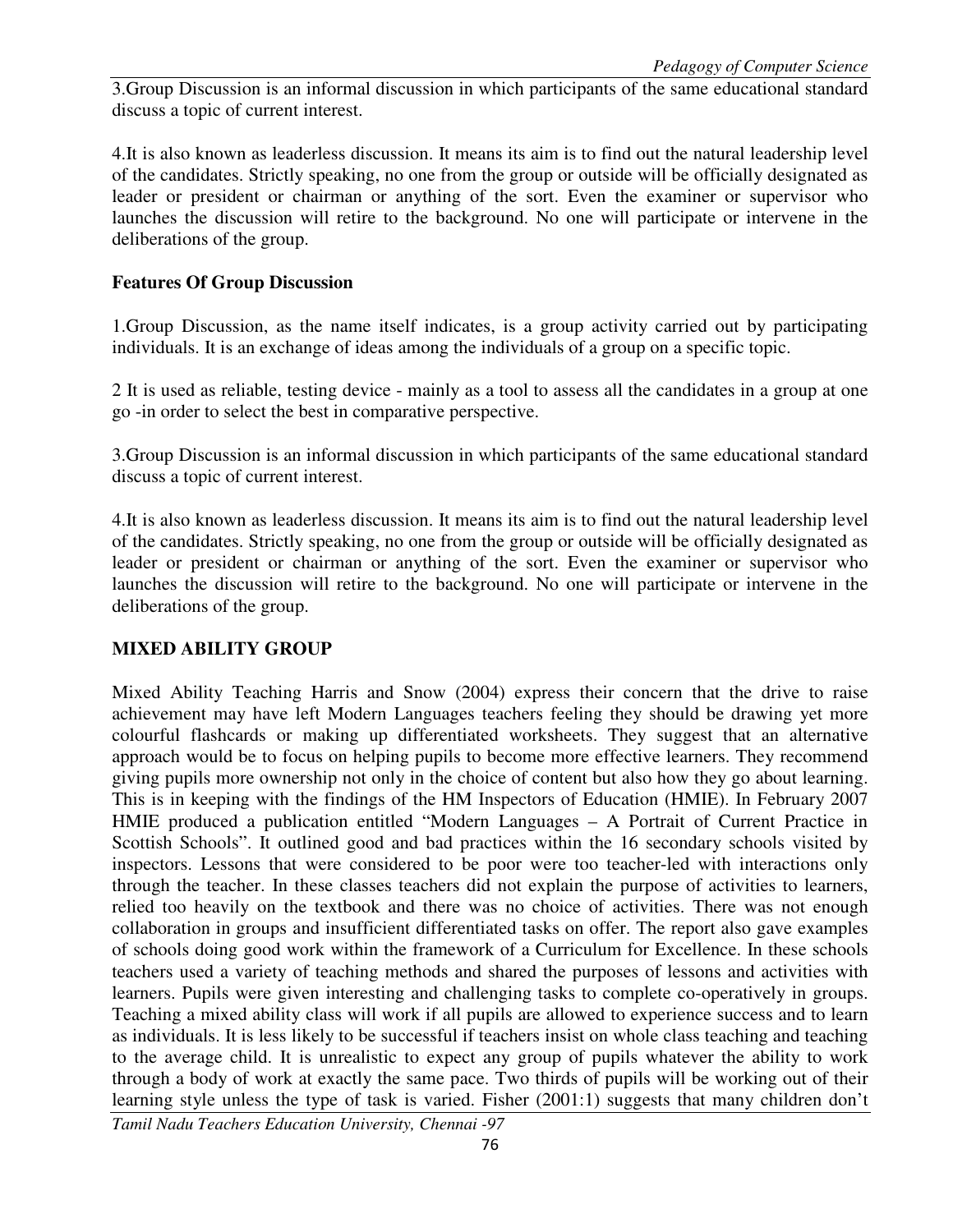3.Group Discussion is an informal discussion in which participants of the same educational standard discuss a topic of current interest.

4.It is also known as leaderless discussion. It means its aim is to find out the natural leadership level of the candidates. Strictly speaking, no one from the group or outside will be officially designated as leader or president or chairman or anything of the sort. Even the examiner or supervisor who launches the discussion will retire to the background. No one will participate or intervene in the deliberations of the group.

**Features Of Group Discussion**

1.Group Discussion, as the name itself indicates, is a group activity carried out by participating individuals. It is an exchange of ideas among the individuals of a group on a specific topic.

2 It is used as reliable, testing device - mainly as a tool to assess all the candidates in a group at one go -in order to select the best in comparative perspective.

3.Group Discussion is an informal discussion in which participants of the same educational standard discuss a topic of current interest.

4.It is also known as leaderless discussion. It means its aim is to find out the natural leadership level of the candidates. Strictly speaking, no one from the group or outside will be officially designated as leader or president or chairman or anything of the sort. Even the examiner or supervisor who launches the discussion will retire to the background. No one will participate or intervene in the deliberations of the group.

## MIXED ABILITY GROUP

Mixed Ability Teaching Harris and Snow (2004) express their concern that the drive to raise achievement may have left Modern Languages teachers feeling they should be drawing yet more colourful flashcards or making up differentiated worksheets. They suggest that an alternative approach would be to focus on helping pupils to become more effective learners. They recommend giving pupils more ownership not only in the choice of content but also how they go about learning. This is in keeping with the findings of the HM Inspectors of Education (HMIE). In February 2007 HMIE produced a publication entitled "Modern Languages – A Portrait of Current Practice in Scottish Schools". It outlined good and bad practices within the 16 secondary schools visited by inspectors. Lessons that were considered to be poor were too teacher-led with interactions only through the teacher. In these classes teachers did not explain the purpose of activities to learners, relied too heavily on the textbook and there was no choice of activities. There was not enough collaboration in groups and insufficient differentiated tasks on offer. The report also gave examples of schools doing good work within the framework of a Curriculum for Excellence. In these schools teachers used a variety of teaching methods and shared the purposes of lessons and activities with learners. Pupils were given interesting and challenging tasks to complete co-operatively in groups. Teaching a mixed ability class will work if all pupils are allowed to experience success and to learn as individuals. It is less likely to be successful if teachers insist on whole class teaching and teaching to the average child. It is unrealistic to expect any group of pupils whatever the ability to work through a body of work at exactly the same pace. Two thirds of pupils will be working out of their learning style unless the type of task is varied. Fisher (2001:1) suggests that many children don't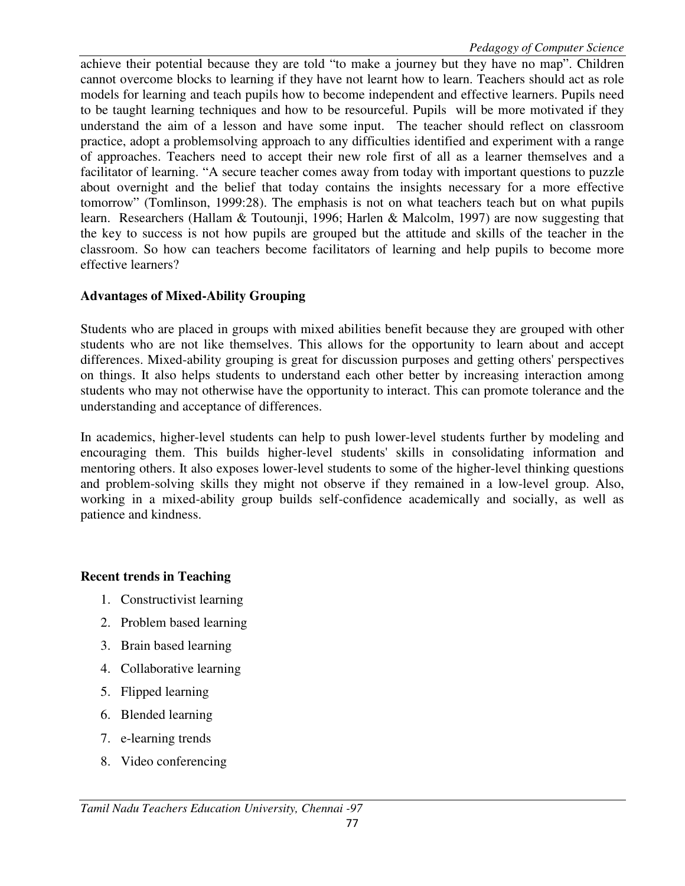achieve their potential because they are told "to make a journey but they have no map". Children cannot overcome blocks to learning if they have not learnt how to learn. Teachers should act as role models for learning and teach pupils how to become independent and effective learners. Pupils need to be taught learning techniques and how to be resourceful. Pupils will be more motivated if they understand the aim of a lesson and have some input. The teacher should reflect on classroom practice, adopt a problemsolving approach to any difficulties identified and experiment with a range of approaches. Teachers need to accept their new role first of all as a learner themselves and a facilitator of learning. "A secure teacher comes away from today with important questions to puzzle about overnight and the belief that today contains the insights necessary for a more effective tomorrow" (Tomlinson, 1999:28). The emphasis is not on what teachers teach but on what pupils learn. Researchers (Hallam & Toutounji, 1996; Harlen & Malcolm, 1997) are now suggesting that the key to success is not how pupils are grouped but the attitude and skills of the teacher in the classroom. So how can teachers become facilitators of learning and help pupils to become more effective learners?

**Advantages of Mixed-Ability Grouping**

Students who are placed in groups with mixed abilities benefit because they are grouped with other students who are not like themselves. This allows for the opportunity to learn about and accept differences. Mixed-ability grouping is great for discussion purposes and getting others' perspectives on things. It also helps students to understand each other better by increasing interaction among students who may not otherwise have the opportunity to interact. This can promote tolerance and the understanding and acceptance of differences.

In academics, higher-level students can help to push lower-level students further by modeling and encouraging them. This builds higher-level students' skills in consolidating information and mentoring others. It also exposes lower-level students to some of the higher-level thinking questions and problem-solving skills they might not observe if they remained in a low-level group. Also, working in a mixed-ability group builds self-confidence academically and socially, as well as patience and kindness.

**Recent trends in Teaching**

1. Constructivist learning
2. Problem based learning
3. Brain based learning
4. Collaborative learning
5. Flipped learning
6. Blended learning
7. e-learning trends
8. Video conferencing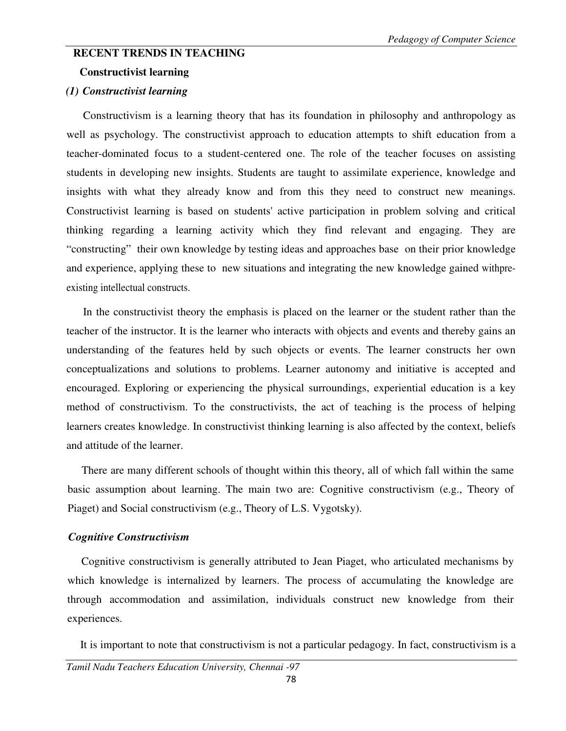## RECENT TRENDS IN TEACHING

### Constructivist learning

***(1) Constructivist learning***

Constructivism is a learning theory that has its foundation in philosophy and anthropology as well as psychology. The constructivist approach to education attempts to shift education from a teacher-dominated focus to a student-centered one. The role of the teacher focuses on assisting students in developing new insights. Students are taught to assimilate experience, knowledge and insights with what they already know and from this they need to construct new meanings. Constructivist learning is based on students' active participation in problem solving and critical thinking regarding a learning activity which they find relevant and engaging. They are "constructing" their own knowledge by testing ideas and approaches base on their prior knowledge and experience, applying these to new situations and integrating the new knowledge gained withpre-existing intellectual constructs.

In the constructivist theory the emphasis is placed on the learner or the student rather than the teacher of the instructor. It is the learner who interacts with objects and events and thereby gains an understanding of the features held by such objects or events. The learner constructs her own conceptualizations and solutions to problems. Learner autonomy and initiative is accepted and encouraged. Exploring or experiencing the physical surroundings, experiential education is a key method of constructivism. To the constructivists, the act of teaching is the process of helping learners creates knowledge. In constructivist thinking learning is also affected by the context, beliefs and attitude of the learner.

There are many different schools of thought within this theory, all of which fall within the same basic assumption about learning. The main two are: Cognitive constructivism (e.g., Theory of Piaget) and Social constructivism (e.g., Theory of L.S. Vygotsky).

***Cognitive Constructivism***

Cognitive constructivism is generally attributed to Jean Piaget, who articulated mechanisms by which knowledge is internalized by learners. The process of accumulating the knowledge are through accommodation and assimilation, individuals construct new knowledge from their experiences.

It is important to note that constructivism is not a particular pedagogy. In fact, constructivism is a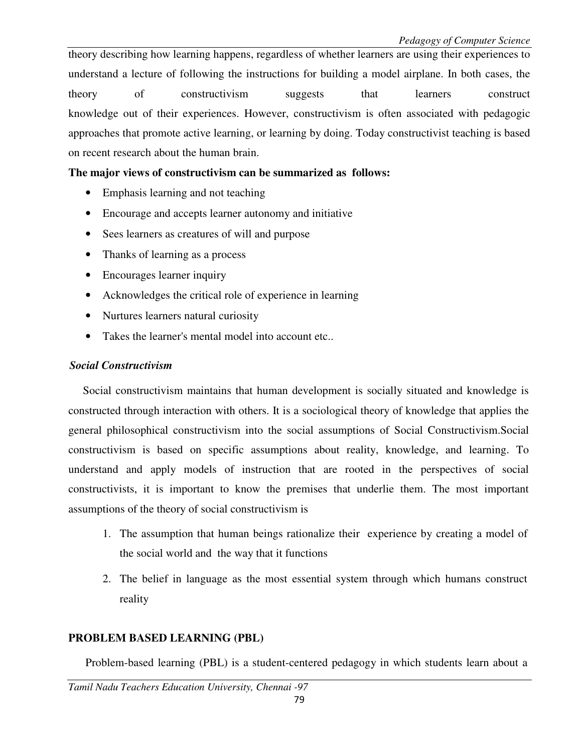theory describing how learning happens, regardless of whether learners are using their experiences to understand a lecture of following the instructions for building a model airplane. In both cases, the theory of constructivism suggests that learners construct knowledge out of their experiences. However, constructivism is often associated with pedagogic approaches that promote active learning, or learning by doing. Today constructivist teaching is based on recent research about the human brain.

**The major views of constructivism can be summarized as follows:**

- Emphasis learning and not teaching
- Encourage and accepts learner autonomy and initiative
- Sees learners as creatures of will and purpose
- Thanks of learning as a process
- Encourages learner inquiry
- Acknowledges the critical role of experience in learning
- Nurtures learners natural curiosity
- Takes the learner's mental model into account etc..

***Social Constructivism***

Social constructivism maintains that human development is socially situated and knowledge is constructed through interaction with others. It is a sociological theory of knowledge that applies the general philosophical constructivism into the social assumptions of Social Constructivism.Social constructivism is based on specific assumptions about reality, knowledge, and learning. To understand and apply models of instruction that are rooted in the perspectives of social constructivists, it is important to know the premises that underlie them. The most important assumptions of the theory of social constructivism is

1. The assumption that human beings rationalize their experience by creating a model of the social world and the way that it functions
2. The belief in language as the most essential system through which humans construct reality

**PROBLEM BASED LEARNING (PBL)**

Problem-based learning (PBL) is a student-centered pedagogy in which students learn about a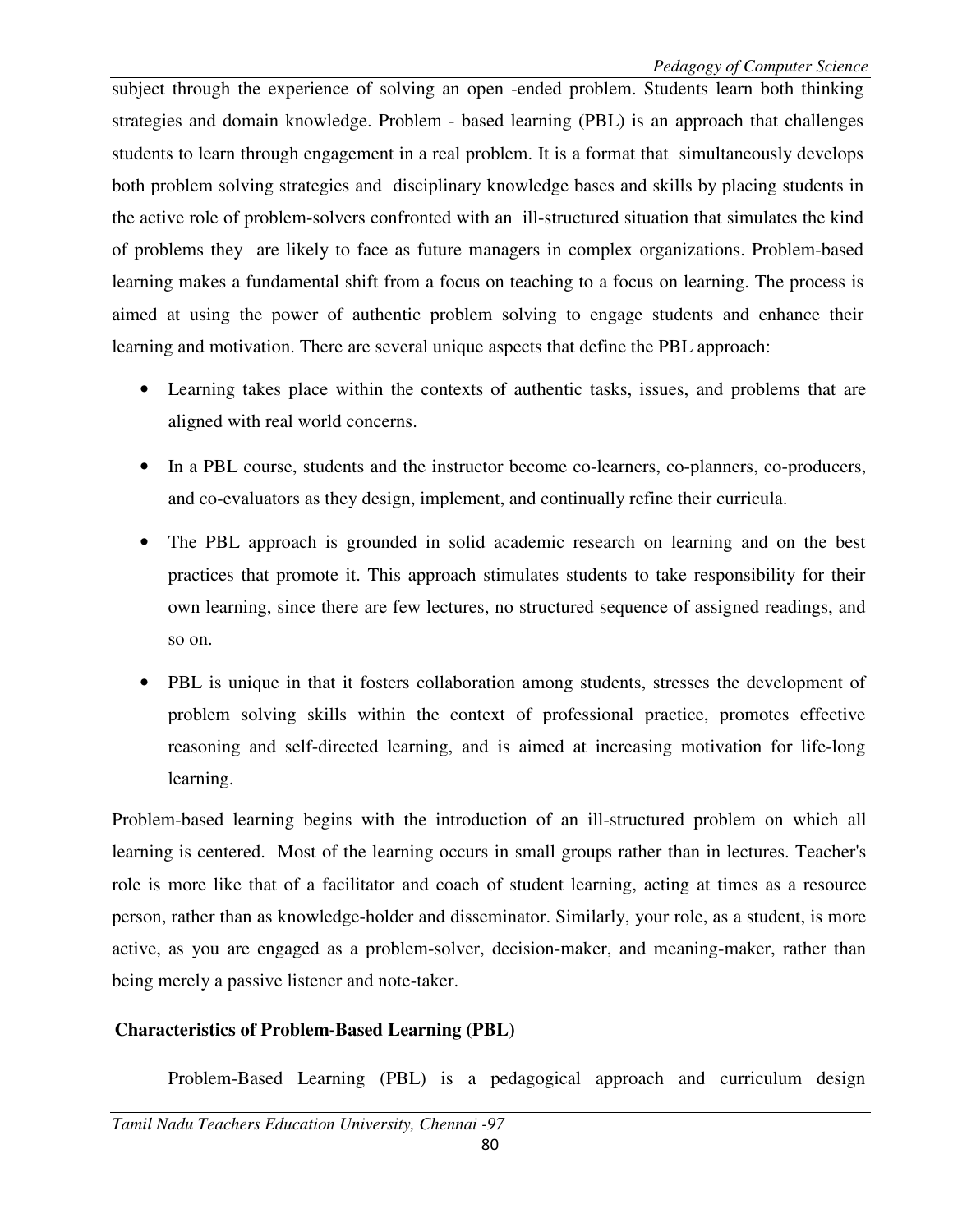subject through the experience of solving an open -ended problem. Students learn both thinking strategies and domain knowledge. Problem - based learning (PBL) is an approach that challenges students to learn through engagement in a real problem. It is a format that simultaneously develops both problem solving strategies and disciplinary knowledge bases and skills by placing students in the active role of problem-solvers confronted with an ill-structured situation that simulates the kind of problems they are likely to face as future managers in complex organizations. Problem-based learning makes a fundamental shift from a focus on teaching to a focus on learning. The process is aimed at using the power of authentic problem solving to engage students and enhance their learning and motivation. There are several unique aspects that define the PBL approach:

- Learning takes place within the contexts of authentic tasks, issues, and problems that are aligned with real world concerns.
- In a PBL course, students and the instructor become co-learners, co-planners, co-producers, and co-evaluators as they design, implement, and continually refine their curricula.
- The PBL approach is grounded in solid academic research on learning and on the best practices that promote it. This approach stimulates students to take responsibility for their own learning, since there are few lectures, no structured sequence of assigned readings, and so on.
- PBL is unique in that it fosters collaboration among students, stresses the development of problem solving skills within the context of professional practice, promotes effective reasoning and self-directed learning, and is aimed at increasing motivation for life-long learning.

Problem-based learning begins with the introduction of an ill-structured problem on which all learning is centered. Most of the learning occurs in small groups rather than in lectures. Teacher's role is more like that of a facilitator and coach of student learning, acting at times as a resource person, rather than as knowledge-holder and disseminator. Similarly, your role, as a student, is more active, as you are engaged as a problem-solver, decision-maker, and meaning-maker, rather than being merely a passive listener and note-taker.

**Characteristics of Problem-Based Learning (PBL)**

Problem-Based Learning (PBL) is a pedagogical approach and curriculum design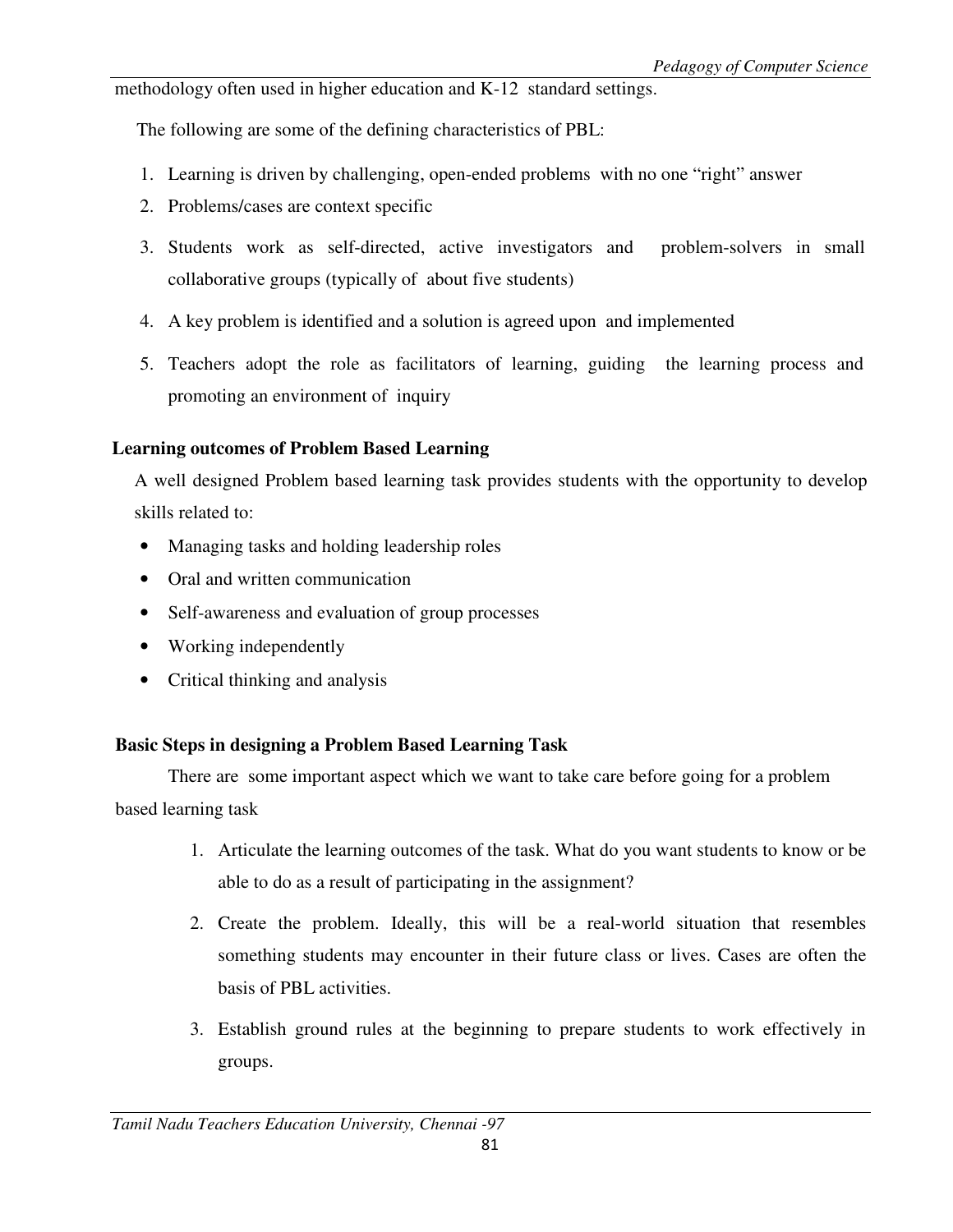methodology often used in higher education and K-12 standard settings.

The following are some of the defining characteristics of PBL:

1. Learning is driven by challenging, open-ended problems with no one "right" answer
2. Problems/cases are context specific
3. Students work as self-directed, active investigators and problem-solvers in small collaborative groups (typically of about five students)
4. A key problem is identified and a solution is agreed upon and implemented
5. Teachers adopt the role as facilitators of learning, guiding the learning process and promoting an environment of inquiry

**Learning outcomes of Problem Based Learning**

A well designed Problem based learning task provides students with the opportunity to develop skills related to:

- Managing tasks and holding leadership roles
- Oral and written communication
- Self-awareness and evaluation of group processes
- Working independently
- Critical thinking and analysis

**Basic Steps in designing a Problem Based Learning Task**

There are some important aspect which we want to take care before going for a problem based learning task

1. Articulate the learning outcomes of the task. What do you want students to know or be able to do as a result of participating in the assignment?
2. Create the problem. Ideally, this will be a real-world situation that resembles something students may encounter in their future class or lives. Cases are often the basis of PBL activities.
3. Establish ground rules at the beginning to prepare students to work effectively in groups.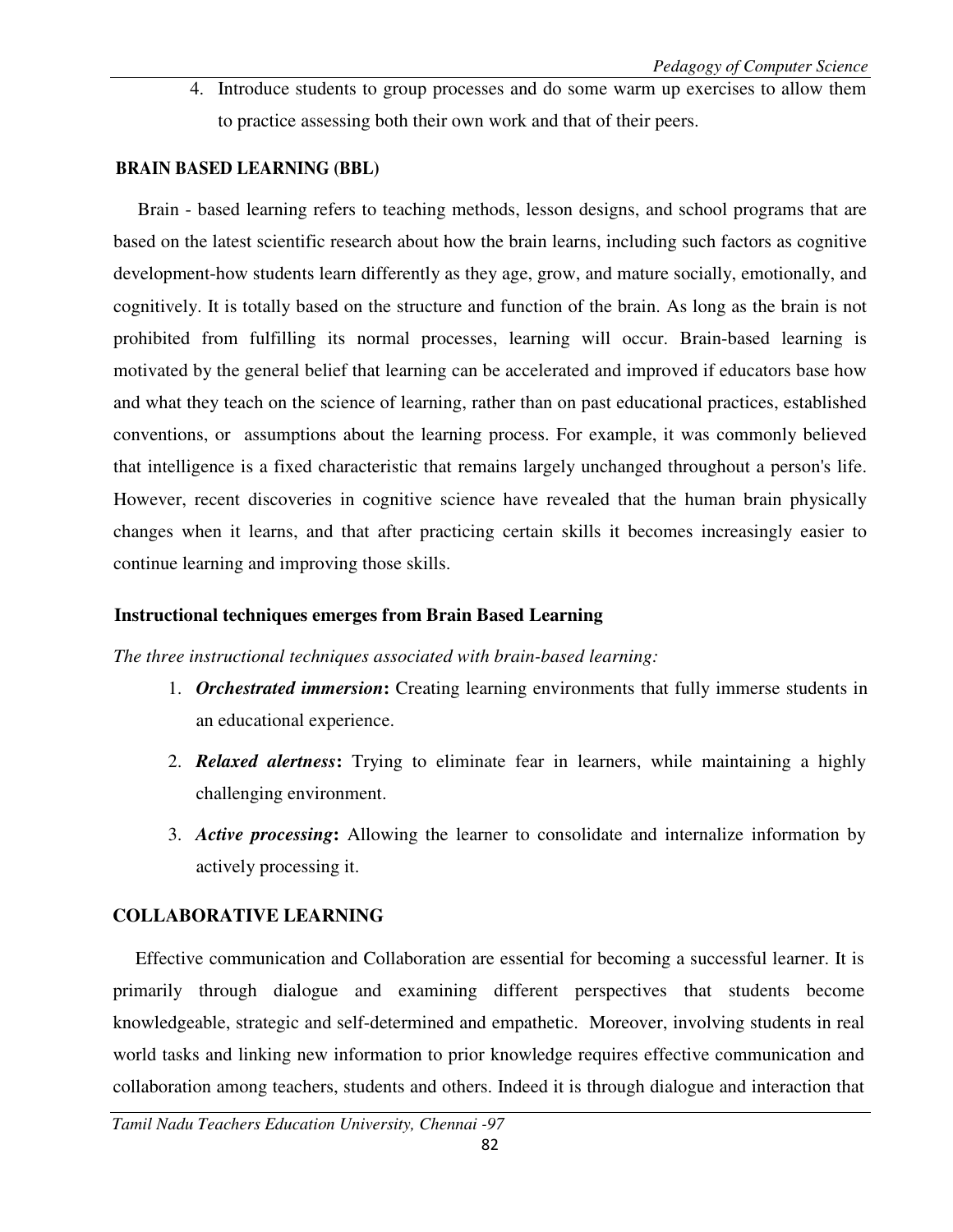4. Introduce students to group processes and do some warm up exercises to allow them to practice assessing both their own work and that of their peers.

## BRAIN BASED LEARNING (BBL)

Brain - based learning refers to teaching methods, lesson designs, and school programs that are based on the latest scientific research about how the brain learns, including such factors as cognitive development-how students learn differently as they age, grow, and mature socially, emotionally, and cognitively. It is totally based on the structure and function of the brain. As long as the brain is not prohibited from fulfilling its normal processes, learning will occur. Brain-based learning is motivated by the general belief that learning can be accelerated and improved if educators base how and what they teach on the science of learning, rather than on past educational practices, established conventions, or assumptions about the learning process. For example, it was commonly believed that intelligence is a fixed characteristic that remains largely unchanged throughout a person's life. However, recent discoveries in cognitive science have revealed that the human brain physically changes when it learns, and that after practicing certain skills it becomes increasingly easier to continue learning and improving those skills.

### Instructional techniques emerges from Brain Based Learning

*The three instructional techniques associated with brain-based learning:*

1. ***Orchestrated immersion*:** Creating learning environments that fully immerse students in an educational experience.
2. ***Relaxed alertness*:** Trying to eliminate fear in learners, while maintaining a highly challenging environment.
3. ***Active processing*:** Allowing the learner to consolidate and internalize information by actively processing it.

## COLLABORATIVE LEARNING

Effective communication and Collaboration are essential for becoming a successful learner. It is primarily through dialogue and examining different perspectives that students become knowledgeable, strategic and self-determined and empathetic. Moreover, involving students in real world tasks and linking new information to prior knowledge requires effective communication and collaboration among teachers, students and others. Indeed it is through dialogue and interaction that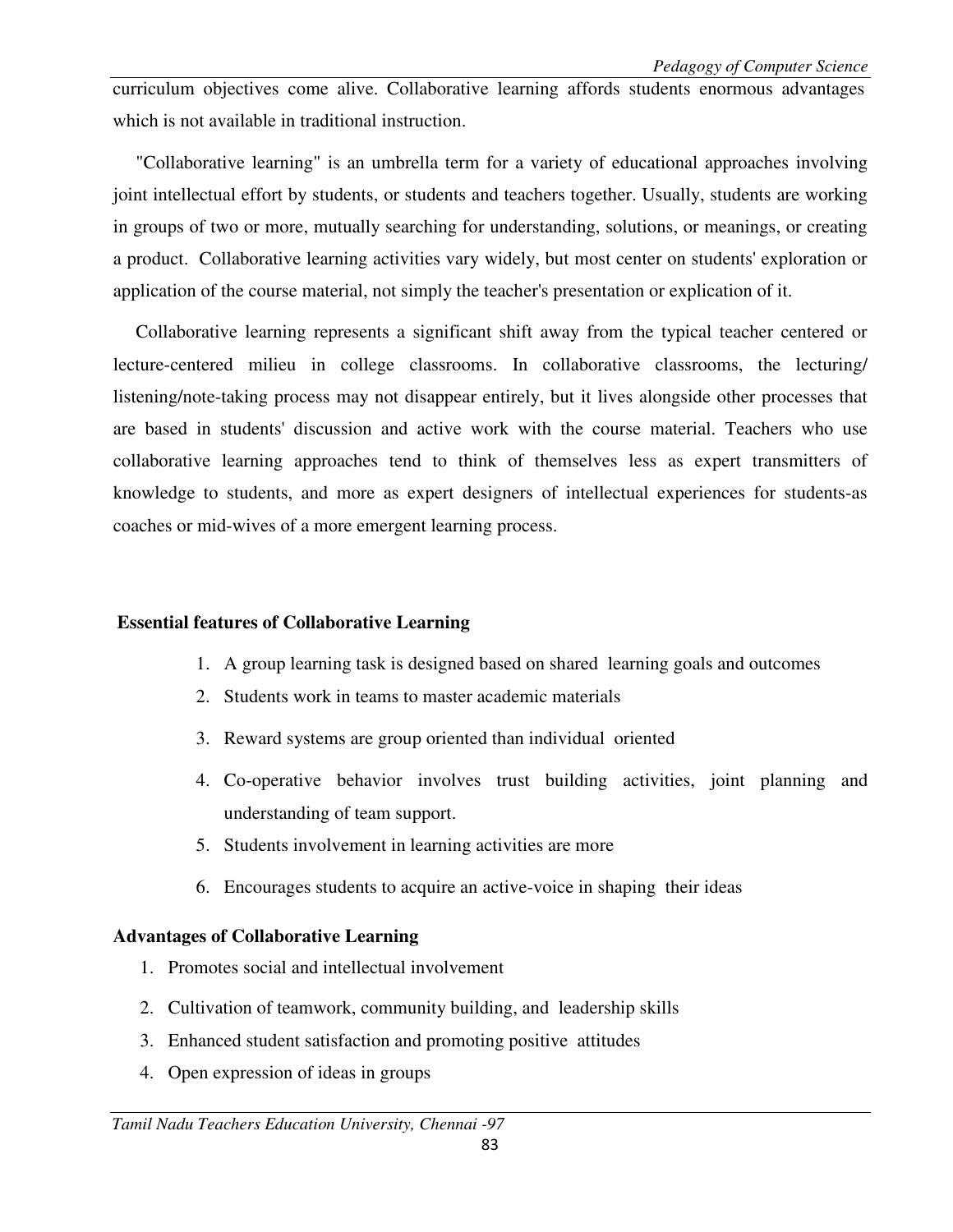curriculum objectives come alive. Collaborative learning affords students enormous advantages which is not available in traditional instruction.

"Collaborative learning" is an umbrella term for a variety of educational approaches involving joint intellectual effort by students, or students and teachers together. Usually, students are working in groups of two or more, mutually searching for understanding, solutions, or meanings, or creating a product. Collaborative learning activities vary widely, but most center on students' exploration or application of the course material, not simply the teacher's presentation or explication of it.

Collaborative learning represents a significant shift away from the typical teacher centered or lecture-centered milieu in college classrooms. In collaborative classrooms, the lecturing/ listening/note-taking process may not disappear entirely, but it lives alongside other processes that are based in students' discussion and active work with the course material. Teachers who use collaborative learning approaches tend to think of themselves less as expert transmitters of knowledge to students, and more as expert designers of intellectual experiences for students-as coaches or mid-wives of a more emergent learning process.

**Essential features of Collaborative Learning**

1. A group learning task is designed based on shared learning goals and outcomes
2. Students work in teams to master academic materials
3. Reward systems are group oriented than individual oriented
4. Co-operative behavior involves trust building activities, joint planning and understanding of team support.
5. Students involvement in learning activities are more
6. Encourages students to acquire an active-voice in shaping their ideas

**Advantages of Collaborative Learning**

1. Promotes social and intellectual involvement
2. Cultivation of teamwork, community building, and leadership skills
3. Enhanced student satisfaction and promoting positive attitudes
4. Open expression of ideas in groups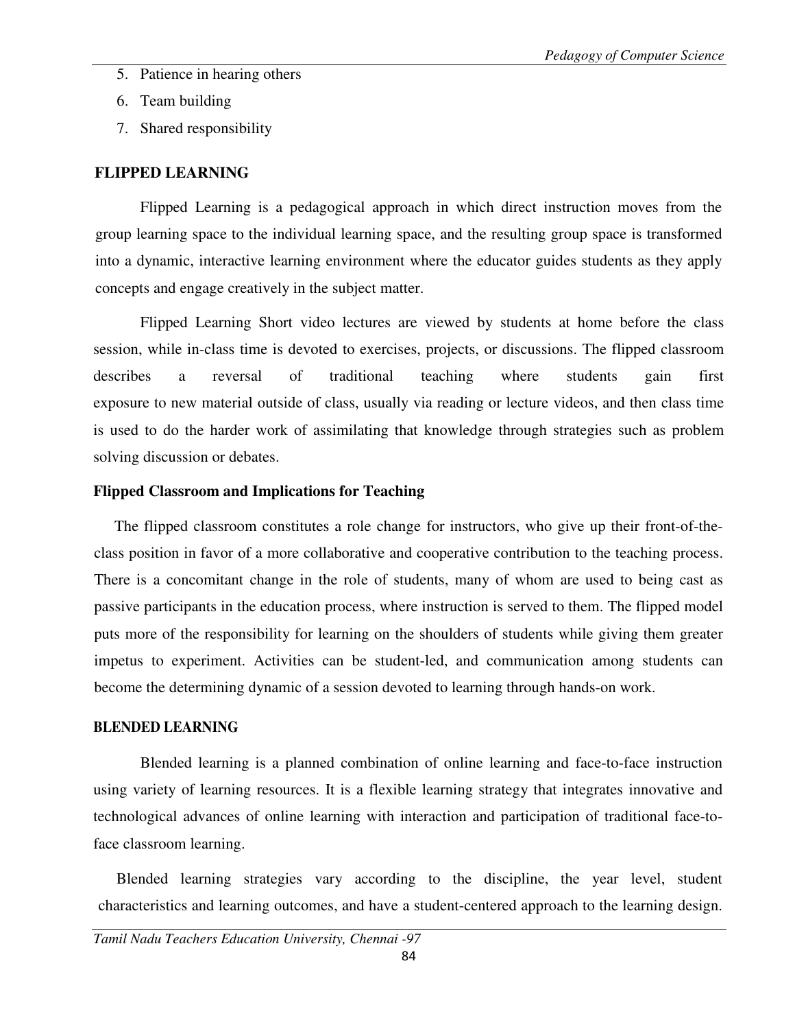5. Patience in hearing others
6. Team building
7. Shared responsibility

## FLIPPED LEARNING

Flipped Learning is a pedagogical approach in which direct instruction moves from the group learning space to the individual learning space, and the resulting group space is transformed into a dynamic, interactive learning environment where the educator guides students as they apply concepts and engage creatively in the subject matter.

Flipped Learning Short video lectures are viewed by students at home before the class session, while in-class time is devoted to exercises, projects, or discussions. The flipped classroom describes a reversal of traditional teaching where students gain first exposure to new material outside of class, usually via reading or lecture videos, and then class time is used to do the harder work of assimilating that knowledge through strategies such as problem solving discussion or debates.

### Flipped Classroom and Implications for Teaching

The flipped classroom constitutes a role change for instructors, who give up their front-of-the-class position in favor of a more collaborative and cooperative contribution to the teaching process. There is a concomitant change in the role of students, many of whom are used to being cast as passive participants in the education process, where instruction is served to them. The flipped model puts more of the responsibility for learning on the shoulders of students while giving them greater impetus to experiment. Activities can be student-led, and communication among students can become the determining dynamic of a session devoted to learning through hands-on work.

## BLENDED LEARNING

Blended learning is a planned combination of online learning and face-to-face instruction using variety of learning resources. It is a flexible learning strategy that integrates innovative and technological advances of online learning with interaction and participation of traditional face-to-face classroom learning.

Blended learning strategies vary according to the discipline, the year level, student characteristics and learning outcomes, and have a student-centered approach to the learning design.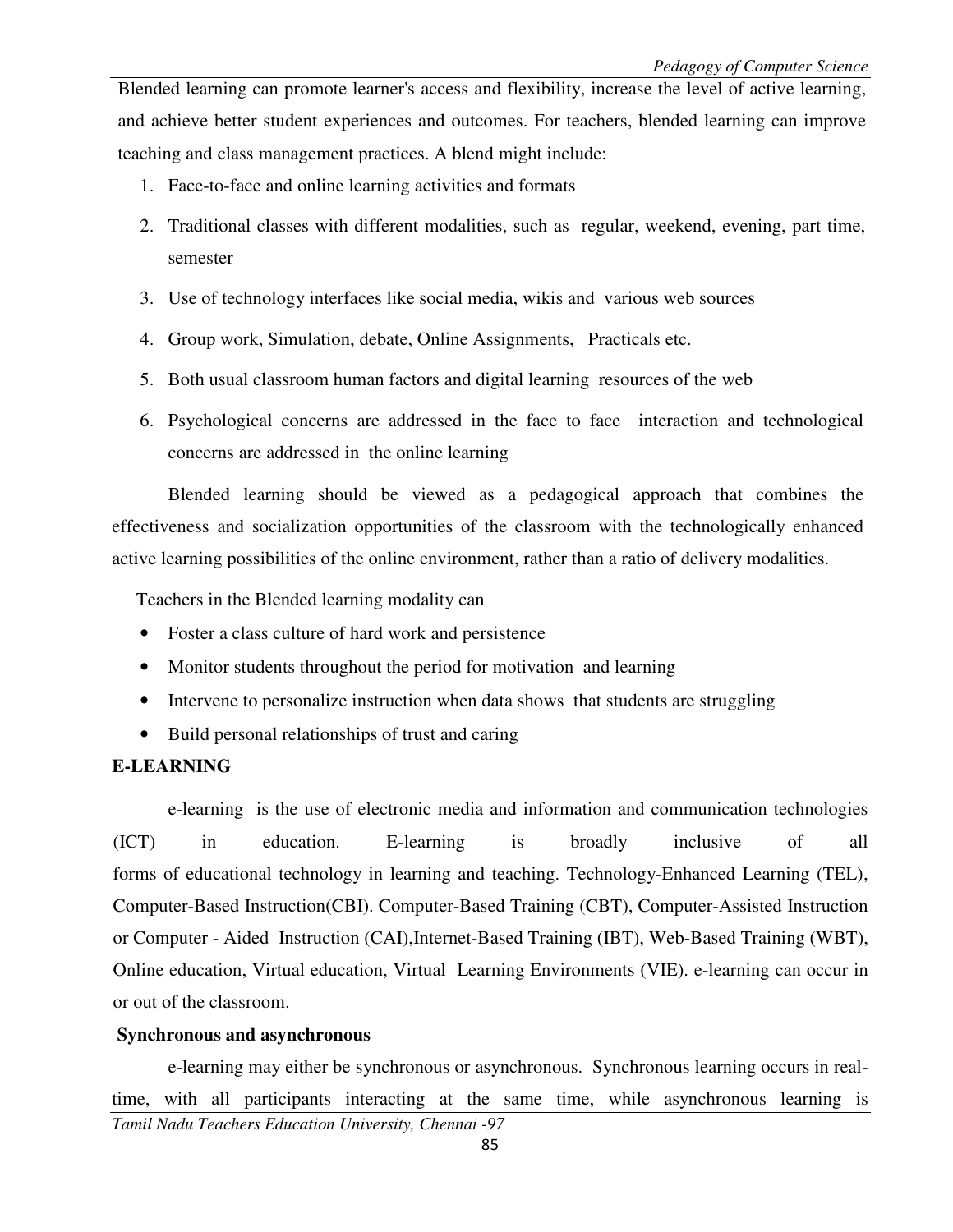Blended learning can promote learner's access and flexibility, increase the level of active learning, and achieve better student experiences and outcomes. For teachers, blended learning can improve teaching and class management practices. A blend might include:

1. Face-to-face and online learning activities and formats
2. Traditional classes with different modalities, such as regular, weekend, evening, part time, semester
3. Use of technology interfaces like social media, wikis and various web sources
4. Group work, Simulation, debate, Online Assignments, Practicals etc.
5. Both usual classroom human factors and digital learning resources of the web
6. Psychological concerns are addressed in the face to face interaction and technological concerns are addressed in the online learning

Blended learning should be viewed as a pedagogical approach that combines the effectiveness and socialization opportunities of the classroom with the technologically enhanced active learning possibilities of the online environment, rather than a ratio of delivery modalities.

Teachers in the Blended learning modality can

- Foster a class culture of hard work and persistence
- Monitor students throughout the period for motivation and learning
- Intervene to personalize instruction when data shows that students are struggling
- Build personal relationships of trust and caring

**E-LEARNING**

e-learning is the use of electronic media and information and communication technologies (ICT) in education. E-learning is broadly inclusive of all forms of educational technology in learning and teaching. Technology-Enhanced Learning (TEL), Computer-Based Instruction(CBI). Computer-Based Training (CBT), Computer-Assisted Instruction or Computer - Aided Instruction (CAI),Internet-Based Training (IBT), Web-Based Training (WBT), Online education, Virtual education, Virtual Learning Environments (VIE). e-learning can occur in or out of the classroom.

**Synchronous and asynchronous**

e-learning may either be synchronous or asynchronous. Synchronous learning occurs in real-time, with all participants interacting at the same time, while asynchronous learning is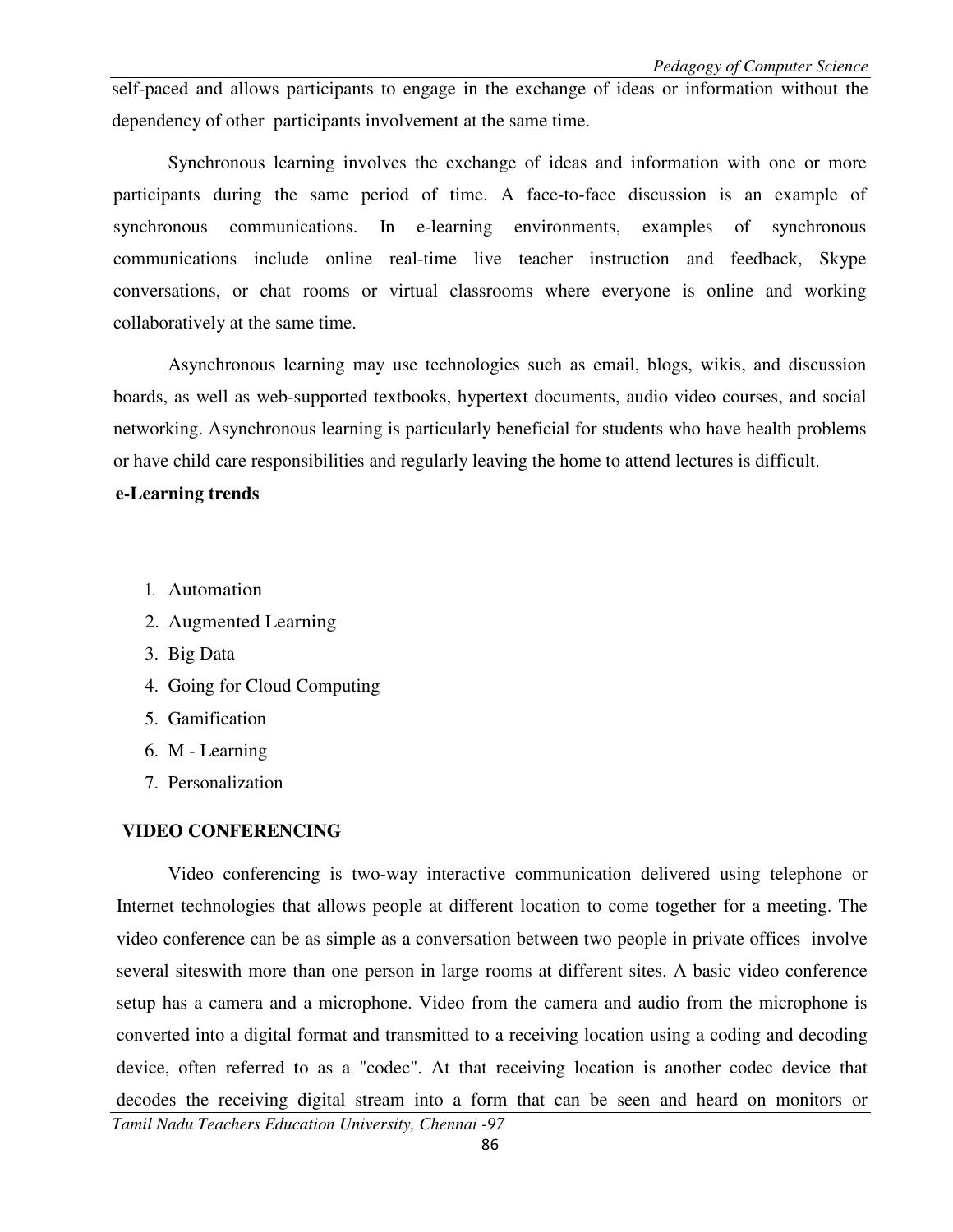self-paced and allows participants to engage in the exchange of ideas or information without the dependency of other participants involvement at the same time.

Synchronous learning involves the exchange of ideas and information with one or more participants during the same period of time. A face-to-face discussion is an example of synchronous communications. In e-learning environments, examples of synchronous communications include online real-time live teacher instruction and feedback, Skype conversations, or chat rooms or virtual classrooms where everyone is online and working collaboratively at the same time.

Asynchronous learning may use technologies such as email, blogs, wikis, and discussion boards, as well as web-supported textbooks, hypertext documents, audio video courses, and social networking. Asynchronous learning is particularly beneficial for students who have health problems or have child care responsibilities and regularly leaving the home to attend lectures is difficult.

**e-Learning trends**

1. Automation
2. Augmented Learning
3. Big Data
4. Going for Cloud Computing
5. Gamification
6. M - Learning
7. Personalization

**VIDEO CONFERENCING**

Video conferencing is two-way interactive communication delivered using telephone or Internet technologies that allows people at different location to come together for a meeting. The video conference can be as simple as a conversation between two people in private offices involve several siteswith more than one person in large rooms at different sites. A basic video conference setup has a camera and a microphone. Video from the camera and audio from the microphone is converted into a digital format and transmitted to a receiving location using a coding and decoding device, often referred to as a "codec". At that receiving location is another codec device that decodes the receiving digital stream into a form that can be seen and heard on monitors or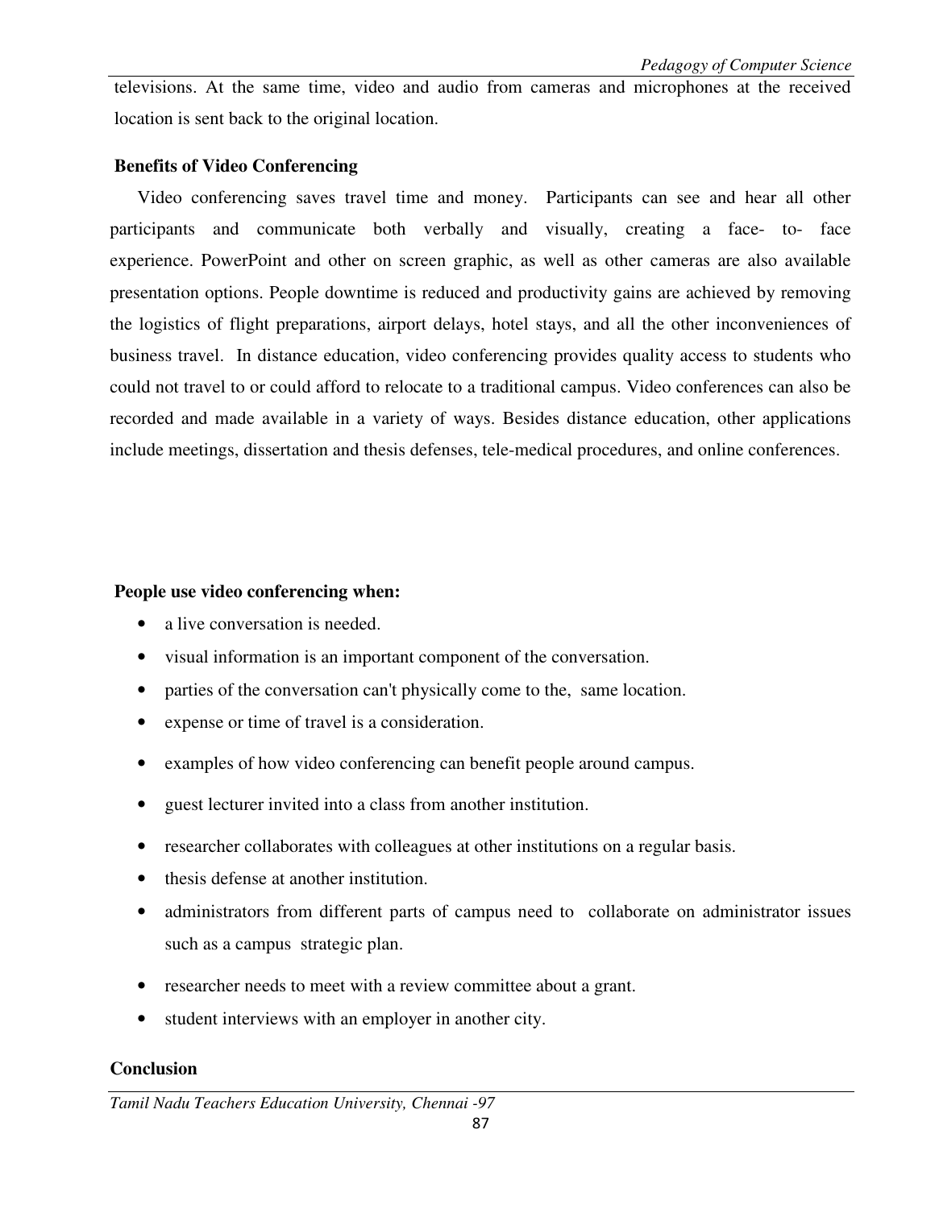televisions. At the same time, video and audio from cameras and microphones at the received location is sent back to the original location.

**Benefits of Video Conferencing**

Video conferencing saves travel time and money. Participants can see and hear all other participants and communicate both verbally and visually, creating a face- to- face experience. PowerPoint and other on screen graphic, as well as other cameras are also available presentation options. People downtime is reduced and productivity gains are achieved by removing the logistics of flight preparations, airport delays, hotel stays, and all the other inconveniences of business travel. In distance education, video conferencing provides quality access to students who could not travel to or could afford to relocate to a traditional campus. Video conferences can also be recorded and made available in a variety of ways. Besides distance education, other applications include meetings, dissertation and thesis defenses, tele-medical procedures, and online conferences.

**People use video conferencing when:**

- a live conversation is needed.
- visual information is an important component of the conversation.
- parties of the conversation can't physically come to the, same location.
- expense or time of travel is a consideration.
- examples of how video conferencing can benefit people around campus.
- guest lecturer invited into a class from another institution.
- researcher collaborates with colleagues at other institutions on a regular basis.
- thesis defense at another institution.
- administrators from different parts of campus need to collaborate on administrator issues such as a campus strategic plan.
- researcher needs to meet with a review committee about a grant.
- student interviews with an employer in another city.

**Conclusion**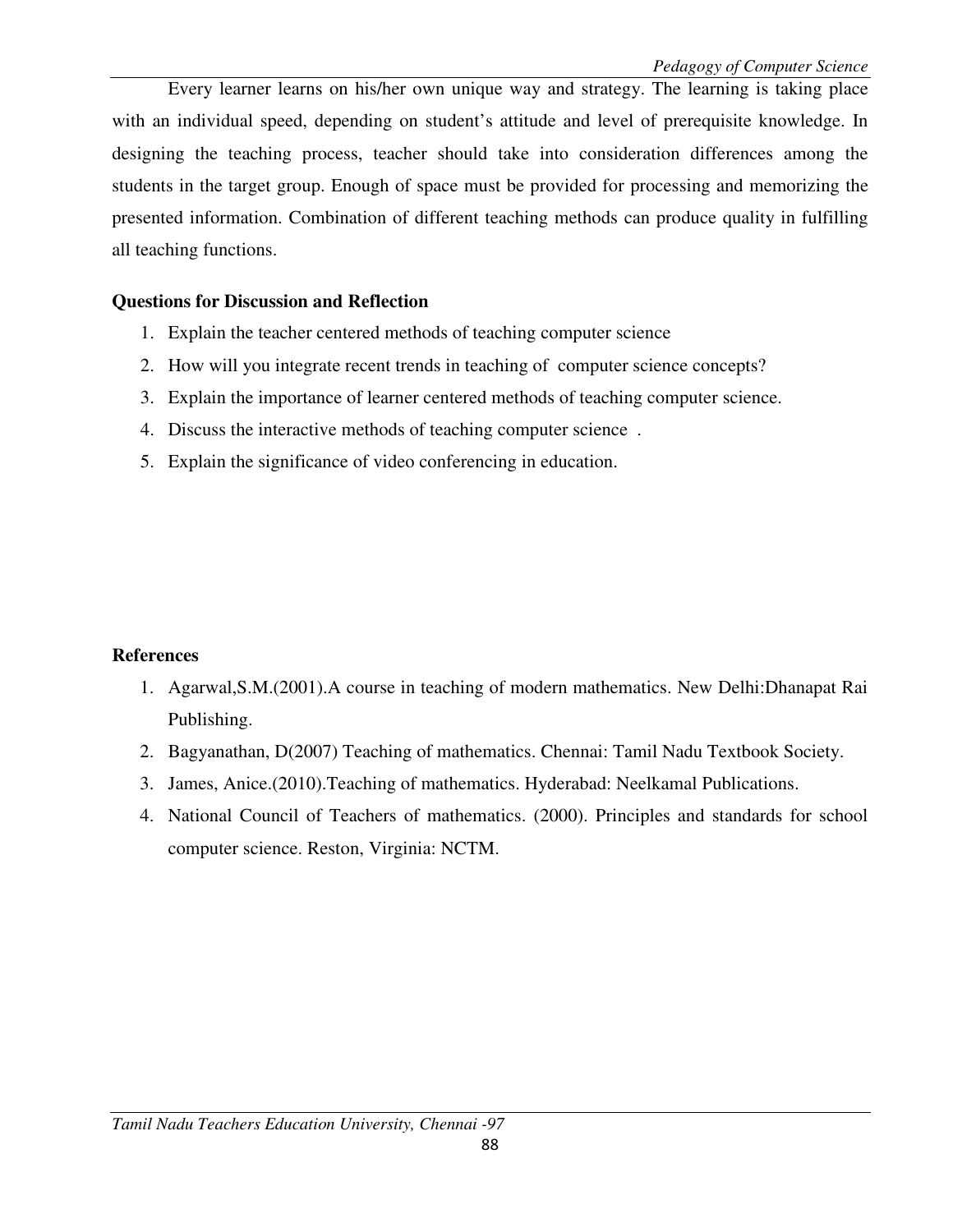Every learner learns on his/her own unique way and strategy. The learning is taking place with an individual speed, depending on student's attitude and level of prerequisite knowledge. In designing the teaching process, teacher should take into consideration differences among the students in the target group. Enough of space must be provided for processing and memorizing the presented information. Combination of different teaching methods can produce quality in fulfilling all teaching functions.

**Questions for Discussion and Reflection**

1. Explain the teacher centered methods of teaching computer science
2. How will you integrate recent trends in teaching of computer science concepts?
3. Explain the importance of learner centered methods of teaching computer science.
4. Discuss the interactive methods of teaching computer science .
5. Explain the significance of video conferencing in education.

**References**

1. Agarwal,S.M.(2001).A course in teaching of modern mathematics. New Delhi:Dhanapat Rai Publishing.
2. Bagyanathan, D(2007) Teaching of mathematics. Chennai: Tamil Nadu Textbook Society.
3. James, Anice.(2010).Teaching of mathematics. Hyderabad: Neelkamal Publications.
4. National Council of Teachers of mathematics. (2000). Principles and standards for school computer science. Reston, Virginia: NCTM.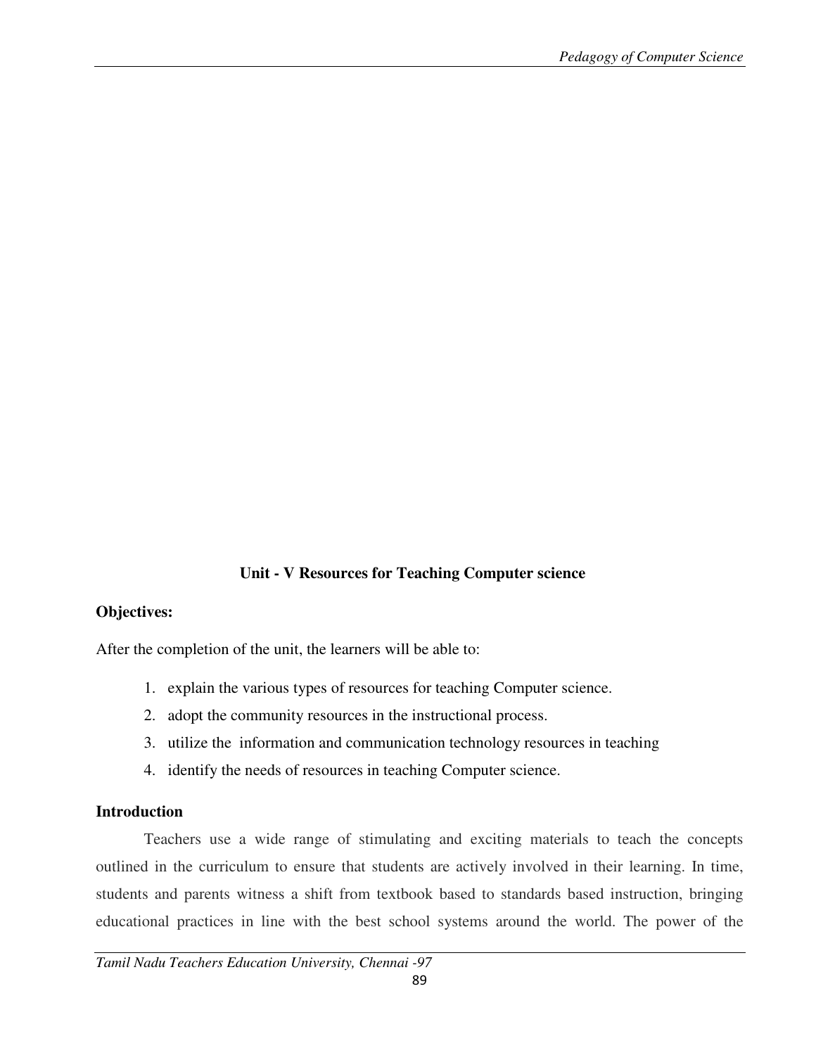# Unit - V Resources for Teaching Computer science

**Objectives:**

After the completion of the unit, the learners will be able to:

1. explain the various types of resources for teaching Computer science.
2. adopt the community resources in the instructional process.
3. utilize the information and communication technology resources in teaching
4. identify the needs of resources in teaching Computer science.

**Introduction**

Teachers use a wide range of stimulating and exciting materials to teach the concepts outlined in the curriculum to ensure that students are actively involved in their learning. In time, students and parents witness a shift from textbook based to standards based instruction, bringing educational practices in line with the best school systems around the world. The power of the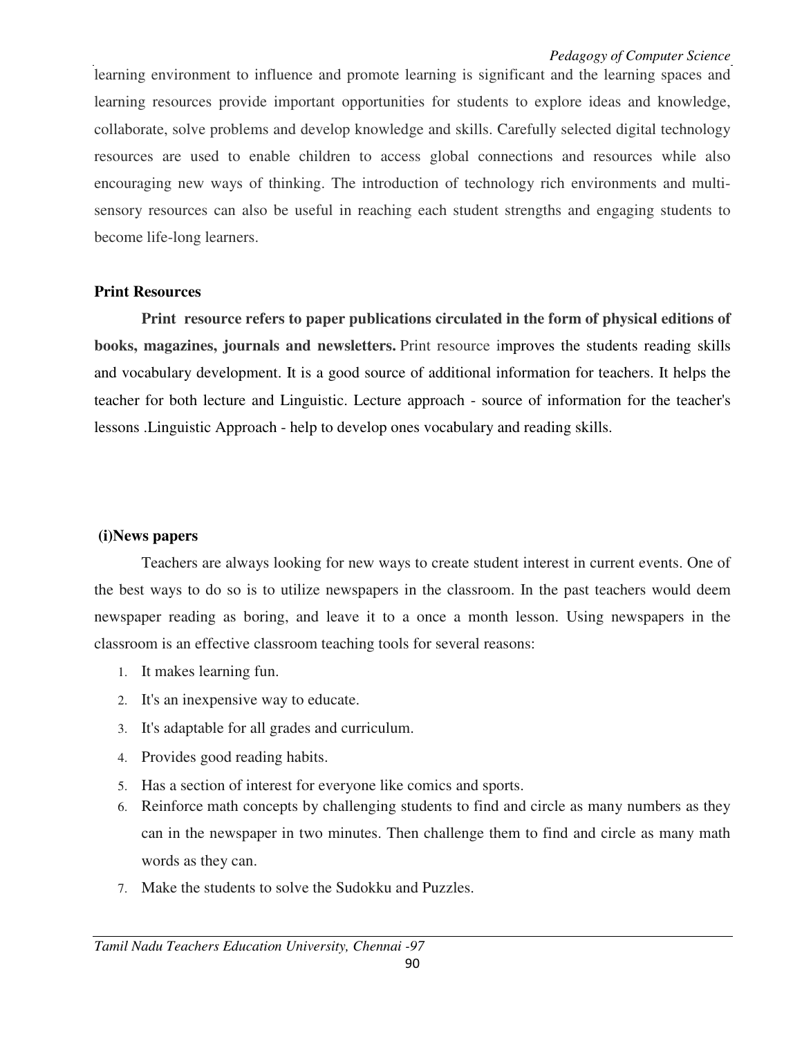learning environment to influence and promote learning is significant and the learning spaces and learning resources provide important opportunities for students to explore ideas and knowledge, collaborate, solve problems and develop knowledge and skills. Carefully selected digital technology resources are used to enable children to access global connections and resources while also encouraging new ways of thinking. The introduction of technology rich environments and multi-sensory resources can also be useful in reaching each student strengths and engaging students to become life-long learners.

**Print Resources**

**Print resource refers to paper publications circulated in the form of physical editions of books, magazines, journals and newsletters.** Print resource improves the students reading skills and vocabulary development. It is a good source of additional information for teachers. It helps the teacher for both lecture and Linguistic. Lecture approach - source of information for the teacher's lessons .Linguistic Approach - help to develop ones vocabulary and reading skills.

**(i)News papers**

Teachers are always looking for new ways to create student interest in current events. One of the best ways to do so is to utilize newspapers in the classroom. In the past teachers would deem newspaper reading as boring, and leave it to a once a month lesson. Using newspapers in the classroom is an effective classroom teaching tools for several reasons:

1. It makes learning fun.
2. It's an inexpensive way to educate.
3. It's adaptable for all grades and curriculum.
4. Provides good reading habits.
5. Has a section of interest for everyone like comics and sports.
6. Reinforce math concepts by challenging students to find and circle as many numbers as they can in the newspaper in two minutes. Then challenge them to find and circle as many math words as they can.
7. Make the students to solve the Sudokku and Puzzles.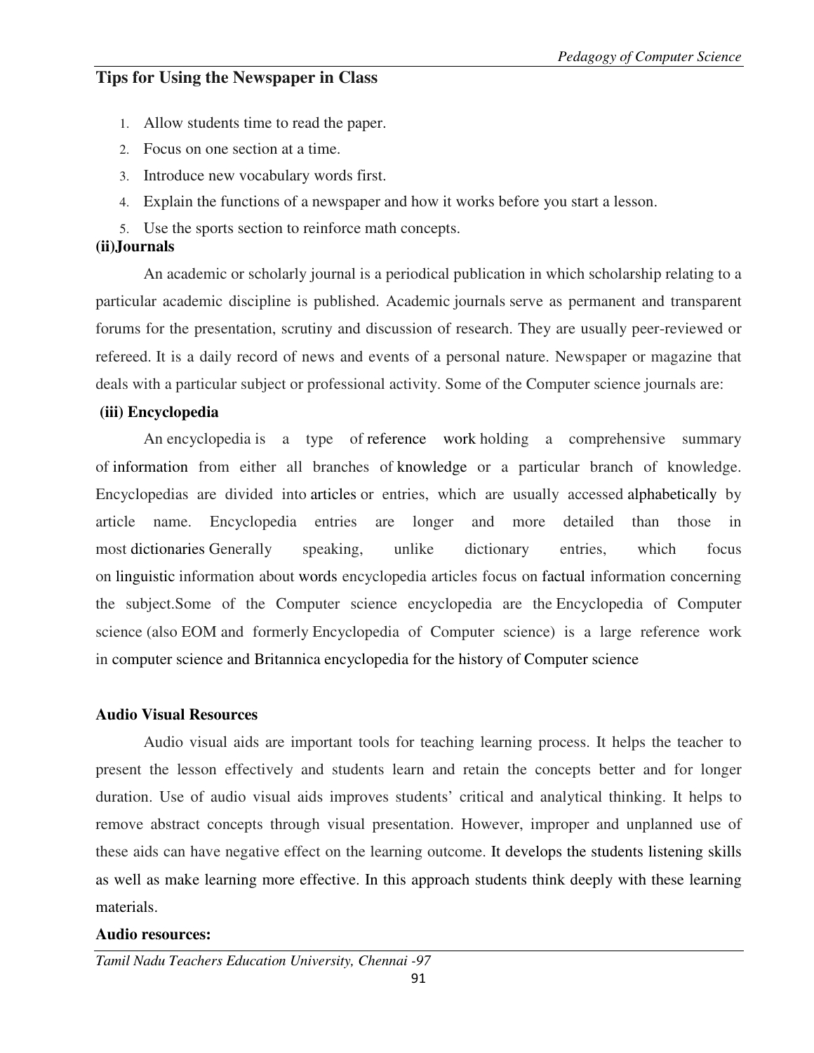## Tips for Using the Newspaper in Class

1. Allow students time to read the paper.
2. Focus on one section at a time.
3. Introduce new vocabulary words first.
4. Explain the functions of a newspaper and how it works before you start a lesson.
5. Use the sports section to reinforce math concepts.

**(ii)Journals**

An academic or scholarly journal is a periodical publication in which scholarship relating to a particular academic discipline is published. Academic journals serve as permanent and transparent forums for the presentation, scrutiny and discussion of research. They are usually peer-reviewed or refereed. It is a daily record of news and events of a personal nature. Newspaper or magazine that deals with a particular subject or professional activity. Some of the Computer science journals are:

**(iii) Encyclopedia**

An encyclopedia is a type of reference work holding a comprehensive summary of information from either all branches of knowledge or a particular branch of knowledge. Encyclopedias are divided into articles or entries, which are usually accessed alphabetically by article name. Encyclopedia entries are longer and more detailed than those in most dictionaries Generally speaking, unlike dictionary entries, which focus on linguistic information about words encyclopedia articles focus on factual information concerning the subject.Some of the Computer science encyclopedia are the Encyclopedia of Computer science (also EOM and formerly Encyclopedia of Computer science) is a large reference work in computer science and Britannica encyclopedia for the history of Computer science

**Audio Visual Resources**

Audio visual aids are important tools for teaching learning process. It helps the teacher to present the lesson effectively and students learn and retain the concepts better and for longer duration. Use of audio visual aids improves students' critical and analytical thinking. It helps to remove abstract concepts through visual presentation. However, improper and unplanned use of these aids can have negative effect on the learning outcome. It develops the students listening skills as well as make learning more effective. In this approach students think deeply with these learning materials.

**Audio resources:**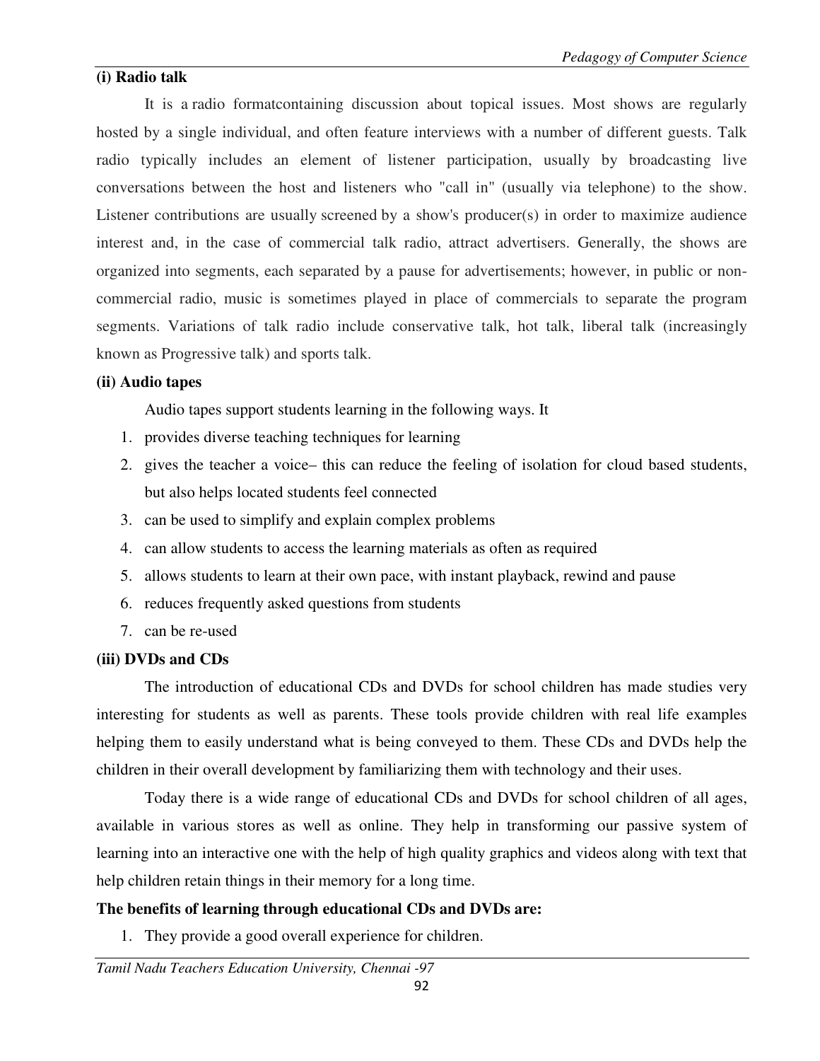**(i) Radio talk**

It is a radio formatcontaining discussion about topical issues. Most shows are regularly hosted by a single individual, and often feature interviews with a number of different guests. Talk radio typically includes an element of listener participation, usually by broadcasting live conversations between the host and listeners who "call in" (usually via telephone) to the show. Listener contributions are usually screened by a show's producer(s) in order to maximize audience interest and, in the case of commercial talk radio, attract advertisers. Generally, the shows are organized into segments, each separated by a pause for advertisements; however, in public or non-commercial radio, music is sometimes played in place of commercials to separate the program segments. Variations of talk radio include conservative talk, hot talk, liberal talk (increasingly known as Progressive talk) and sports talk.

**(ii) Audio tapes**

Audio tapes support students learning in the following ways. It

1. provides diverse teaching techniques for learning
2. gives the teacher a voice– this can reduce the feeling of isolation for cloud based students, but also helps located students feel connected
3. can be used to simplify and explain complex problems
4. can allow students to access the learning materials as often as required
5. allows students to learn at their own pace, with instant playback, rewind and pause
6. reduces frequently asked questions from students
7. can be re-used

**(iii) DVDs and CDs**

The introduction of educational CDs and DVDs for school children has made studies very interesting for students as well as parents. These tools provide children with real life examples helping them to easily understand what is being conveyed to them. These CDs and DVDs help the children in their overall development by familiarizing them with technology and their uses.

Today there is a wide range of educational CDs and DVDs for school children of all ages, available in various stores as well as online. They help in transforming our passive system of learning into an interactive one with the help of high quality graphics and videos along with text that help children retain things in their memory for a long time.

**The benefits of learning through educational CDs and DVDs are:**

1. They provide a good overall experience for children.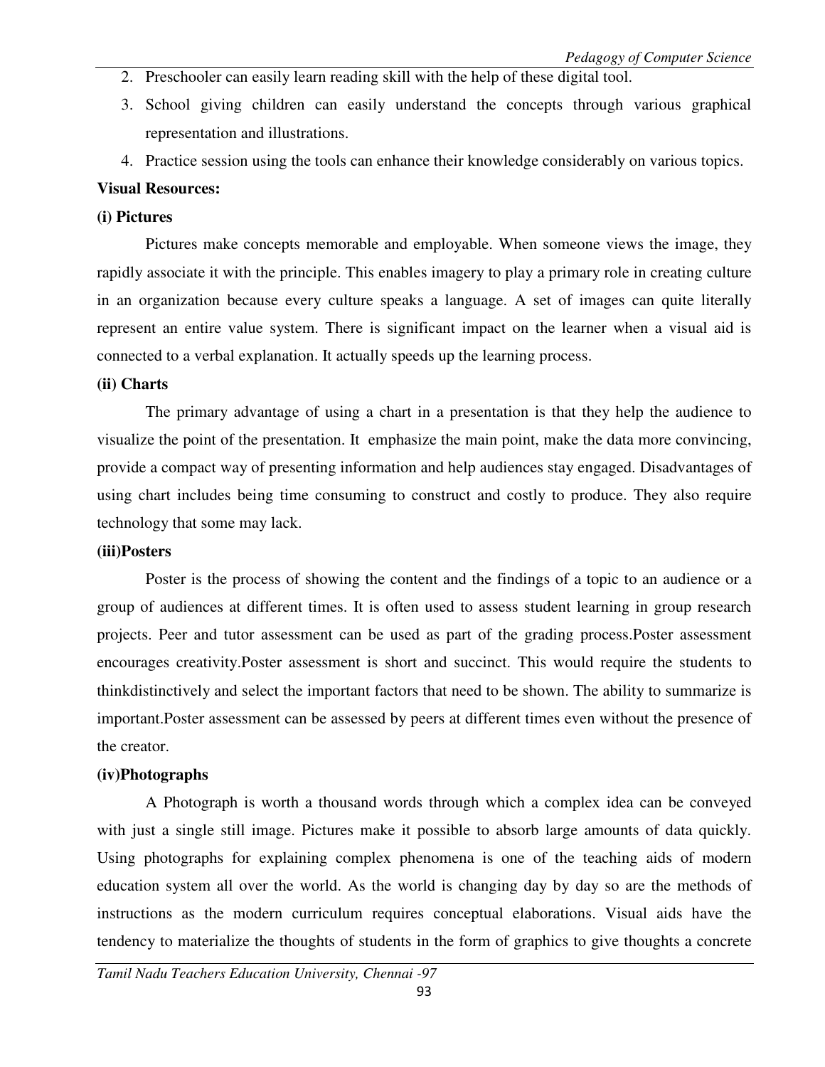2. Preschooler can easily learn reading skill with the help of these digital tool.
3. School giving children can easily understand the concepts through various graphical representation and illustrations.
4. Practice session using the tools can enhance their knowledge considerably on various topics.

**Visual Resources:**

**(i) Pictures**

Pictures make concepts memorable and employable. When someone views the image, they rapidly associate it with the principle. This enables imagery to play a primary role in creating culture in an organization because every culture speaks a language. A set of images can quite literally represent an entire value system. There is significant impact on the learner when a visual aid is connected to a verbal explanation. It actually speeds up the learning process.

**(ii) Charts**

The primary advantage of using a chart in a presentation is that they help the audience to visualize the point of the presentation. It emphasize the main point, make the data more convincing, provide a compact way of presenting information and help audiences stay engaged. Disadvantages of using chart includes being time consuming to construct and costly to produce. They also require technology that some may lack.

**(iii)Posters**

Poster is the process of showing the content and the findings of a topic to an audience or a group of audiences at different times. It is often used to assess student learning in group research projects. Peer and tutor assessment can be used as part of the grading process.Poster assessment encourages creativity.Poster assessment is short and succinct. This would require the students to thinkdistinctively and select the important factors that need to be shown. The ability to summarize is important.Poster assessment can be assessed by peers at different times even without the presence of the creator.

**(iv)Photographs**

A Photograph is worth a thousand words through which a complex idea can be conveyed with just a single still image. Pictures make it possible to absorb large amounts of data quickly. Using photographs for explaining complex phenomena is one of the teaching aids of modern education system all over the world. As the world is changing day by day so are the methods of instructions as the modern curriculum requires conceptual elaborations. Visual aids have the tendency to materialize the thoughts of students in the form of graphics to give thoughts a concrete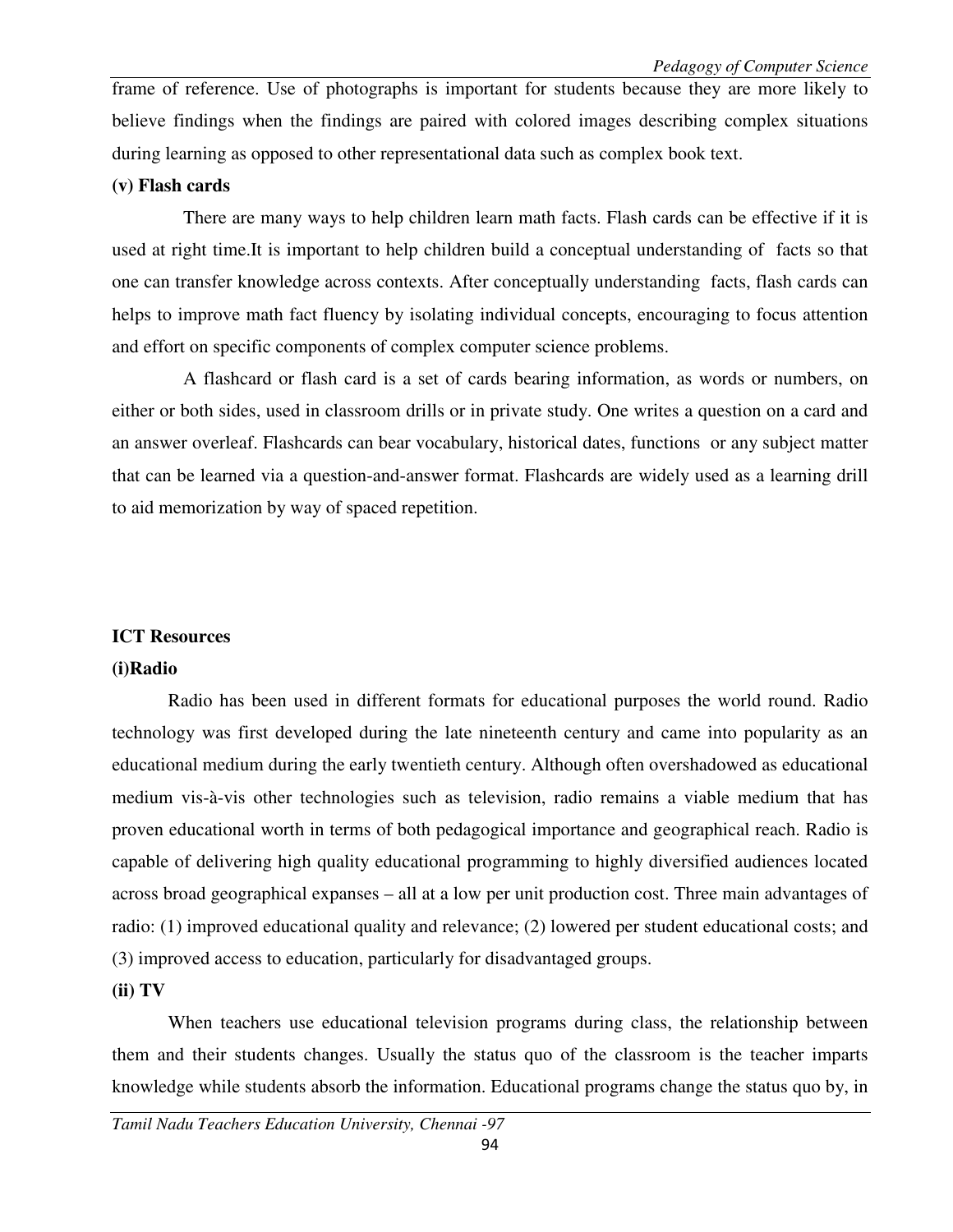frame of reference. Use of photographs is important for students because they are more likely to believe findings when the findings are paired with colored images describing complex situations during learning as opposed to other representational data such as complex book text.

**(v) Flash cards**

There are many ways to help children learn math facts. Flash cards can be effective if it is used at right time.It is important to help children build a conceptual understanding of facts so that one can transfer knowledge across contexts. After conceptually understanding facts, flash cards can helps to improve math fact fluency by isolating individual concepts, encouraging to focus attention and effort on specific components of complex computer science problems.

A flashcard or flash card is a set of cards bearing information, as words or numbers, on either or both sides, used in classroom drills or in private study. One writes a question on a card and an answer overleaf. Flashcards can bear vocabulary, historical dates, functions or any subject matter that can be learned via a question-and-answer format. Flashcards are widely used as a learning drill to aid memorization by way of spaced repetition.

**ICT Resources**

**(i)Radio**

Radio has been used in different formats for educational purposes the world round. Radio technology was first developed during the late nineteenth century and came into popularity as an educational medium during the early twentieth century. Although often overshadowed as educational medium vis-à-vis other technologies such as television, radio remains a viable medium that has proven educational worth in terms of both pedagogical importance and geographical reach. Radio is capable of delivering high quality educational programming to highly diversified audiences located across broad geographical expanses – all at a low per unit production cost. Three main advantages of radio: (1) improved educational quality and relevance; (2) lowered per student educational costs; and (3) improved access to education, particularly for disadvantaged groups.

**(ii) TV**

When teachers use educational television programs during class, the relationship between them and their students changes. Usually the status quo of the classroom is the teacher imparts knowledge while students absorb the information. Educational programs change the status quo by, in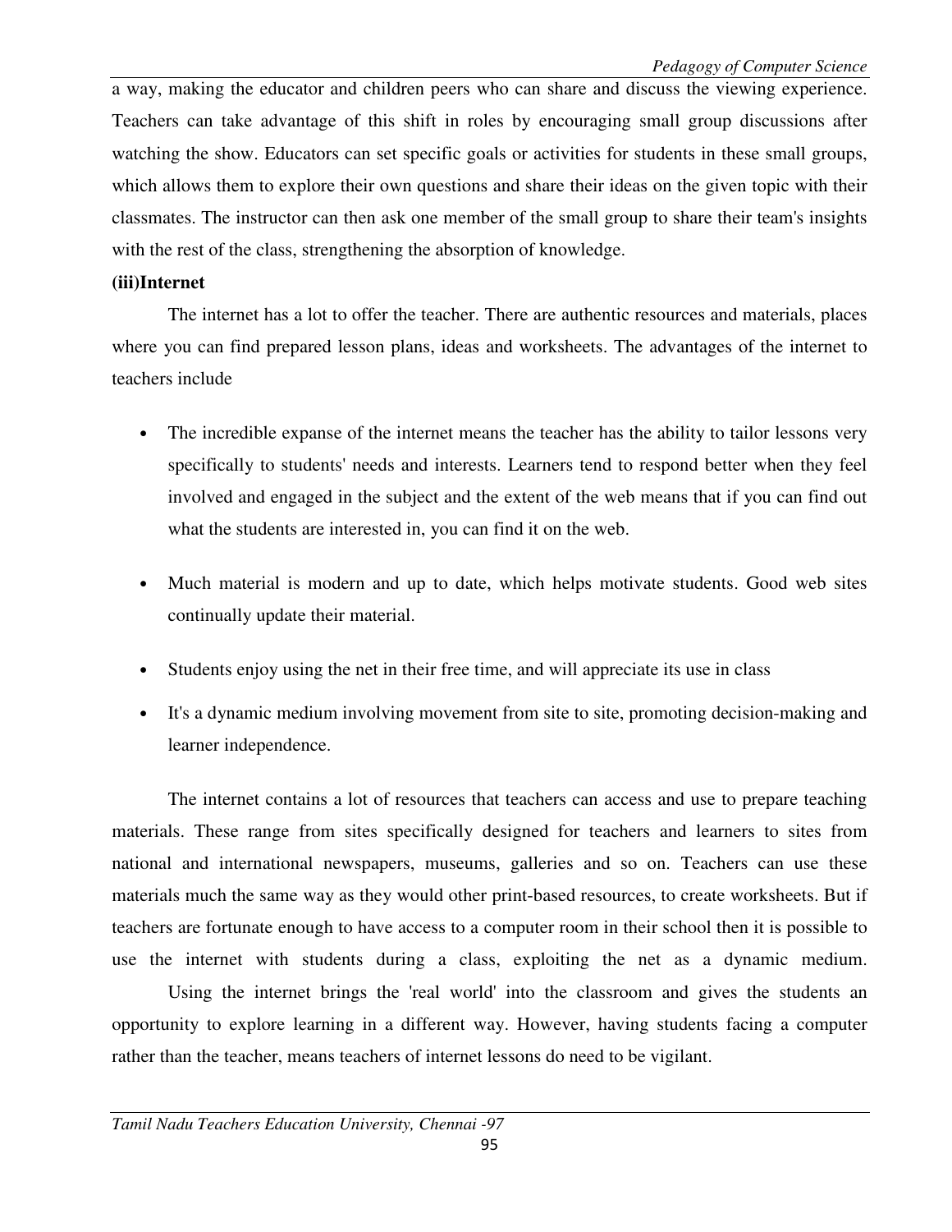a way, making the educator and children peers who can share and discuss the viewing experience. Teachers can take advantage of this shift in roles by encouraging small group discussions after watching the show. Educators can set specific goals or activities for students in these small groups, which allows them to explore their own questions and share their ideas on the given topic with their classmates. The instructor can then ask one member of the small group to share their team's insights with the rest of the class, strengthening the absorption of knowledge.

**(iii)Internet**

The internet has a lot to offer the teacher. There are authentic resources and materials, places where you can find prepared lesson plans, ideas and worksheets. The advantages of the internet to teachers include

- The incredible expanse of the internet means the teacher has the ability to tailor lessons very specifically to students' needs and interests. Learners tend to respond better when they feel involved and engaged in the subject and the extent of the web means that if you can find out what the students are interested in, you can find it on the web.
- Much material is modern and up to date, which helps motivate students. Good web sites continually update their material.
- Students enjoy using the net in their free time, and will appreciate its use in class
- It's a dynamic medium involving movement from site to site, promoting decision-making and learner independence.

The internet contains a lot of resources that teachers can access and use to prepare teaching materials. These range from sites specifically designed for teachers and learners to sites from national and international newspapers, museums, galleries and so on. Teachers can use these materials much the same way as they would other print-based resources, to create worksheets. But if teachers are fortunate enough to have access to a computer room in their school then it is possible to use the internet with students during a class, exploiting the net as a dynamic medium.

Using the internet brings the 'real world' into the classroom and gives the students an opportunity to explore learning in a different way. However, having students facing a computer rather than the teacher, means teachers of internet lessons do need to be vigilant.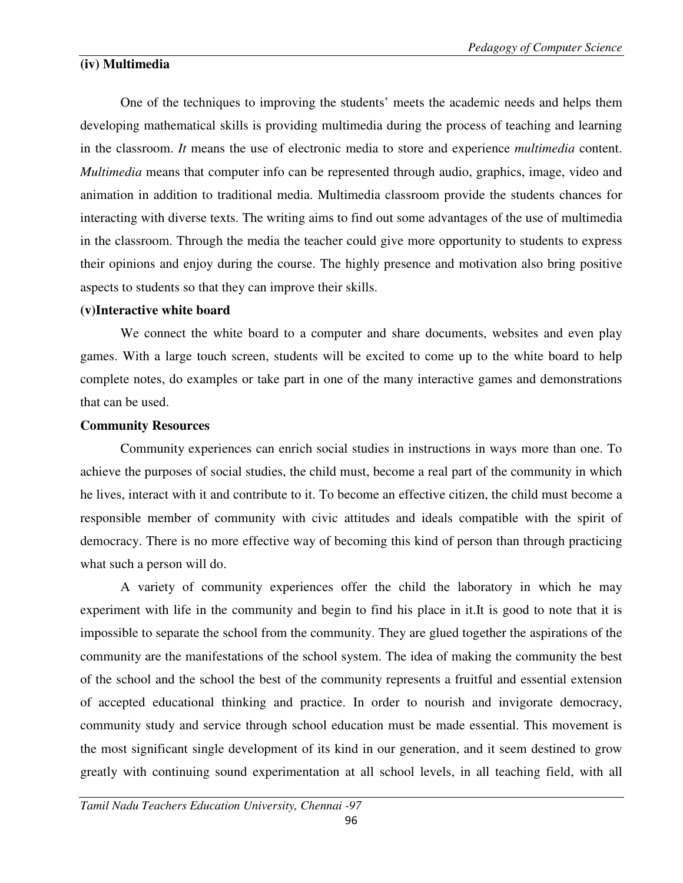**(iv) Multimedia**

One of the techniques to improving the students' meets the academic needs and helps them developing mathematical skills is providing multimedia during the process of teaching and learning in the classroom. *It* means the use of electronic media to store and experience *multimedia* content. *Multimedia* means that computer info can be represented through audio, graphics, image, video and animation in addition to traditional media. Multimedia classroom provide the students chances for interacting with diverse texts. The writing aims to find out some advantages of the use of multimedia in the classroom. Through the media the teacher could give more opportunity to students to express their opinions and enjoy during the course. The highly presence and motivation also bring positive aspects to students so that they can improve their skills.

**(v)Interactive white board**

We connect the white board to a computer and share documents, websites and even play games. With a large touch screen, students will be excited to come up to the white board to help complete notes, do examples or take part in one of the many interactive games and demonstrations that can be used.

**Community Resources**

Community experiences can enrich social studies in instructions in ways more than one. To achieve the purposes of social studies, the child must, become a real part of the community in which he lives, interact with it and contribute to it. To become an effective citizen, the child must become a responsible member of community with civic attitudes and ideals compatible with the spirit of democracy. There is no more effective way of becoming this kind of person than through practicing what such a person will do.

A variety of community experiences offer the child the laboratory in which he may experiment with life in the community and begin to find his place in it.It is good to note that it is impossible to separate the school from the community. They are glued together the aspirations of the community are the manifestations of the school system. The idea of making the community the best of the school and the school the best of the community represents a fruitful and essential extension of accepted educational thinking and practice. In order to nourish and invigorate democracy, community study and service through school education must be made essential. This movement is the most significant single development of its kind in our generation, and it seem destined to grow greatly with continuing sound experimentation at all school levels, in all teaching field, with all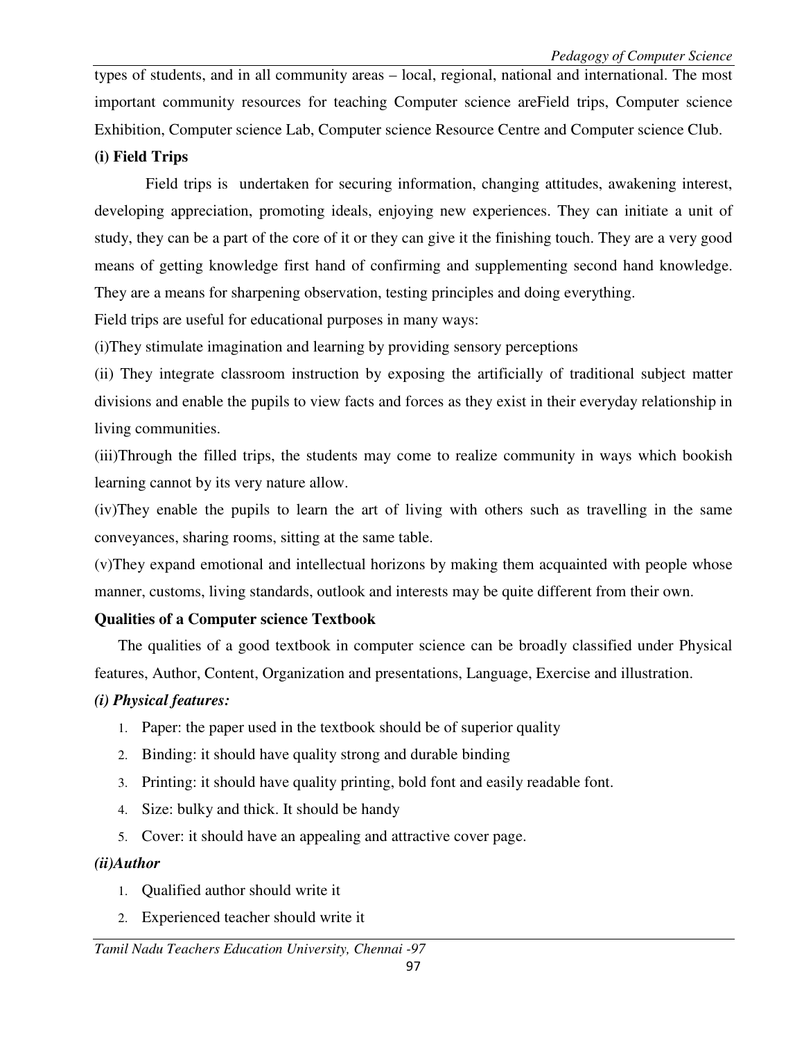types of students, and in all community areas – local, regional, national and international. The most important community resources for teaching Computer science areField trips, Computer science Exhibition, Computer science Lab, Computer science Resource Centre and Computer science Club.

**(i) Field Trips**

Field trips is undertaken for securing information, changing attitudes, awakening interest, developing appreciation, promoting ideals, enjoying new experiences. They can initiate a unit of study, they can be a part of the core of it or they can give it the finishing touch. They are a very good means of getting knowledge first hand of confirming and supplementing second hand knowledge. They are a means for sharpening observation, testing principles and doing everything.

Field trips are useful for educational purposes in many ways:

(i)They stimulate imagination and learning by providing sensory perceptions

(ii) They integrate classroom instruction by exposing the artificially of traditional subject matter divisions and enable the pupils to view facts and forces as they exist in their everyday relationship in living communities.

(iii)Through the filled trips, the students may come to realize community in ways which bookish learning cannot by its very nature allow.

(iv)They enable the pupils to learn the art of living with others such as travelling in the same conveyances, sharing rooms, sitting at the same table.

(v)They expand emotional and intellectual horizons by making them acquainted with people whose manner, customs, living standards, outlook and interests may be quite different from their own.

**Qualities of a Computer science Textbook**

The qualities of a good textbook in computer science can be broadly classified under Physical features, Author, Content, Organization and presentations, Language, Exercise and illustration.

***(i) Physical features:***

1. Paper: the paper used in the textbook should be of superior quality
2. Binding: it should have quality strong and durable binding
3. Printing: it should have quality printing, bold font and easily readable font.
4. Size: bulky and thick. It should be handy
5. Cover: it should have an appealing and attractive cover page.

***(ii)Author***

1. Qualified author should write it
2. Experienced teacher should write it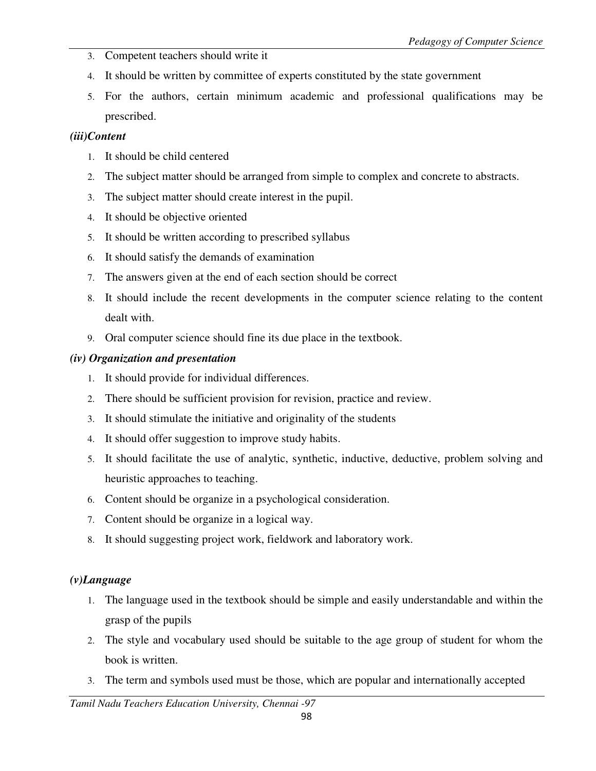3. Competent teachers should write it
4. It should be written by committee of experts constituted by the state government
5. For the authors, certain minimum academic and professional qualifications may be prescribed.

***(iii)Content***

1. It should be child centered
2. The subject matter should be arranged from simple to complex and concrete to abstracts.
3. The subject matter should create interest in the pupil.
4. It should be objective oriented
5. It should be written according to prescribed syllabus
6. It should satisfy the demands of examination
7. The answers given at the end of each section should be correct
8. It should include the recent developments in the computer science relating to the content dealt with.
9. Oral computer science should fine its due place in the textbook.

***(iv) Organization and presentation***

1. It should provide for individual differences.
2. There should be sufficient provision for revision, practice and review.
3. It should stimulate the initiative and originality of the students
4. It should offer suggestion to improve study habits.
5. It should facilitate the use of analytic, synthetic, inductive, deductive, problem solving and heuristic approaches to teaching.
6. Content should be organize in a psychological consideration.
7. Content should be organize in a logical way.
8. It should suggesting project work, fieldwork and laboratory work.

***(v)Language***

1. The language used in the textbook should be simple and easily understandable and within the grasp of the pupils
2. The style and vocabulary used should be suitable to the age group of student for whom the book is written.
3. The term and symbols used must be those, which are popular and internationally accepted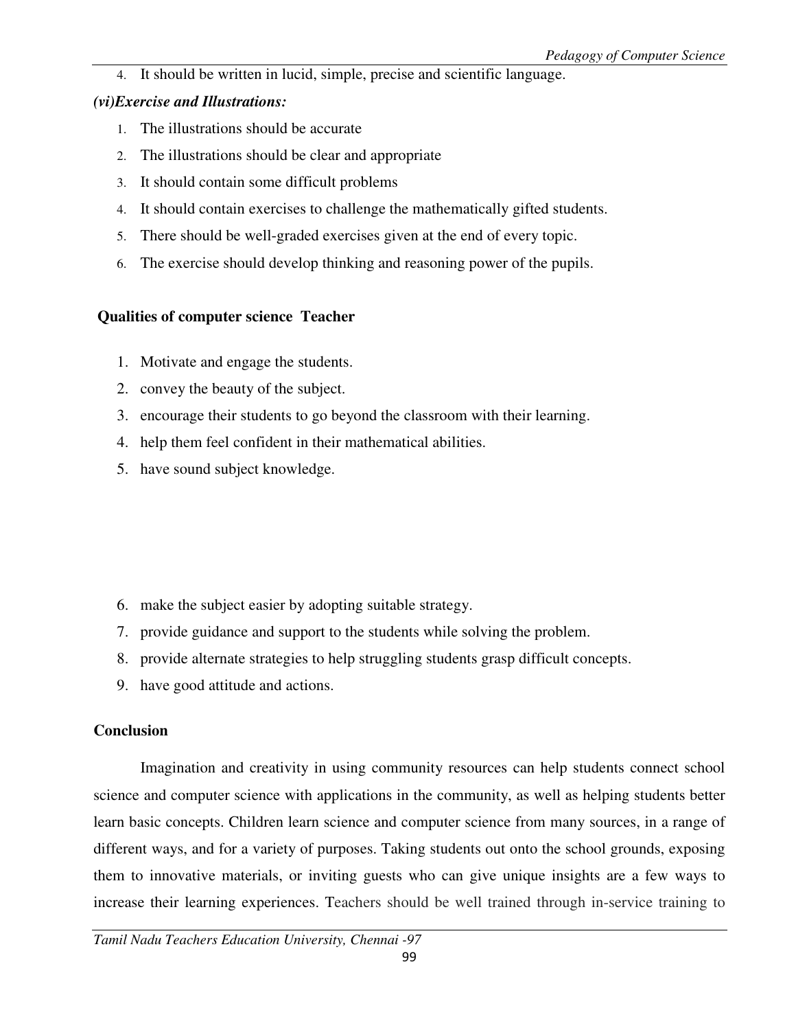4. It should be written in lucid, simple, precise and scientific language.

***(vi)Exercise and Illustrations:***

1. The illustrations should be accurate
2. The illustrations should be clear and appropriate
3. It should contain some difficult problems
4. It should contain exercises to challenge the mathematically gifted students.
5. There should be well-graded exercises given at the end of every topic.
6. The exercise should develop thinking and reasoning power of the pupils.

**Qualities of computer science Teacher**

1. Motivate and engage the students.
2. convey the beauty of the subject.
3. encourage their students to go beyond the classroom with their learning.
4. help them feel confident in their mathematical abilities.
5. have sound subject knowledge.
6. make the subject easier by adopting suitable strategy.
7. provide guidance and support to the students while solving the problem.
8. provide alternate strategies to help struggling students grasp difficult concepts.
9. have good attitude and actions.

**Conclusion**

Imagination and creativity in using community resources can help students connect school science and computer science with applications in the community, as well as helping students better learn basic concepts. Children learn science and computer science from many sources, in a range of different ways, and for a variety of purposes. Taking students out onto the school grounds, exposing them to innovative materials, or inviting guests who can give unique insights are a few ways to increase their learning experiences. Teachers should be well trained through in-service training to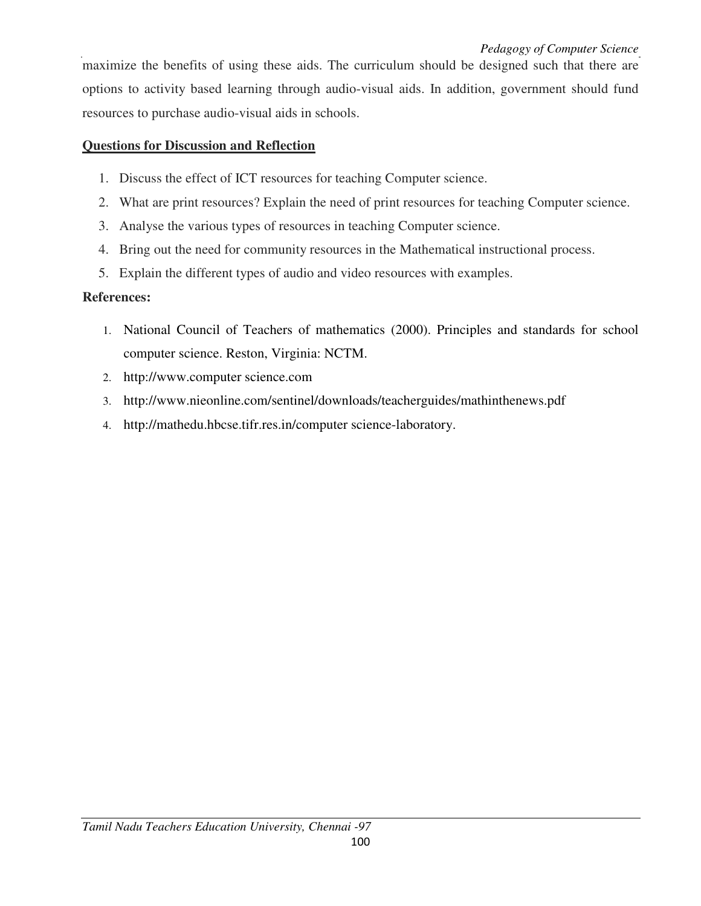maximize the benefits of using these aids. The curriculum should be designed such that there are options to activity based learning through audio-visual aids. In addition, government should fund resources to purchase audio-visual aids in schools.

**Questions for Discussion and Reflection**

1. Discuss the effect of ICT resources for teaching Computer science.
2. What are print resources? Explain the need of print resources for teaching Computer science.
3. Analyse the various types of resources in teaching Computer science.
4. Bring out the need for community resources in the Mathematical instructional process.
5. Explain the different types of audio and video resources with examples.

**References:**

1. National Council of Teachers of mathematics (2000). Principles and standards for school computer science. Reston, Virginia: NCTM.
2. http://www.computer science.com
3. http://www.nieonline.com/sentinel/downloads/teacherguides/mathinthenews.pdf
4. http://mathedu.hbcse.tifr.res.in/computer science-laboratory.